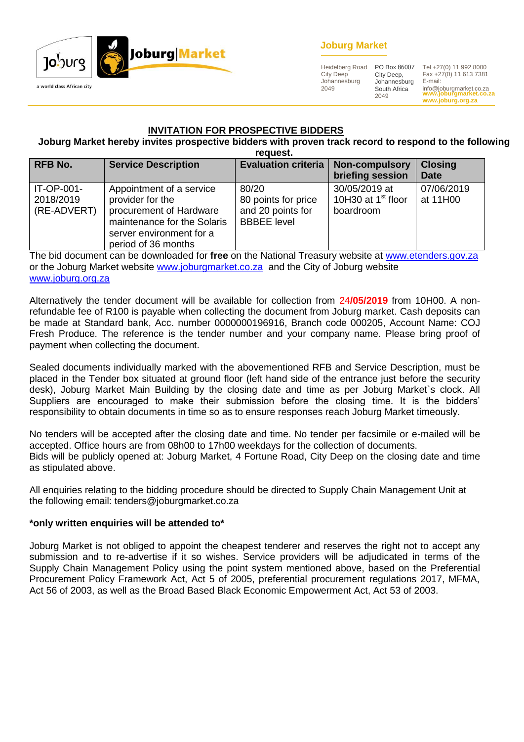Joburg Market

Heidelberg Road
City Deep
Johannesburg
2049

PO Box 86007
City Deep,
Johannesburg
South Africa
2049

Tel +27(0) 11 992 8000
Fax +27(0) 11 613 7381
E-mail:
info@joburgmarket.co.za
www.joburgmarket.co.za
www.joburg.org.za

## INVITATION FOR PROSPECTIVE BIDDERS

**Joburg Market hereby invites prospective bidders with proven track record to respond to the following request.**

| RFB No. | Service Description | Evaluation criteria | Non-compulsory briefing session | Closing Date |
|---|---|---|---|---|
| IT-OP-001-2018/2019 (RE-ADVERT) | Appointment of a service provider for the procurement of Hardware maintenance for the Solaris server environment for a period of 36 months | 80/20 80 points for price and 20 points for BBBEE level | 30/05/2019 at 10H30 at 1st floor boardroom | 07/06/2019 at 11H00 |

The bid document can be downloaded for **free** on the National Treasury website at www.etenders.gov.za or the Joburg Market website www.joburgmarket.co.za and the City of Joburg website www.joburg.org.za

Alternatively the tender document will be available for collection from 24**/05/2019** from 10H00. A non-refundable fee of R100 is payable when collecting the document from Joburg market. Cash deposits can be made at Standard bank, Acc. number 0000000196916, Branch code 000205, Account Name: COJ Fresh Produce. The reference is the tender number and your company name. Please bring proof of payment when collecting the document.

Sealed documents individually marked with the abovementioned RFB and Service Description, must be placed in the Tender box situated at ground floor (left hand side of the entrance just before the security desk), Joburg Market Main Building by the closing date and time as per Joburg Market`s clock. All Suppliers are encouraged to make their submission before the closing time. It is the bidders' responsibility to obtain documents in time so as to ensure responses reach Joburg Market timeously.

No tenders will be accepted after the closing date and time. No tender per facsimile or e-mailed will be accepted. Office hours are from 08h00 to 17h00 weekdays for the collection of documents.
Bids will be publicly opened at: Joburg Market, 4 Fortune Road, City Deep on the closing date and time as stipulated above.

All enquiries relating to the bidding procedure should be directed to Supply Chain Management Unit at the following email: tenders@joburgmarket.co.za

**\*only written enquiries will be attended to\***

Joburg Market is not obliged to appoint the cheapest tenderer and reserves the right not to accept any submission and to re-advertise if it so wishes. Service providers will be adjudicated in terms of the Supply Chain Management Policy using the point system mentioned above, based on the Preferential Procurement Policy Framework Act, Act 5 of 2005, preferential procurement regulations 2017, MFMA, Act 56 of 2003, as well as the Broad Based Black Economic Empowerment Act, Act 53 of 2003.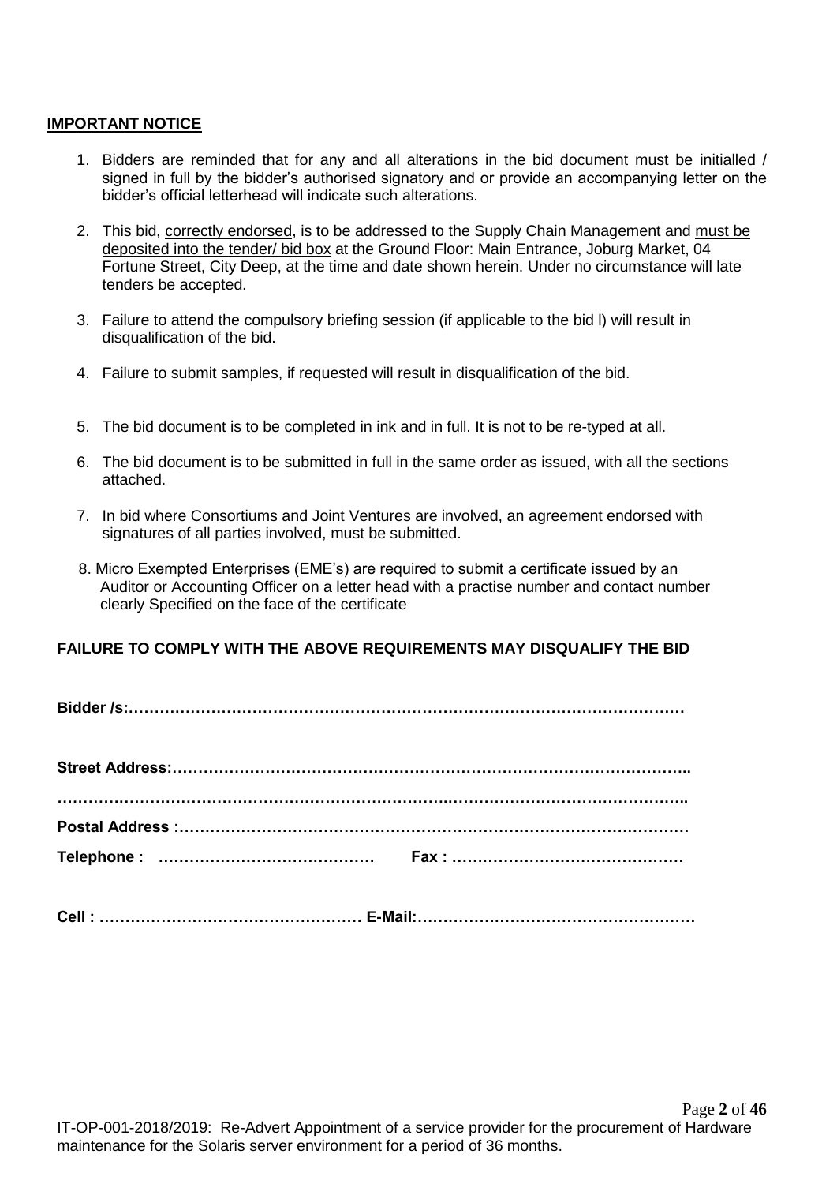**<u>IMPORTANT NOTICE</u>**

1. Bidders are reminded that for any and all alterations in the bid document must be initialled / signed in full by the bidder's authorised signatory and or provide an accompanying letter on the bidder's official letterhead will indicate such alterations.

2. This bid, <u>correctly endorsed</u>, is to be addressed to the Supply Chain Management and <u>must be deposited into the tender/ bid box</u> at the Ground Floor: Main Entrance, Joburg Market, 04 Fortune Street, City Deep, at the time and date shown herein. Under no circumstance will late tenders be accepted.

3. Failure to attend the compulsory briefing session (if applicable to the bid l) will result in disqualification of the bid.

4. Failure to submit samples, if requested will result in disqualification of the bid.

5. The bid document is to be completed in ink and in full. It is not to be re-typed at all.

6. The bid document is to be submitted in full in the same order as issued, with all the sections attached.

7. In bid where Consortiums and Joint Ventures are involved, an agreement endorsed with signatures of all parties involved, must be submitted.

8. Micro Exempted Enterprises (EME's) are required to submit a certificate issued by an Auditor or Accounting Officer on a letter head with a practise number and contact number clearly Specified on the face of the certificate

**FAILURE TO COMPLY WITH THE ABOVE REQUIREMENTS MAY DISQUALIFY THE BID**

**Bidder /s:**……………………………………………………………………………………………

**Street Address:**……………………………………………………………………………………..

……………………………………………………………………………………………………………..

**Postal Address :**……………………………………………………………………………………

**Telephone :** …………………………………… **Fax :** ………………………………………

**Cell :** …………………………………………… **E-Mail:**………………………………………………

IT-OP-001-2018/2019: Re-Advert Appointment of a service provider for the procurement of Hardware maintenance for the Solaris server environment for a period of 36 months.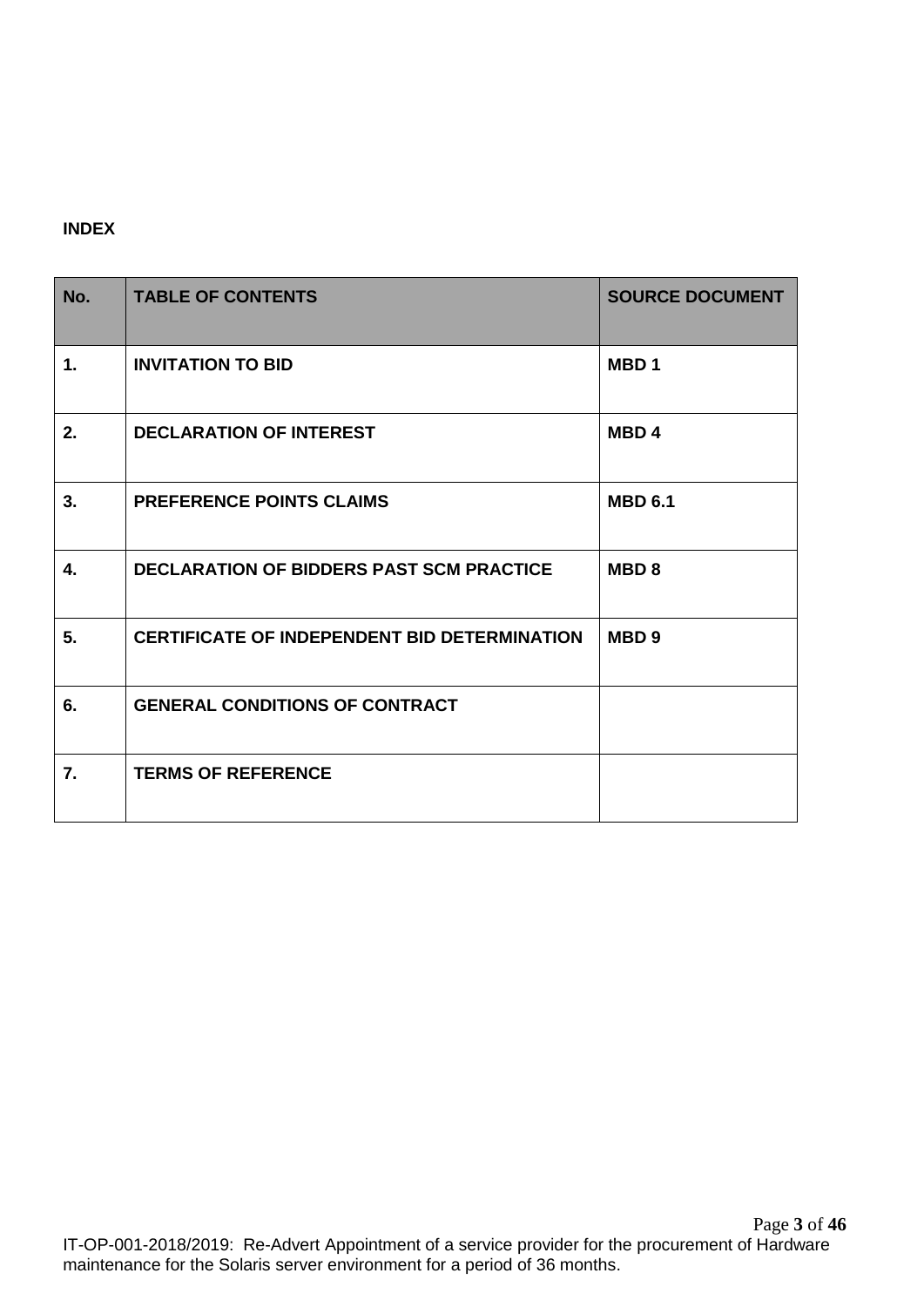**INDEX**

| No. | TABLE OF CONTENTS | SOURCE DOCUMENT |
|---|---|---|
| 1. | INVITATION TO BID | MBD 1 |
| 2. | DECLARATION OF INTEREST | MBD 4 |
| 3. | PREFERENCE POINTS CLAIMS | MBD 6.1 |
| 4. | DECLARATION OF BIDDERS PAST SCM PRACTICE | MBD 8 |
| 5. | CERTIFICATE OF INDEPENDENT BID DETERMINATION | MBD 9 |
| 6. | GENERAL CONDITIONS OF CONTRACT | |
| 7. | TERMS OF REFERENCE | |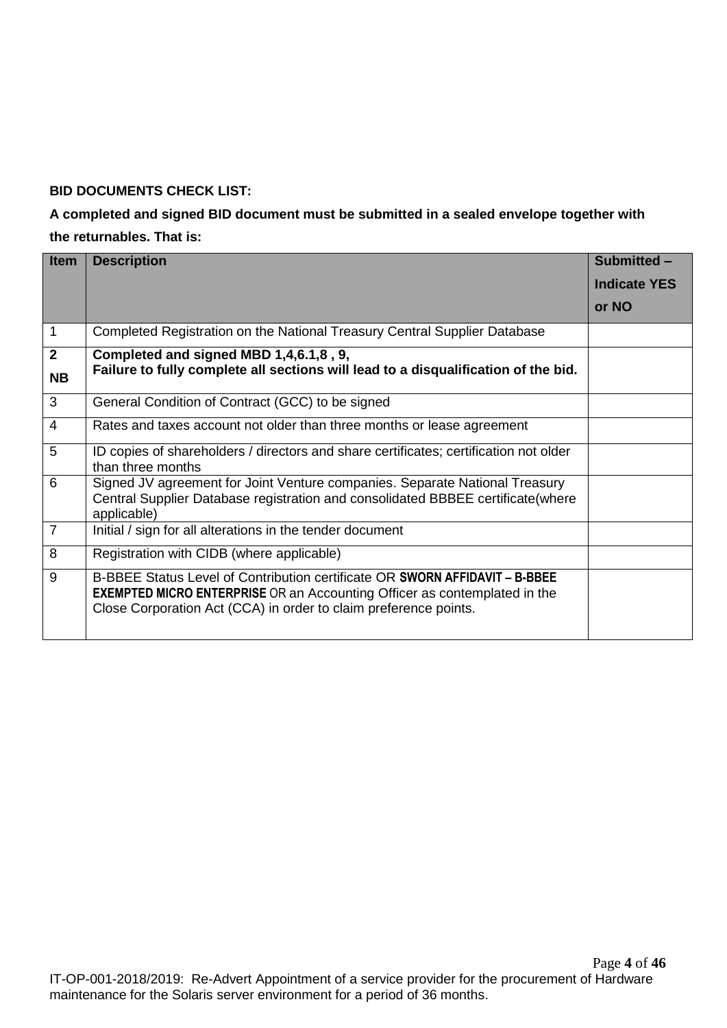**BID DOCUMENTS CHECK LIST:**

**A completed and signed BID document must be submitted in a sealed envelope together with the returnables. That is:**

| Item | Description | Submitted – Indicate YES or NO |
|---|---|---|
| 1 | Completed Registration on the National Treasury Central Supplier Database | |
| **2** **NB** | **Completed and signed MBD 1,4,6.1,8 , 9,** **Failure to fully complete all sections will lead to a disqualification of the bid.** | |
| 3 | General Condition of Contract (GCC) to be signed | |
| 4 | Rates and taxes account not older than three months or lease agreement | |
| 5 | ID copies of shareholders / directors and share certificates; certification not older than three months | |
| 6 | Signed JV agreement for Joint Venture companies. Separate National Treasury Central Supplier Database registration and consolidated BBBEE certificate(where applicable) | |
| 7 | Initial / sign for all alterations in the tender document | |
| 8 | Registration with CIDB (where applicable) | |
| 9 | B-BBEE Status Level of Contribution certificate OR **SWORN AFFIDAVIT – B-BBEE EXEMPTED MICRO ENTERPRISE** OR an Accounting Officer as contemplated in the Close Corporation Act (CCA) in order to claim preference points. | |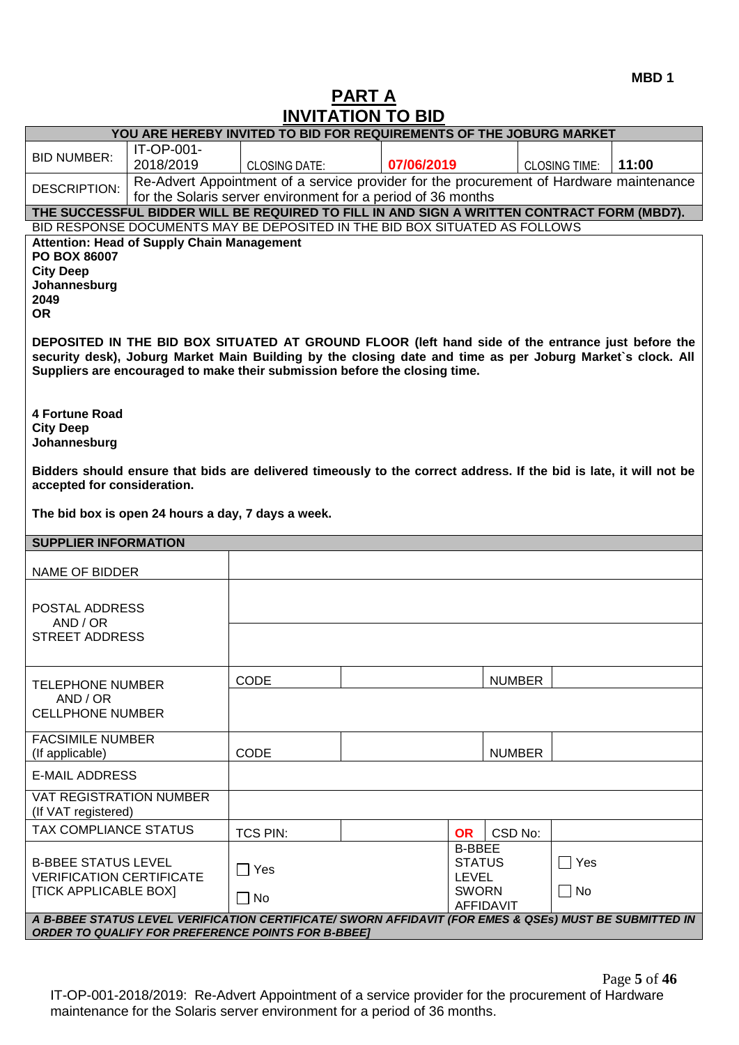MBD 1

# PART A
# INVITATION TO BID

| YOU ARE HEREBY INVITED TO BID FOR REQUIREMENTS OF THE JOBURG MARKET | | | | | |
|---|---|---|---|---|---|
| BID NUMBER: | IT-OP-001-2018/2019 | CLOSING DATE: | 07/06/2019 | CLOSING TIME: | 11:00 |
| DESCRIPTION: | Re-Advert Appointment of a service provider for the procurement of Hardware maintenance for the Solaris server environment for a period of 36 months | | | | |

**THE SUCCESSFUL BIDDER WILL BE REQUIRED TO FILL IN AND SIGN A WRITTEN CONTRACT FORM (MBD7).**

BID RESPONSE DOCUMENTS MAY BE DEPOSITED IN THE BID BOX SITUATED AS FOLLOWS

**Attention: Head of Supply Chain Management**
**PO BOX 86007**
**City Deep**
**Johannesburg**
**2049**
**OR**

**DEPOSITED IN THE BID BOX SITUATED AT GROUND FLOOR (left hand side of the entrance just before the security desk), Joburg Market Main Building by the closing date and time as per Joburg Market`s clock. All Suppliers are encouraged to make their submission before the closing time.**

**4 Fortune Road**
**City Deep**
**Johannesburg**

**Bidders should ensure that bids are delivered timeously to the correct address. If the bid is late, it will not be accepted for consideration.**

**The bid box is open 24 hours a day, 7 days a week.**

| SUPPLIER INFORMATION | | | | |
|---|---|---|---|---|
| NAME OF BIDDER | | | | |
| POSTAL ADDRESS AND / OR STREET ADDRESS | | | | |
| TELEPHONE NUMBER AND / OR CELLPHONE NUMBER | CODE | | NUMBER | |
| FACSIMILE NUMBER (If applicable) | CODE | | NUMBER | |
| E-MAIL ADDRESS | | | | |
| VAT REGISTRATION NUMBER (If VAT registered) | | | | |
| TAX COMPLIANCE STATUS | TCS PIN: | | OR CSD No: | |
| B-BBEE STATUS LEVEL VERIFICATION CERTIFICATE [TICK APPLICABLE BOX] | ☐ Yes ☐ No | | B-BBEE STATUS LEVEL SWORN AFFIDAVIT | ☐ Yes ☐ No |

***A B-BBEE STATUS LEVEL VERIFICATION CERTIFICATE/ SWORN AFFIDAVIT (FOR EMES & QSEs) MUST BE SUBMITTED IN ORDER TO QUALIFY FOR PREFERENCE POINTS FOR B-BBEE]***

IT-OP-001-2018/2019: Re-Advert Appointment of a service provider for the procurement of Hardware maintenance for the Solaris server environment for a period of 36 months.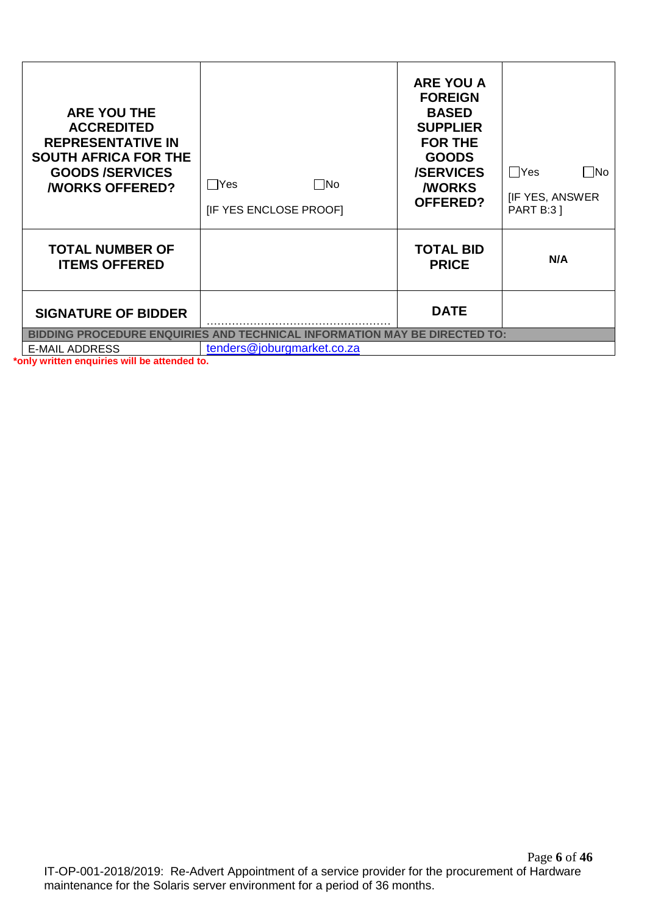| **ARE YOU THE ACCREDITED REPRESENTATIVE IN SOUTH AFRICA FOR THE GOODS /SERVICES /WORKS OFFERED?** | ☐Yes ☐No<br>[IF YES ENCLOSE PROOF] | **ARE YOU A FOREIGN BASED SUPPLIER FOR THE GOODS /SERVICES /WORKS OFFERED?** | ☐Yes ☐No<br>[IF YES, ANSWER PART B:3 ] |
|---|---|---|---|
| **TOTAL NUMBER OF ITEMS OFFERED** | | **TOTAL BID PRICE** | **N/A** |
| **SIGNATURE OF BIDDER** | ……………………………………………… | **DATE** | |
| **BIDDING PROCEDURE ENQUIRIES AND TECHNICAL INFORMATION MAY BE DIRECTED TO:** | | | |
| E-MAIL ADDRESS | tenders@joburgmarket.co.za | | |

***only written enquiries will be attended to.**

IT-OP-001-2018/2019: Re-Advert Appointment of a service provider for the procurement of Hardware maintenance for the Solaris server environment for a period of 36 months.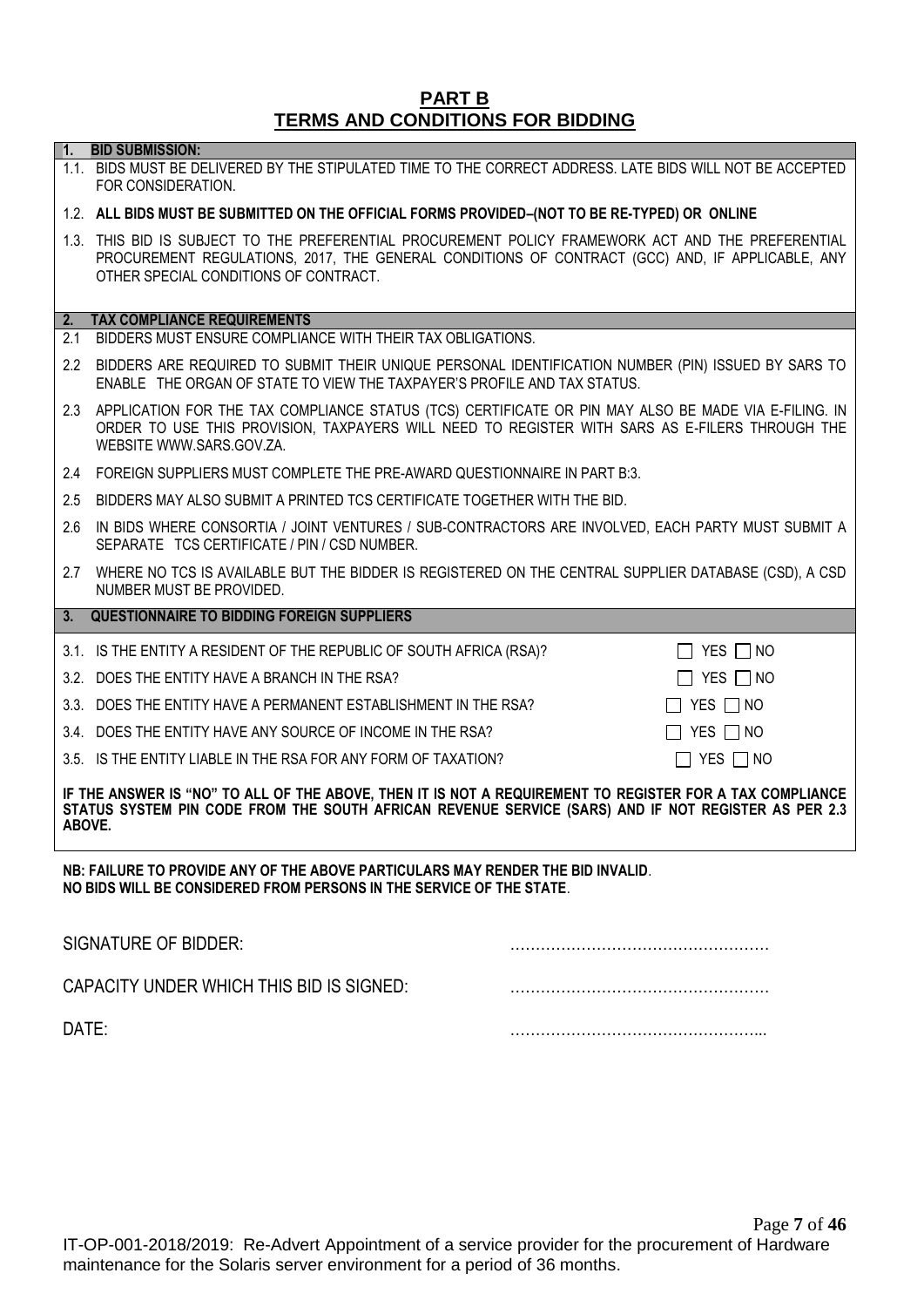# PART B
## TERMS AND CONDITIONS FOR BIDDING

**1. BID SUBMISSION:**

1.1. BIDS MUST BE DELIVERED BY THE STIPULATED TIME TO THE CORRECT ADDRESS. LATE BIDS WILL NOT BE ACCEPTED FOR CONSIDERATION.

1.2. **ALL BIDS MUST BE SUBMITTED ON THE OFFICIAL FORMS PROVIDED–(NOT TO BE RE-TYPED) OR ONLINE**

1.3. THIS BID IS SUBJECT TO THE PREFERENTIAL PROCUREMENT POLICY FRAMEWORK ACT AND THE PREFERENTIAL PROCUREMENT REGULATIONS, 2017, THE GENERAL CONDITIONS OF CONTRACT (GCC) AND, IF APPLICABLE, ANY OTHER SPECIAL CONDITIONS OF CONTRACT.

**2. TAX COMPLIANCE REQUIREMENTS**

2.1 BIDDERS MUST ENSURE COMPLIANCE WITH THEIR TAX OBLIGATIONS.

2.2 BIDDERS ARE REQUIRED TO SUBMIT THEIR UNIQUE PERSONAL IDENTIFICATION NUMBER (PIN) ISSUED BY SARS TO ENABLE THE ORGAN OF STATE TO VIEW THE TAXPAYER'S PROFILE AND TAX STATUS.

2.3 APPLICATION FOR THE TAX COMPLIANCE STATUS (TCS) CERTIFICATE OR PIN MAY ALSO BE MADE VIA E-FILING. IN ORDER TO USE THIS PROVISION, TAXPAYERS WILL NEED TO REGISTER WITH SARS AS E-FILERS THROUGH THE WEBSITE WWW.SARS.GOV.ZA.

2.4 FOREIGN SUPPLIERS MUST COMPLETE THE PRE-AWARD QUESTIONNAIRE IN PART B:3.

2.5 BIDDERS MAY ALSO SUBMIT A PRINTED TCS CERTIFICATE TOGETHER WITH THE BID.

2.6 IN BIDS WHERE CONSORTIA / JOINT VENTURES / SUB-CONTRACTORS ARE INVOLVED, EACH PARTY MUST SUBMIT A SEPARATE TCS CERTIFICATE / PIN / CSD NUMBER.

2.7 WHERE NO TCS IS AVAILABLE BUT THE BIDDER IS REGISTERED ON THE CENTRAL SUPPLIER DATABASE (CSD), A CSD NUMBER MUST BE PROVIDED.

**3. QUESTIONNAIRE TO BIDDING FOREIGN SUPPLIERS**

| | |
|---|---|
| 3.1. IS THE ENTITY A RESIDENT OF THE REPUBLIC OF SOUTH AFRICA (RSA)? | ☐ YES ☐ NO |
| 3.2. DOES THE ENTITY HAVE A BRANCH IN THE RSA? | ☐ YES ☐ NO |
| 3.3. DOES THE ENTITY HAVE A PERMANENT ESTABLISHMENT IN THE RSA? | ☐ YES ☐ NO |
| 3.4. DOES THE ENTITY HAVE ANY SOURCE OF INCOME IN THE RSA? | ☐ YES ☐ NO |
| 3.5. IS THE ENTITY LIABLE IN THE RSA FOR ANY FORM OF TAXATION? | ☐ YES ☐ NO |

**IF THE ANSWER IS "NO" TO ALL OF THE ABOVE, THEN IT IS NOT A REQUIREMENT TO REGISTER FOR A TAX COMPLIANCE STATUS SYSTEM PIN CODE FROM THE SOUTH AFRICAN REVENUE SERVICE (SARS) AND IF NOT REGISTER AS PER 2.3 ABOVE.**

**NB: FAILURE TO PROVIDE ANY OF THE ABOVE PARTICULARS MAY RENDER THE BID INVALID**.
**NO BIDS WILL BE CONSIDERED FROM PERSONS IN THE SERVICE OF THE STATE**.

SIGNATURE OF BIDDER: ……………………………………………

CAPACITY UNDER WHICH THIS BID IS SIGNED: ……………………………………………

DATE: …………………………………………...

IT-OP-001-2018/2019: Re-Advert Appointment of a service provider for the procurement of Hardware maintenance for the Solaris server environment for a period of 36 months.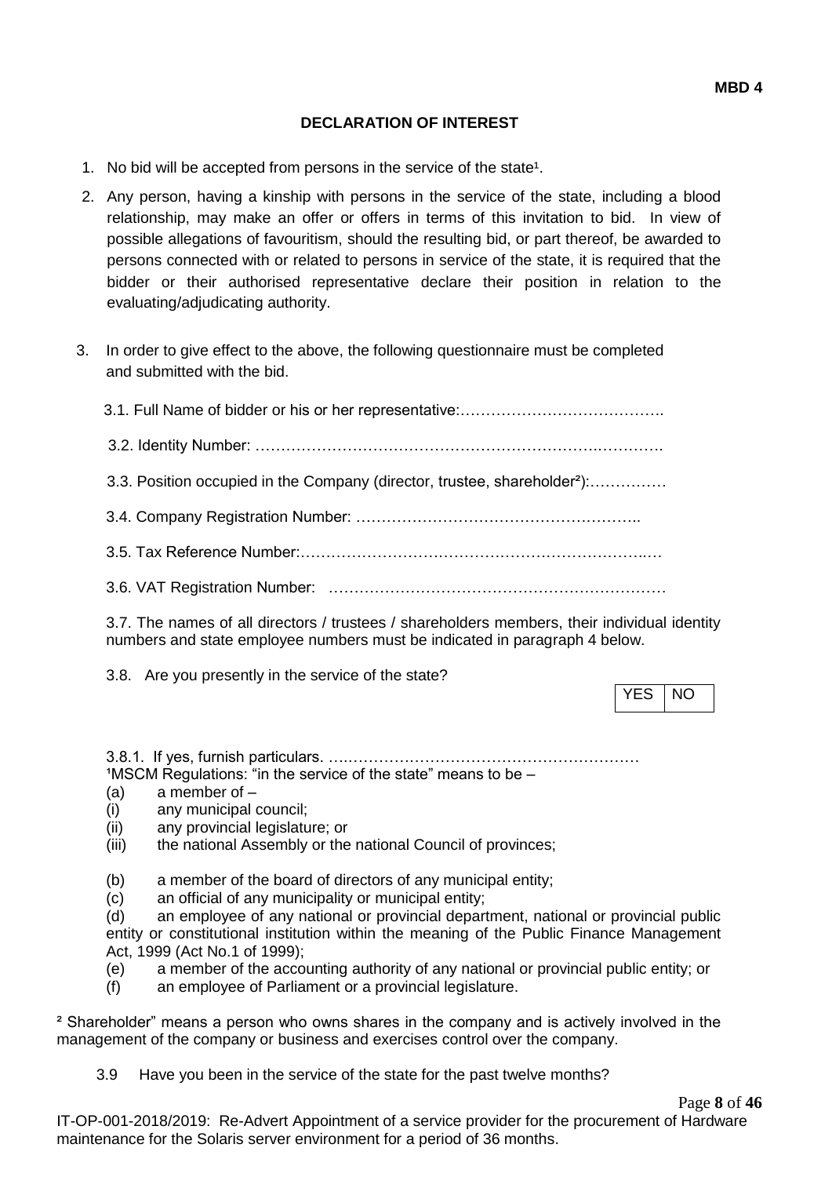**MBD 4**

## DECLARATION OF INTEREST

1. No bid will be accepted from persons in the service of the state[1].

2. Any person, having a kinship with persons in the service of the state, including a blood relationship, may make an offer or offers in terms of this invitation to bid. In view of possible allegations of favouritism, should the resulting bid, or part thereof, be awarded to persons connected with or related to persons in service of the state, it is required that the bidder or their authorised representative declare their position in relation to the evaluating/adjudicating authority.

3. In order to give effect to the above, the following questionnaire must be completed and submitted with the bid.

   3.1. Full Name of bidder or his or her representative:………………………………….

   3.2. Identity Number: ……………………………………………………….………….

   3.3. Position occupied in the Company (director, trustee, shareholder[2]):……………

   3.4. Company Registration Number: ……………………………………….……..

   3.5. Tax Reference Number:……………….……………………….…………….…….…

   3.6. VAT Registration Number: …………………………………………………………

   3.7. The names of all directors / trustees / shareholders members, their individual identity numbers and state employee numbers must be indicated in paragraph 4 below.

   3.8. Are you presently in the service of the state?

| YES | NO |
| --- | --- |

   3.8.1. If yes, furnish particulars. ….……………………………………………………

[1]MSCM Regulations: "in the service of the state" means to be –

(a) a member of –
(i) any municipal council;
(ii) any provincial legislature; or
(iii) the national Assembly or the national Council of provinces;

(b) a member of the board of directors of any municipal entity;
(c) an official of any municipality or municipal entity;
(d) an employee of any national or provincial department, national or provincial public entity or constitutional institution within the meaning of the Public Finance Management Act, 1999 (Act No.1 of 1999);
(e) a member of the accounting authority of any national or provincial public entity; or
(f) an employee of Parliament or a provincial legislature.

[2] Shareholder" means a person who owns shares in the company and is actively involved in the management of the company or business and exercises control over the company.

   3.9 Have you been in the service of the state for the past twelve months?

IT-OP-001-2018/2019: Re-Advert Appointment of a service provider for the procurement of Hardware maintenance for the Solaris server environment for a period of 36 months.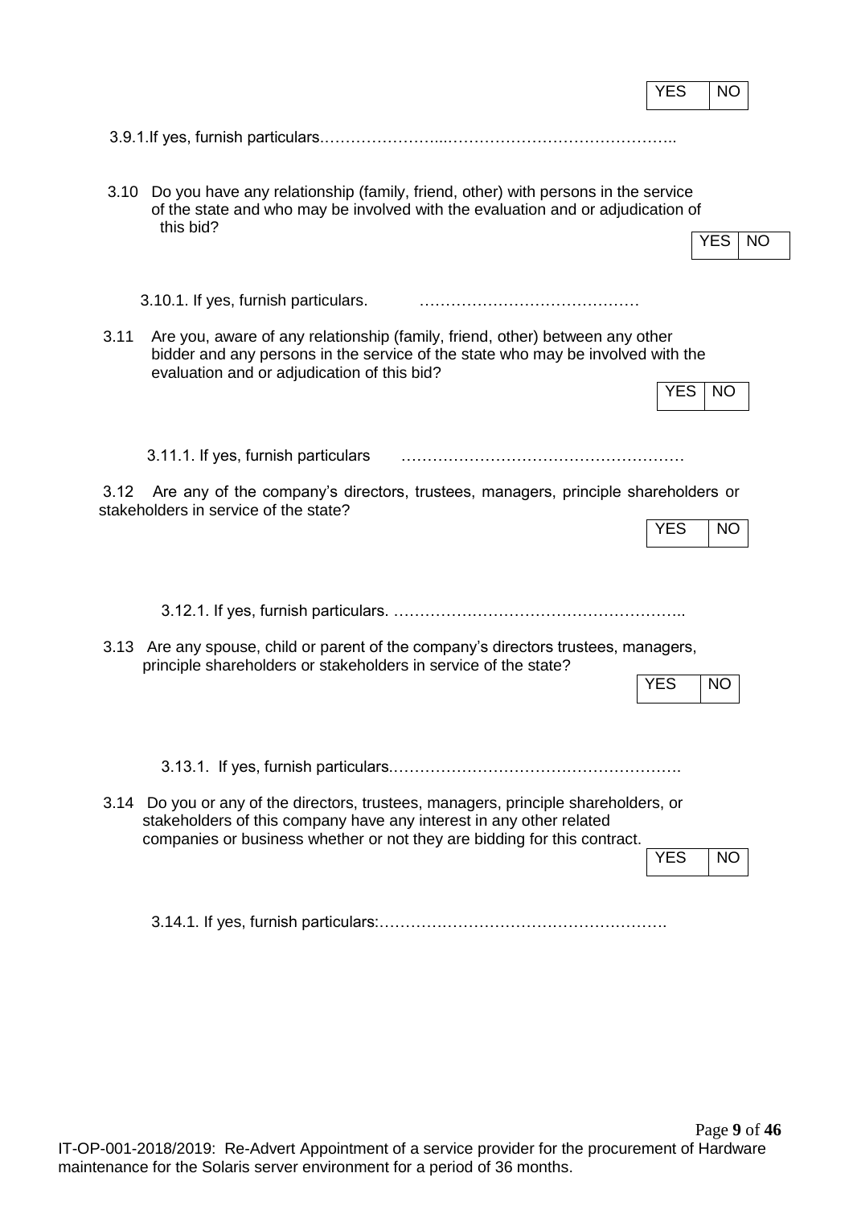| YES | NO |
|---|---|

3.9.1.If yes, furnish particulars.…………………....……………………………………..

3.10 Do you have any relationship (family, friend, other) with persons in the service of the state and who may be involved with the evaluation and or adjudication of this bid?

| YES | NO |
|---|---|

3.10.1. If yes, furnish particulars. ……………………………………

3.11 Are you, aware of any relationship (family, friend, other) between any other bidder and any persons in the service of the state who may be involved with the evaluation and or adjudication of this bid?

| YES | NO |
|---|---|

3.11.1. If yes, furnish particulars ………………………………………………

3.12 Are any of the company's directors, trustees, managers, principle shareholders or stakeholders in service of the state?

| YES | NO |
|---|---|

3.12.1. If yes, furnish particulars. ……………………………………………….

3.13 Are any spouse, child or parent of the company's directors trustees, managers, principle shareholders or stakeholders in service of the state?

| YES | NO |
|---|---|

3.13.1. If yes, furnish particulars.……………………………………………….

3.14 Do you or any of the directors, trustees, managers, principle shareholders, or stakeholders of this company have any interest in any other related companies or business whether or not they are bidding for this contract.

| YES | NO |
|---|---|

3.14.1. If yes, furnish particulars:……………………………………………….

IT-OP-001-2018/2019: Re-Advert Appointment of a service provider for the procurement of Hardware maintenance for the Solaris server environment for a period of 36 months.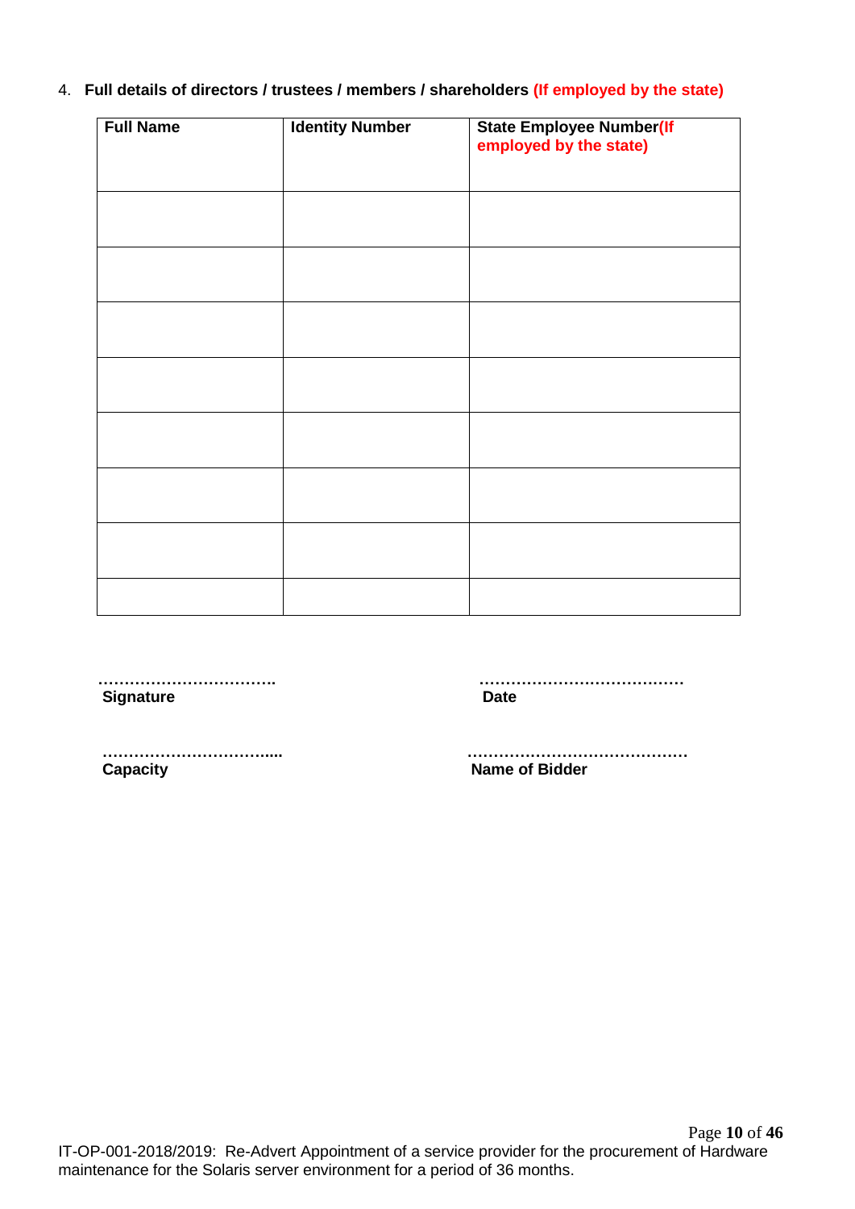4. **Full details of directors / trustees / members / shareholders (If employed by the state)**

| Full Name | Identity Number | State Employee Number(If employed by the state) |
|---|---|---|
| | | |
| | | |
| | | |
| | | |
| | | |
| | | |
| | | |
| | | |

…………………………….
**Signature**

…………………………………
**Date**

………………………….....
**Capacity**

……………………………………
**Name of Bidder**

IT-OP-001-2018/2019: Re-Advert Appointment of a service provider for the procurement of Hardware maintenance for the Solaris server environment for a period of 36 months.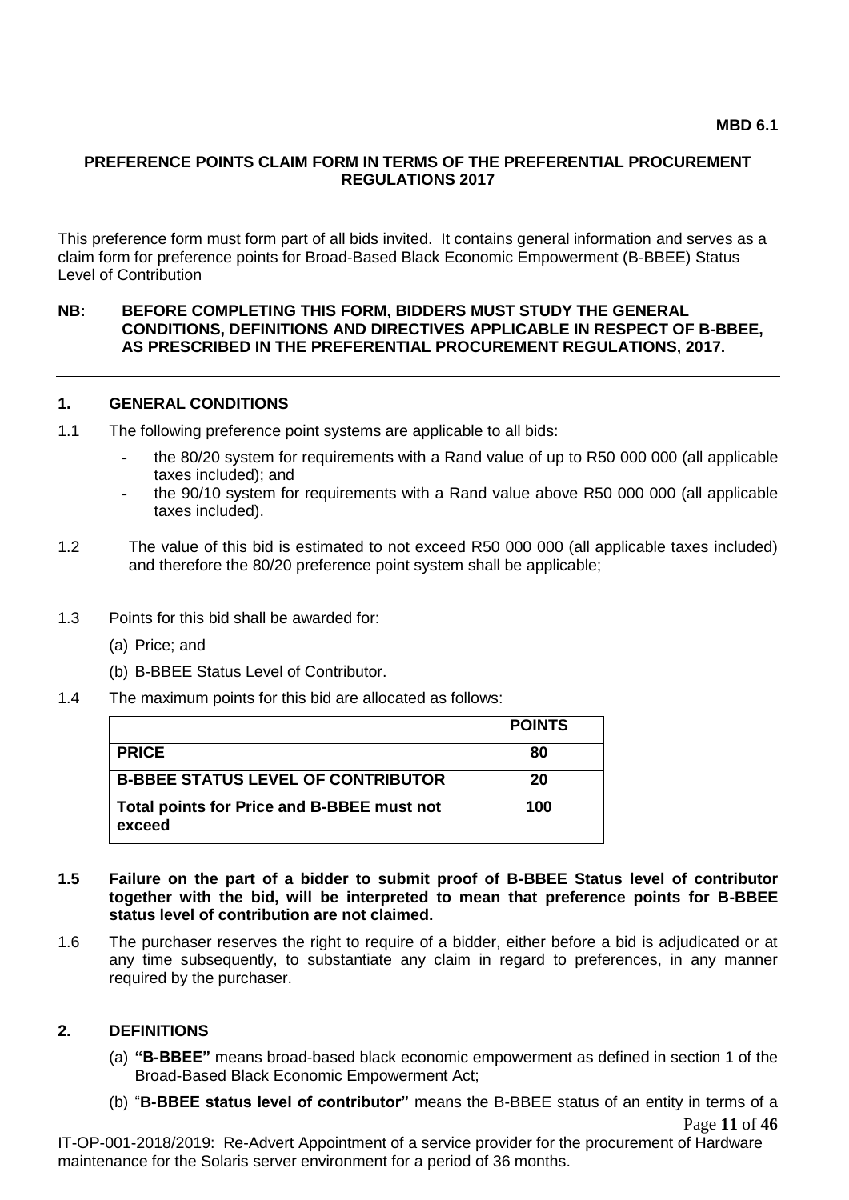**MBD 6.1**

**PREFERENCE POINTS CLAIM FORM IN TERMS OF THE PREFERENTIAL PROCUREMENT REGULATIONS 2017**

This preference form must form part of all bids invited. It contains general information and serves as a claim form for preference points for Broad-Based Black Economic Empowerment (B-BBEE) Status Level of Contribution

**NB: BEFORE COMPLETING THIS FORM, BIDDERS MUST STUDY THE GENERAL CONDITIONS, DEFINITIONS AND DIRECTIVES APPLICABLE IN RESPECT OF B-BBEE, AS PRESCRIBED IN THE PREFERENTIAL PROCUREMENT REGULATIONS, 2017.**

---

## 1. GENERAL CONDITIONS

1.1 The following preference point systems are applicable to all bids:

- the 80/20 system for requirements with a Rand value of up to R50 000 000 (all applicable taxes included); and
- the 90/10 system for requirements with a Rand value above R50 000 000 (all applicable taxes included).

1.2 The value of this bid is estimated to not exceed R50 000 000 (all applicable taxes included) and therefore the 80/20 preference point system shall be applicable;

1.3 Points for this bid shall be awarded for:

(a) Price; and

(b) B-BBEE Status Level of Contributor.

1.4 The maximum points for this bid are allocated as follows:

| | **POINTS** |
|---|---|
| **PRICE** | **80** |
| **B-BBEE STATUS LEVEL OF CONTRIBUTOR** | **20** |
| **Total points for Price and B-BBEE must not exceed** | **100** |

**1.5 Failure on the part of a bidder to submit proof of B-BBEE Status level of contributor together with the bid, will be interpreted to mean that preference points for B-BBEE status level of contribution are not claimed.**

1.6 The purchaser reserves the right to require of a bidder, either before a bid is adjudicated or at any time subsequently, to substantiate any claim in regard to preferences, in any manner required by the purchaser.

## 2. DEFINITIONS

(a) **"B-BBEE"** means broad-based black economic empowerment as defined in section 1 of the Broad-Based Black Economic Empowerment Act;

(b) "**B-BBEE status level of contributor"** means the B-BBEE status of an entity in terms of a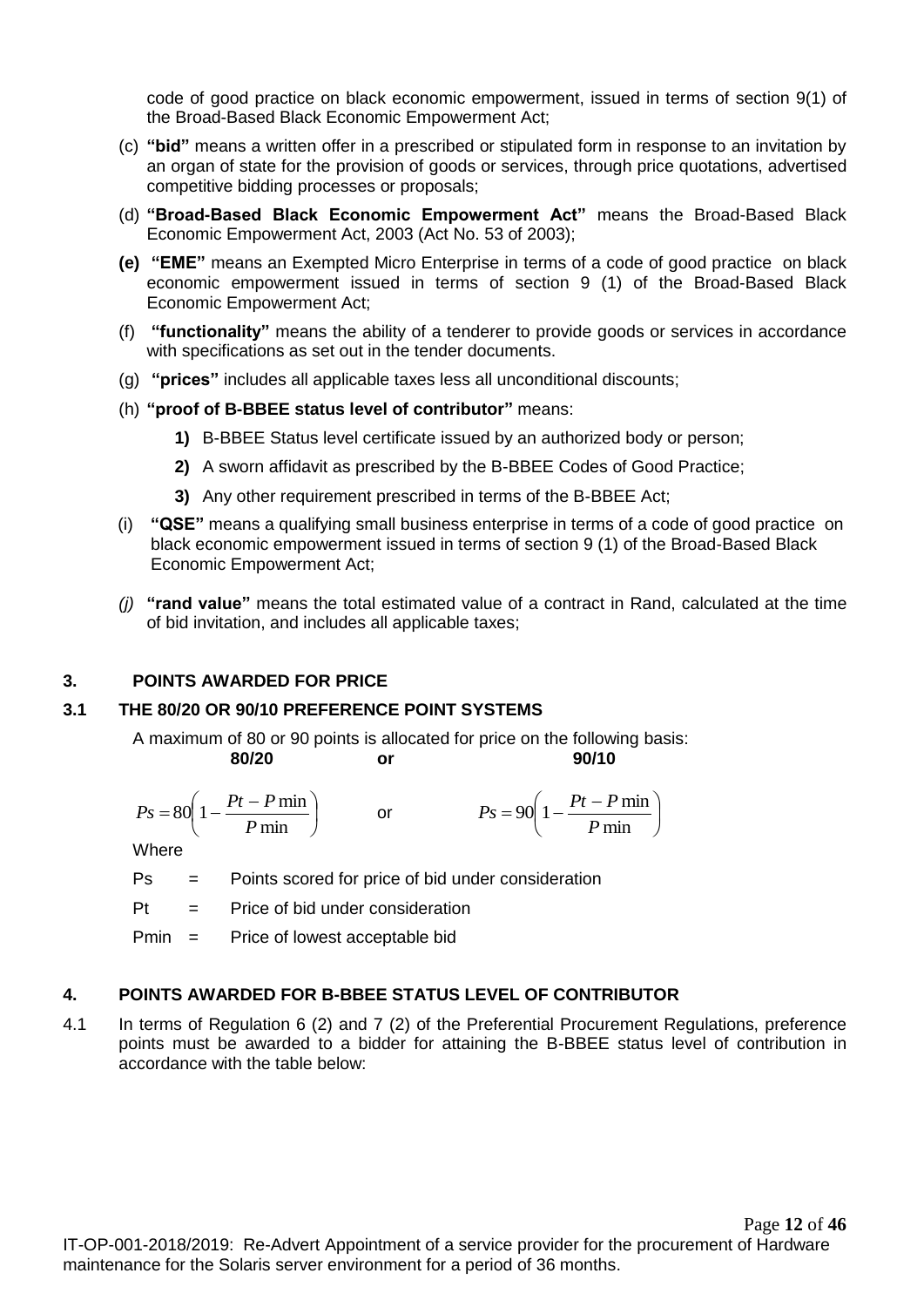code of good practice on black economic empowerment, issued in terms of section 9(1) of the Broad-Based Black Economic Empowerment Act;

(c) **"bid"** means a written offer in a prescribed or stipulated form in response to an invitation by an organ of state for the provision of goods or services, through price quotations, advertised competitive bidding processes or proposals;

(d) **"Broad-Based Black Economic Empowerment Act"** means the Broad-Based Black Economic Empowerment Act, 2003 (Act No. 53 of 2003);

**(e)** **"EME"** means an Exempted Micro Enterprise in terms of a code of good practice on black economic empowerment issued in terms of section 9 (1) of the Broad-Based Black Economic Empowerment Act;

(f) **"functionality"** means the ability of a tenderer to provide goods or services in accordance with specifications as set out in the tender documents.

(g) **"prices"** includes all applicable taxes less all unconditional discounts;

(h) **"proof of B-BBEE status level of contributor"** means:

**1)** B-BBEE Status level certificate issued by an authorized body or person;

**2)** A sworn affidavit as prescribed by the B-BBEE Codes of Good Practice;

**3)** Any other requirement prescribed in terms of the B-BBEE Act;

(i) **"QSE"** means a qualifying small business enterprise in terms of a code of good practice on black economic empowerment issued in terms of section 9 (1) of the Broad-Based Black Economic Empowerment Act;

*(j)* **"rand value"** means the total estimated value of a contract in Rand, calculated at the time of bid invitation, and includes all applicable taxes;

## 3. POINTS AWARDED FOR PRICE

### 3.1 THE 80/20 OR 90/10 PREFERENCE POINT SYSTEMS

A maximum of 80 or 90 points is allocated for price on the following basis:

**80/20** **or** **90/10**

$$Ps = 80\left(1 - \frac{Pt - P\min}{P\min}\right) \quad \text{or} \quad Ps = 90\left(1 - \frac{Pt - P\min}{P\min}\right)$$

Where

Ps = Points scored for price of bid under consideration

Pt = Price of bid under consideration

Pmin = Price of lowest acceptable bid

## 4. POINTS AWARDED FOR B-BBEE STATUS LEVEL OF CONTRIBUTOR

4.1 In terms of Regulation 6 (2) and 7 (2) of the Preferential Procurement Regulations, preference points must be awarded to a bidder for attaining the B-BBEE status level of contribution in accordance with the table below:

IT-OP-001-2018/2019: Re-Advert Appointment of a service provider for the procurement of Hardware maintenance for the Solaris server environment for a period of 36 months.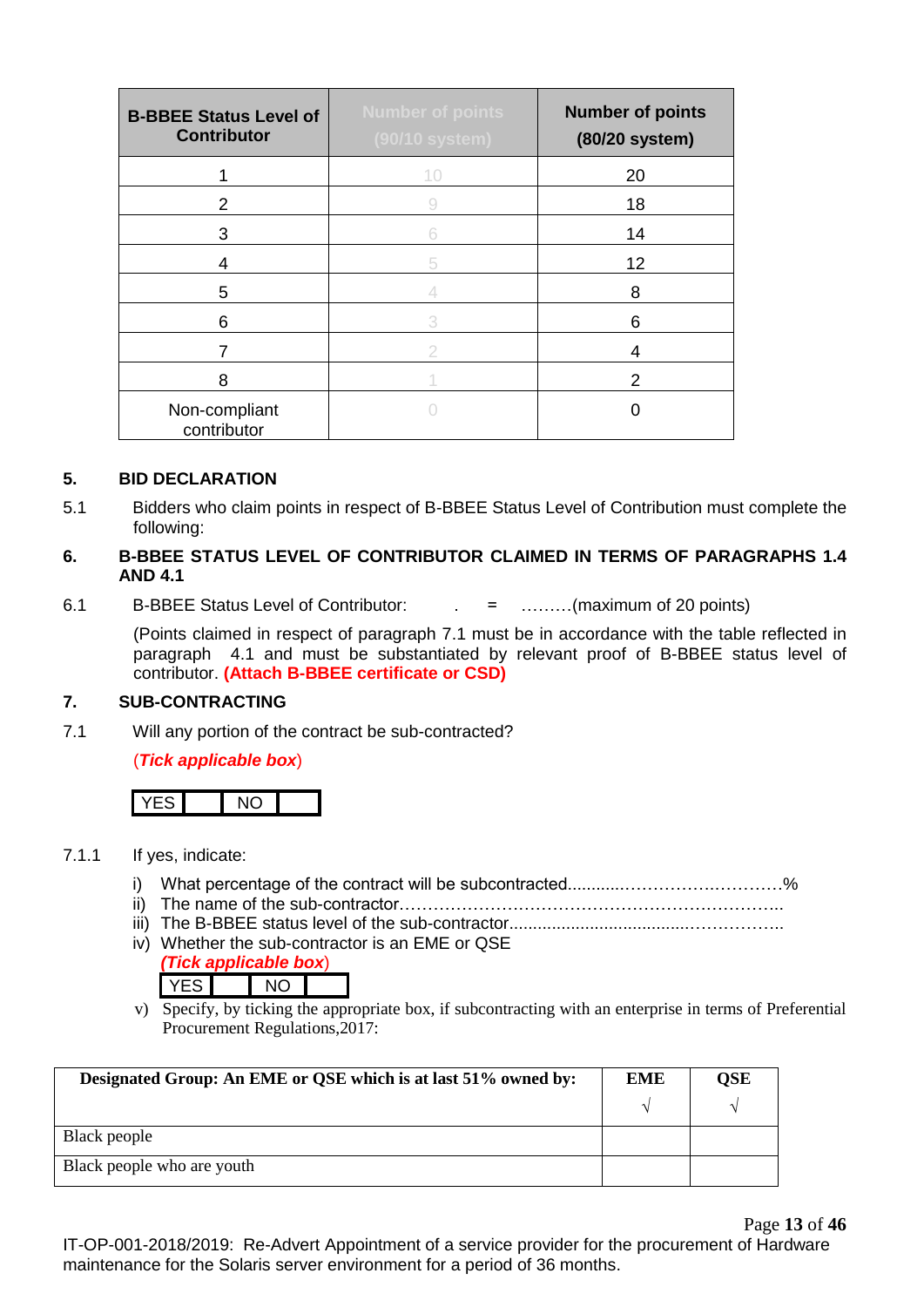| B-BBEE Status Level of Contributor | Number of points (90/10 system) | Number of points (80/20 system) |
|---|---|---|
| 1 | 10 | 20 |
| 2 | 9 | 18 |
| 3 | 6 | 14 |
| 4 | 5 | 12 |
| 5 | 4 | 8 |
| 6 | 3 | 6 |
| 7 | 2 | 4 |
| 8 | 1 | 2 |
| Non-compliant contributor | 0 | 0 |

## 5. BID DECLARATION

5.1 Bidders who claim points in respect of B-BBEE Status Level of Contribution must complete the following:

## 6. B-BBEE STATUS LEVEL OF CONTRIBUTOR CLAIMED IN TERMS OF PARAGRAPHS 1.4 AND 4.1

6.1 B-BBEE Status Level of Contributor: . = ………(maximum of 20 points)

(Points claimed in respect of paragraph 7.1 must be in accordance with the table reflected in paragraph 4.1 and must be substantiated by relevant proof of B-BBEE status level of contributor. **(Attach B-BBEE certificate or CSD)**

## 7. SUB-CONTRACTING

7.1 Will any portion of the contract be sub-contracted?

(***Tick applicable box***)

| YES | | NO | |
|---|---|---|---|

7.1.1 If yes, indicate:

i) What percentage of the contract will be subcontracted............…………….……….…%
ii) The name of the sub-contractor…………………………………………………………..
iii) The B-BBEE status level of the sub-contractor......................................……………..
iv) Whether the sub-contractor is an EME or QSE
*(**Tick applicable box**)*

| YES | | NO | |
|---|---|---|---|

v) Specify, by ticking the appropriate box, if subcontracting with an enterprise in terms of Preferential Procurement Regulations,2017:

| Designated Group: An EME or QSE which is at last 51% owned by: | EME √ | QSE √ |
|---|---|---|
| Black people | | |
| Black people who are youth | | |

IT-OP-001-2018/2019: Re-Advert Appointment of a service provider for the procurement of Hardware maintenance for the Solaris server environment for a period of 36 months.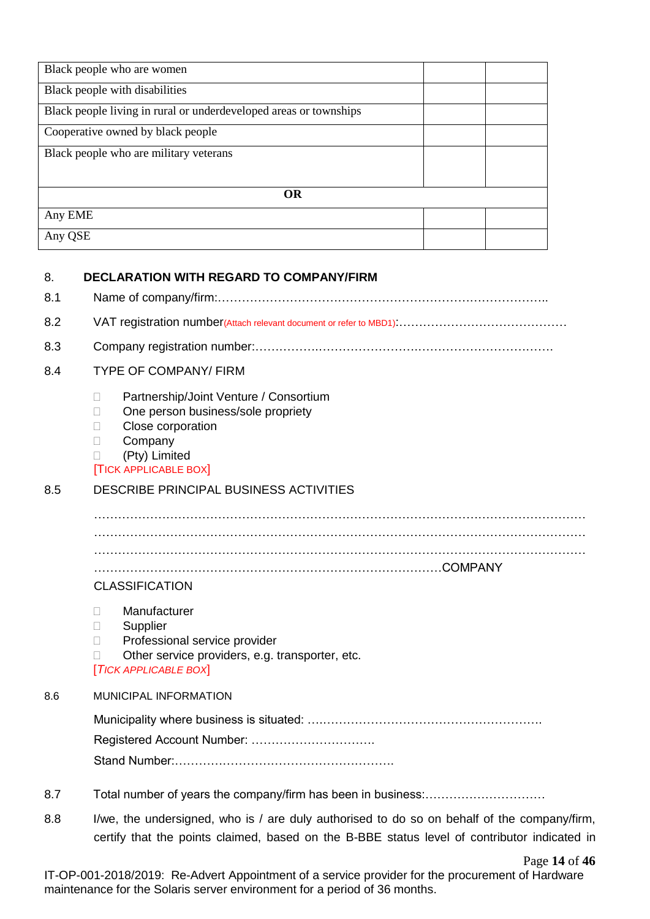| | | |
|---|---|---|
| Black people who are women | | |
| Black people with disabilities | | |
| Black people living in rural or underdeveloped areas or townships | | |
| Cooperative owned by black people | | |
| Black people who are military veterans | | |
| **OR** | | |
| Any EME | | |
| Any QSE | | |

## 8. DECLARATION WITH REGARD TO COMPANY/FIRM

8.1 Name of company/firm:…………………………………………………………………………..

8.2 VAT registration number(Attach relevant document or refer to MBD1):……………………………………

8.3 Company registration number:……………….……………………….…………………….……….

8.4 TYPE OF COMPANY/ FIRM

- Partnership/Joint Venture / Consortium
- One person business/sole propriety
- Close corporation
- Company
- (Pty) Limited

[TICK APPLICABLE BOX]

8.5 DESCRIBE PRINCIPAL BUSINESS ACTIVITIES

…………………………………………………………………………………………………………
…………………………………………………………………………………………………………
…………………………………………………………………………………………………………
…………………………………………………………………………COMPANY CLASSIFICATION

- Manufacturer
- Supplier
- Professional service provider
- Other service providers, e.g. transporter, etc.

[TICK APPLICABLE BOX]

8.6 MUNICIPAL INFORMATION

Municipality where business is situated: ………………………………………………….

Registered Account Number: ………………………….

Stand Number:……………………………………………….

8.7 Total number of years the company/firm has been in business:…………………………

8.8 I/we, the undersigned, who is / are duly authorised to do so on behalf of the company/firm, certify that the points claimed, based on the B-BBE status level of contributor indicated in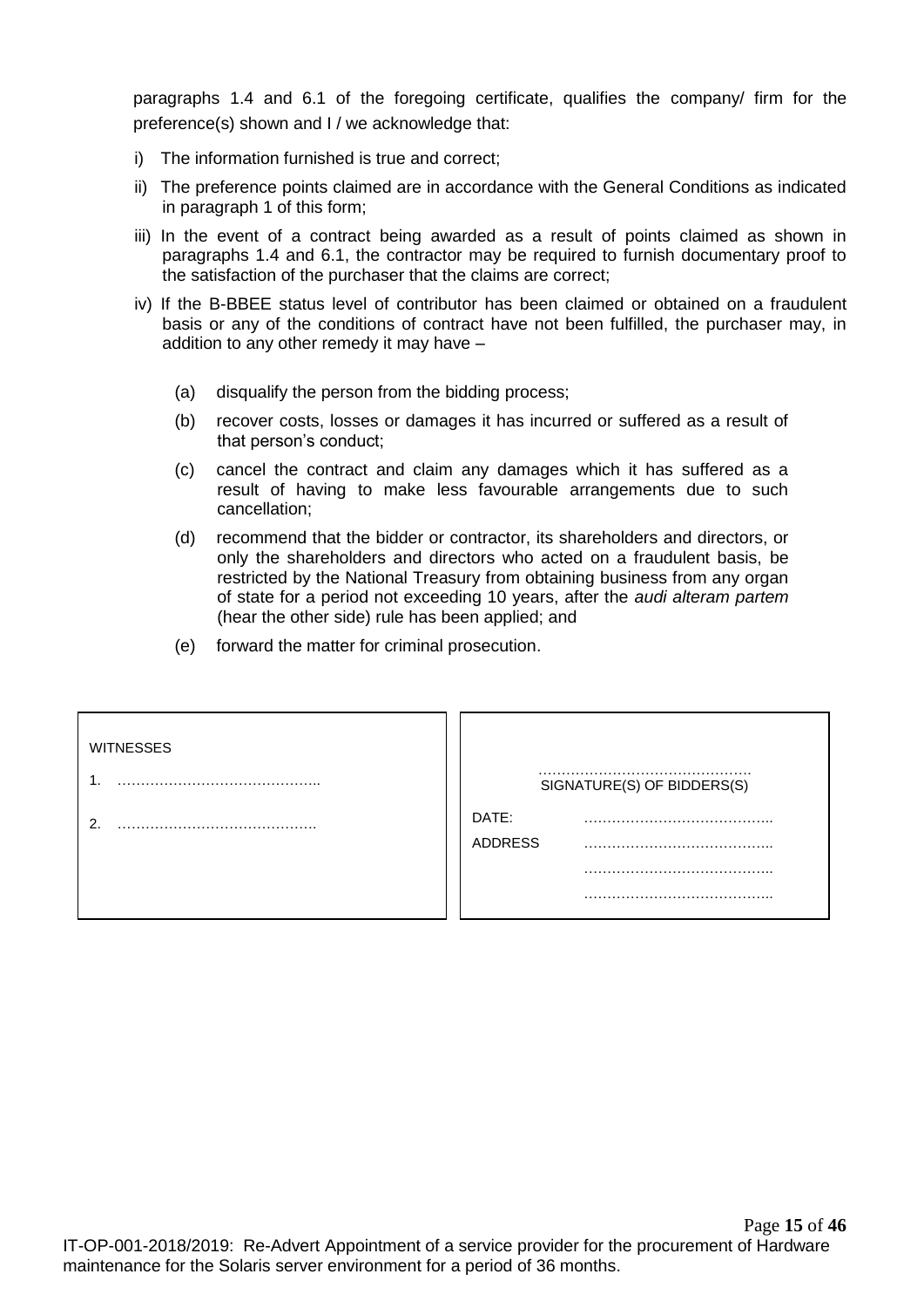paragraphs 1.4 and 6.1 of the foregoing certificate, qualifies the company/ firm for the preference(s) shown and I / we acknowledge that:

i) The information furnished is true and correct;

ii) The preference points claimed are in accordance with the General Conditions as indicated in paragraph 1 of this form;

iii) In the event of a contract being awarded as a result of points claimed as shown in paragraphs 1.4 and 6.1, the contractor may be required to furnish documentary proof to the satisfaction of the purchaser that the claims are correct;

iv) If the B-BBEE status level of contributor has been claimed or obtained on a fraudulent basis or any of the conditions of contract have not been fulfilled, the purchaser may, in addition to any other remedy it may have –

   (a) disqualify the person from the bidding process;

   (b) recover costs, losses or damages it has incurred or suffered as a result of that person's conduct;

   (c) cancel the contract and claim any damages which it has suffered as a result of having to make less favourable arrangements due to such cancellation;

   (d) recommend that the bidder or contractor, its shareholders and directors, or only the shareholders and directors who acted on a fraudulent basis, be restricted by the National Treasury from obtaining business from any organ of state for a period not exceeding 10 years, after the *audi alteram partem* (hear the other side) rule has been applied; and

   (e) forward the matter for criminal prosecution.

| WITNESSES | |
|---|---|
| 1. …………………………………….. | ………………………………………<br>SIGNATURE(S) OF BIDDERS(S) |
| 2. ……………………………………. | DATE: ………………………………….. |
| | ADDRESS ………………………………….. |
| | ………………………………….. |
| | ………………………………….. |

IT-OP-001-2018/2019: Re-Advert Appointment of a service provider for the procurement of Hardware maintenance for the Solaris server environment for a period of 36 months.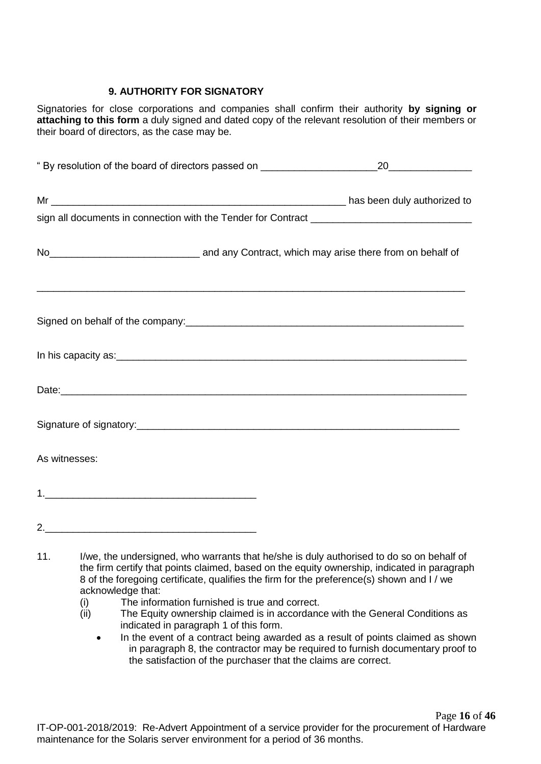### 9. AUTHORITY FOR SIGNATORY

Signatories for close corporations and companies shall confirm their authority **by signing or attaching to this form** a duly signed and dated copy of the relevant resolution of their members or their board of directors, as the case may be.

" By resolution of the board of directors passed on _____________________20_______________

Mr _______________________________________________________ has been duly authorized to sign all documents in connection with the Tender for Contract _____________________________

No___________________________ and any Contract, which may arise there from on behalf of

_______________________________________________________________________________

Signed on behalf of the company:_____________________________________________________

In his capacity as:_______________________________________________________________

Date:_______________________________________________________________________

Signature of signatory:____________________________________________________________

As witnesses:

1.______________________________________

2.______________________________________

11. I/we, the undersigned, who warrants that he/she is duly authorised to do so on behalf of the firm certify that points claimed, based on the equity ownership, indicated in paragraph 8 of the foregoing certificate, qualifies the firm for the preference(s) shown and I / we acknowledge that:
    (i) The information furnished is true and correct.
    (ii) The Equity ownership claimed is in accordance with the General Conditions as indicated in paragraph 1 of this form.
    - In the event of a contract being awarded as a result of points claimed as shown in paragraph 8, the contractor may be required to furnish documentary proof to the satisfaction of the purchaser that the claims are correct.

IT-OP-001-2018/2019: Re-Advert Appointment of a service provider for the procurement of Hardware maintenance for the Solaris server environment for a period of 36 months.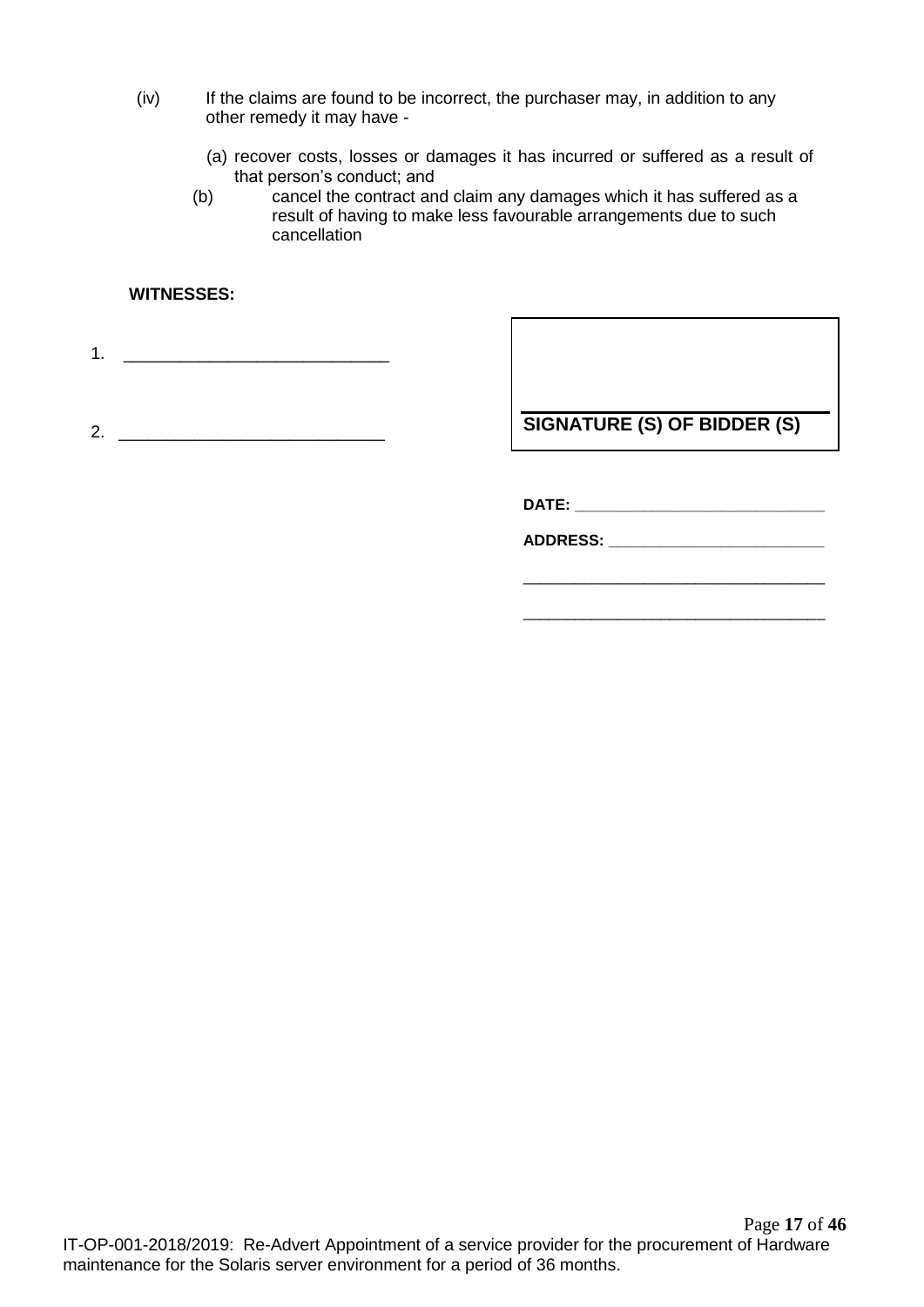(iv) If the claims are found to be incorrect, the purchaser may, in addition to any other remedy it may have -

(a) recover costs, losses or damages it has incurred or suffered as a result of that person's conduct; and

(b) cancel the contract and claim any damages which it has suffered as a result of having to make less favourable arrangements due to such cancellation

**WITNESSES:**

1. ____________________________

2. ____________________________

**SIGNATURE (S) OF BIDDER (S)**

**DATE:** ____________________________

**ADDRESS:** ____________________________

____________________________________

____________________________________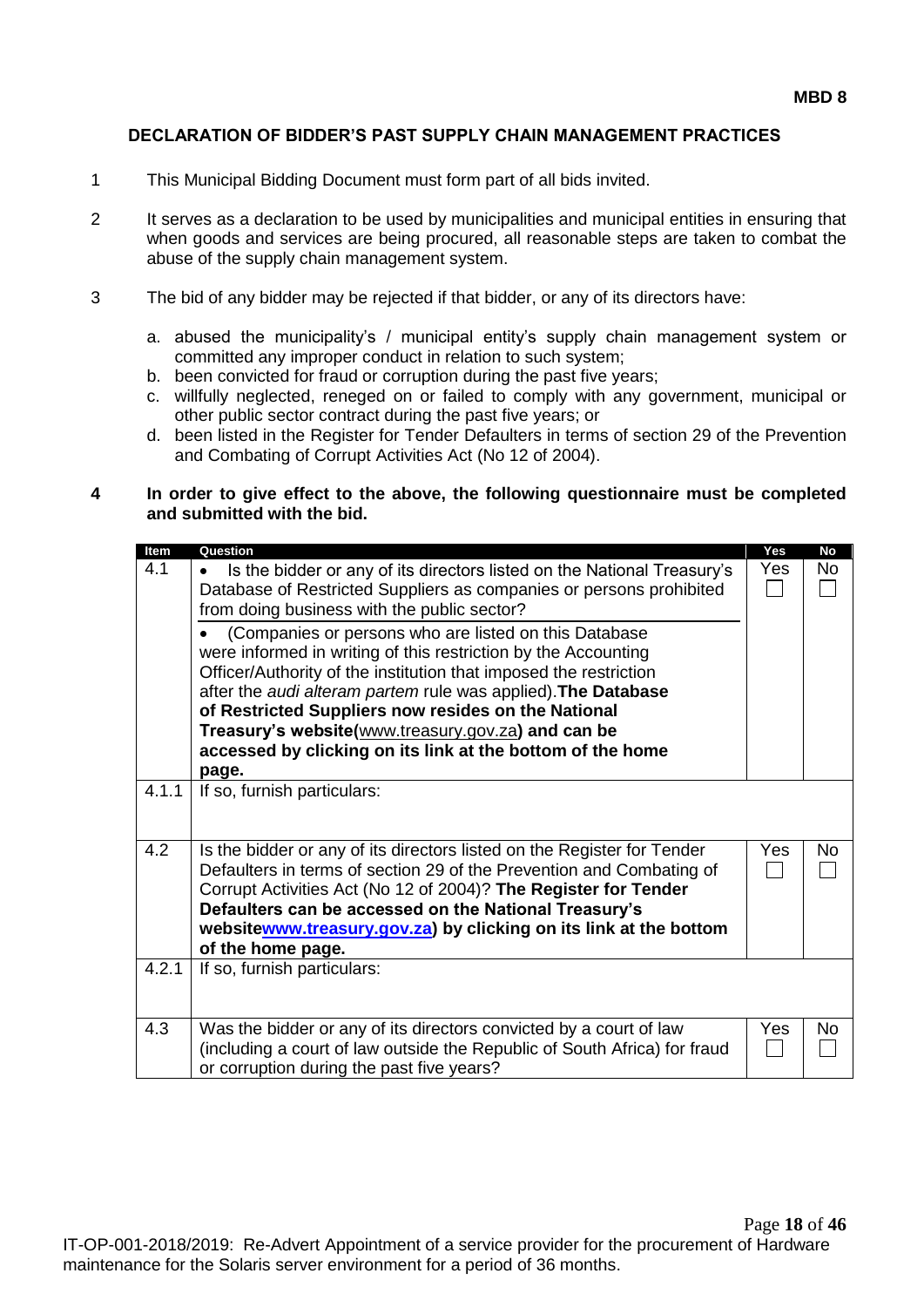**MBD 8**

## DECLARATION OF BIDDER'S PAST SUPPLY CHAIN MANAGEMENT PRACTICES

1. This Municipal Bidding Document must form part of all bids invited.

2. It serves as a declaration to be used by municipalities and municipal entities in ensuring that when goods and services are being procured, all reasonable steps are taken to combat the abuse of the supply chain management system.

3. The bid of any bidder may be rejected if that bidder, or any of its directors have:

   a. abused the municipality's / municipal entity's supply chain management system or committed any improper conduct in relation to such system;
   b. been convicted for fraud or corruption during the past five years;
   c. willfully neglected, reneged on or failed to comply with any government, municipal or other public sector contract during the past five years; or
   d. been listed in the Register for Tender Defaulters in terms of section 29 of the Prevention and Combating of Corrupt Activities Act (No 12 of 2004).

4. **In order to give effect to the above, the following questionnaire must be completed and submitted with the bid.**

| Item | Question | Yes | No |
|---|---|---|---|
| 4.1 | • Is the bidder or any of its directors listed on the National Treasury's Database of Restricted Suppliers as companies or persons prohibited from doing business with the public sector?<br>• (Companies or persons who are listed on this Database were informed in writing of this restriction by the Accounting Officer/Authority of the institution that imposed the restriction after the *audi alteram partem* rule was applied). **The Database of Restricted Suppliers now resides on the National Treasury's website(**www.treasury.gov.za**) and can be accessed by clicking on its link at the bottom of the home page.** | Yes ☐ | No ☐ |
| 4.1.1 | If so, furnish particulars: | | |
| 4.2 | Is the bidder or any of its directors listed on the Register for Tender Defaulters in terms of section 29 of the Prevention and Combating of Corrupt Activities Act (No 12 of 2004)? **The Register for Tender Defaulters can be accessed on the National Treasury's websitewww.treasury.gov.za) by clicking on its link at the bottom of the home page.** | Yes ☐ | No ☐ |
| 4.2.1 | If so, furnish particulars: | | |
| 4.3 | Was the bidder or any of its directors convicted by a court of law (including a court of law outside the Republic of South Africa) for fraud or corruption during the past five years? | Yes ☐ | No ☐ |

IT-OP-001-2018/2019: Re-Advert Appointment of a service provider for the procurement of Hardware maintenance for the Solaris server environment for a period of 36 months.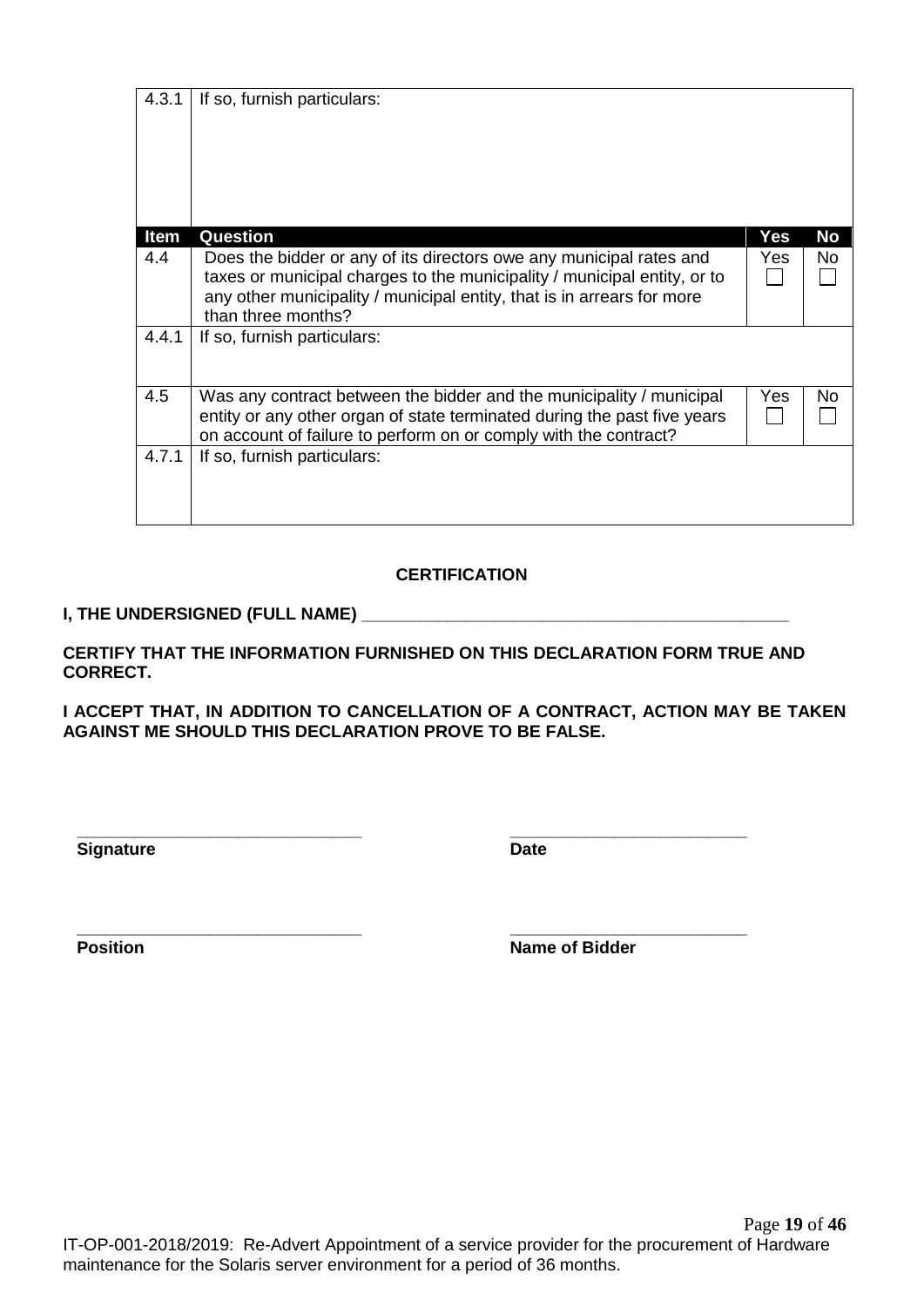| 4.3.1 | If so, furnish particulars: | | |
|---|---|---|---|
| **Item** | **Question** | **Yes** | **No** |
| 4.4 | Does the bidder or any of its directors owe any municipal rates and taxes or municipal charges to the municipality / municipal entity, or to any other municipality / municipal entity, that is in arrears for more than three months? | Yes ☐ | No ☐ |
| 4.4.1 | If so, furnish particulars: | | |
| 4.5 | Was any contract between the bidder and the municipality / municipal entity or any other organ of state terminated during the past five years on account of failure to perform on or comply with the contract? | Yes ☐ | No ☐ |
| 4.7.1 | If so, furnish particulars: | | |

**CERTIFICATION**

**I, THE UNDERSIGNED (FULL NAME) _______________________________________________**

**CERTIFY THAT THE INFORMATION FURNISHED ON THIS DECLARATION FORM TRUE AND CORRECT.**

**I ACCEPT THAT, IN ADDITION TO CANCELLATION OF A CONTRACT, ACTION MAY BE TAKEN AGAINST ME SHOULD THIS DECLARATION PROVE TO BE FALSE.**

______________________________ ______________________________
**Signature** **Date**

______________________________ ______________________________
**Position** **Name of Bidder**

IT-OP-001-2018/2019: Re-Advert Appointment of a service provider for the procurement of Hardware maintenance for the Solaris server environment for a period of 36 months.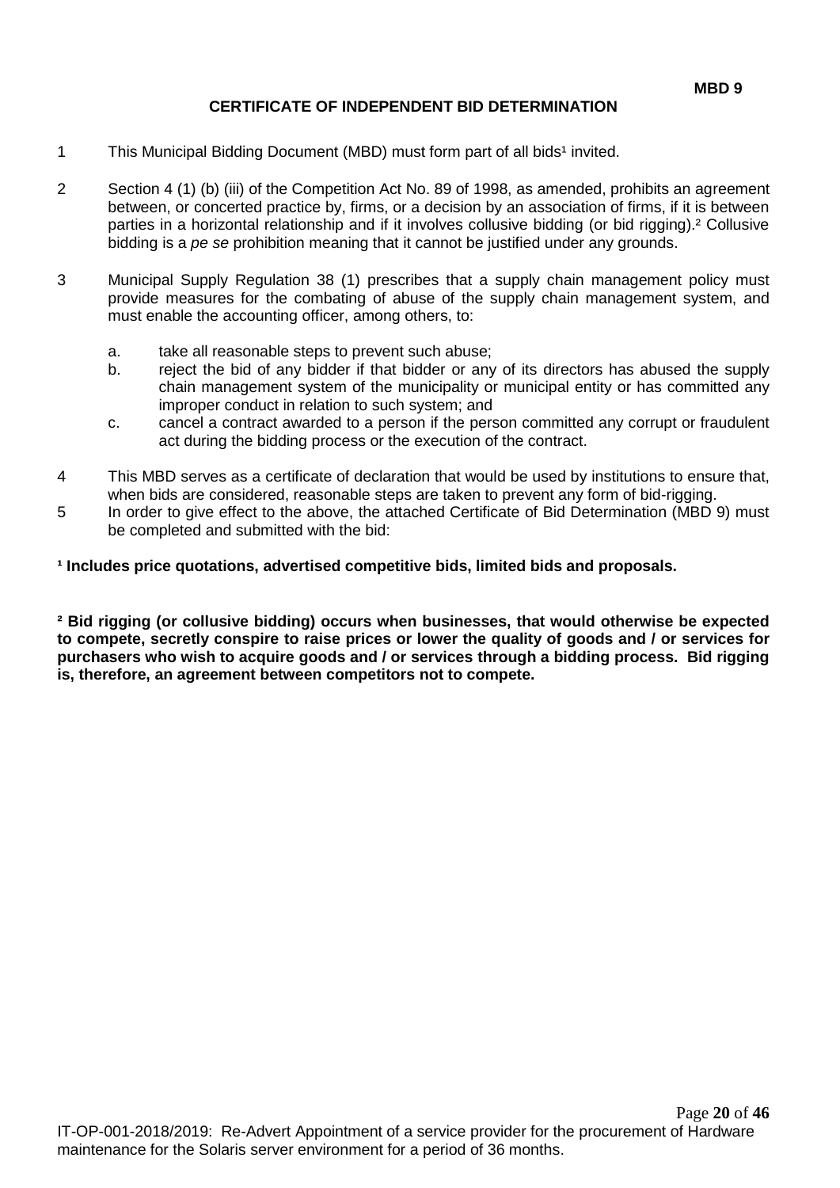**MBD 9**

# CERTIFICATE OF INDEPENDENT BID DETERMINATION

1 This Municipal Bidding Document (MBD) must form part of all bids[1] invited.

2 Section 4 (1) (b) (iii) of the Competition Act No. 89 of 1998, as amended, prohibits an agreement between, or concerted practice by, firms, or a decision by an association of firms, if it is between parties in a horizontal relationship and if it involves collusive bidding (or bid rigging).[2] Collusive bidding is a *pe se* prohibition meaning that it cannot be justified under any grounds.

3 Municipal Supply Regulation 38 (1) prescribes that a supply chain management policy must provide measures for the combating of abuse of the supply chain management system, and must enable the accounting officer, among others, to:

   a. take all reasonable steps to prevent such abuse;
   b. reject the bid of any bidder if that bidder or any of its directors has abused the supply chain management system of the municipality or municipal entity or has committed any improper conduct in relation to such system; and
   c. cancel a contract awarded to a person if the person committed any corrupt or fraudulent act during the bidding process or the execution of the contract.

4 This MBD serves as a certificate of declaration that would be used by institutions to ensure that, when bids are considered, reasonable steps are taken to prevent any form of bid-rigging.

5 In order to give effect to the above, the attached Certificate of Bid Determination (MBD 9) must be completed and submitted with the bid:

**[1] Includes price quotations, advertised competitive bids, limited bids and proposals.**

**[2] Bid rigging (or collusive bidding) occurs when businesses, that would otherwise be expected to compete, secretly conspire to raise prices or lower the quality of goods and / or services for purchasers who wish to acquire goods and / or services through a bidding process. Bid rigging is, therefore, an agreement between competitors not to compete.**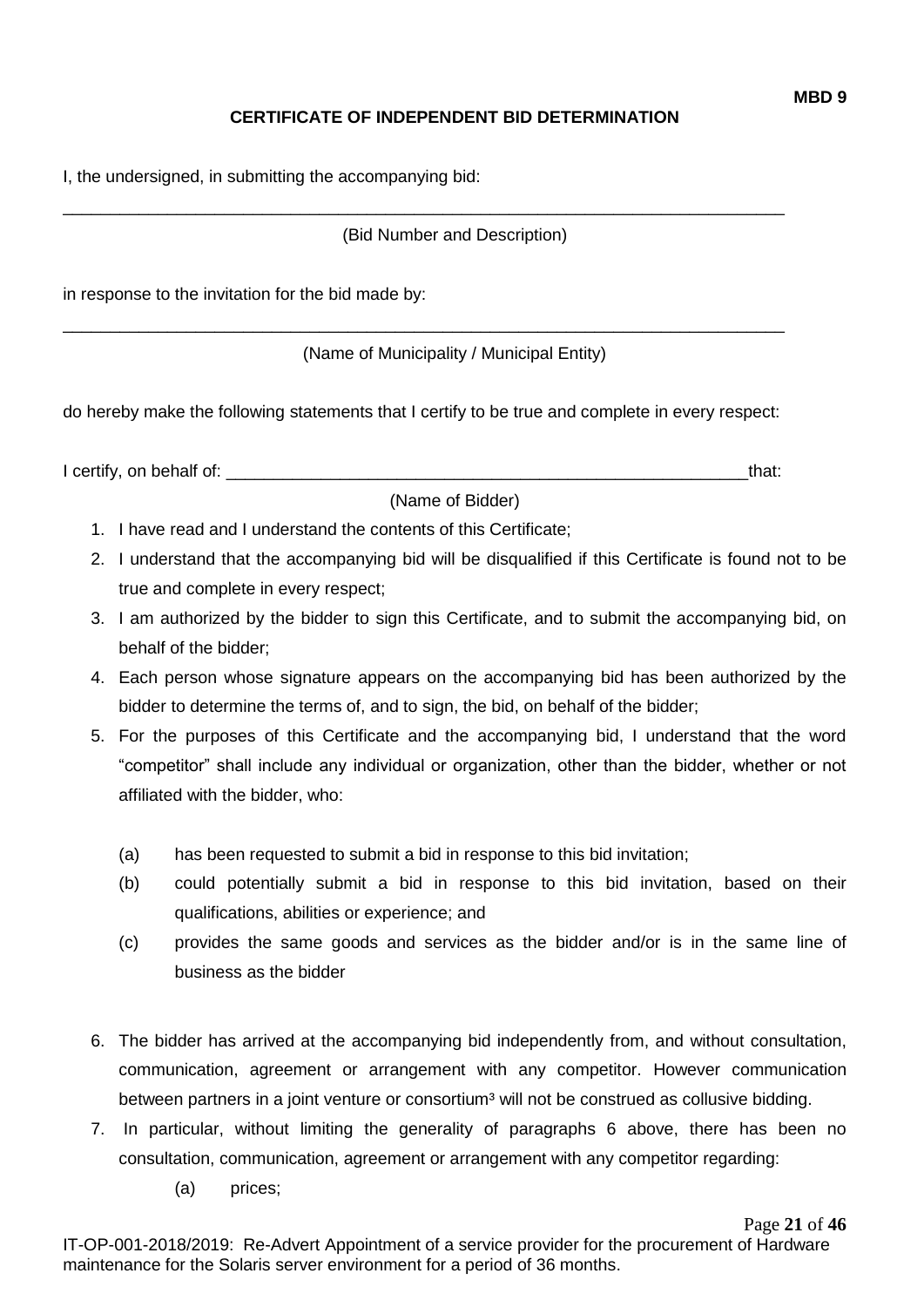**MBD 9**

**CERTIFICATE OF INDEPENDENT BID DETERMINATION**

I, the undersigned, in submitting the accompanying bid:

\_\_\_\_\_\_\_\_\_\_\_\_\_\_\_\_\_\_\_\_\_\_\_\_\_\_\_\_\_\_\_\_\_\_\_\_\_\_\_\_\_\_\_\_\_\_\_\_\_\_\_\_\_\_\_\_\_\_\_\_\_\_\_\_\_\_\_\_\_\_\_\_\_\_\_\_

(Bid Number and Description)

in response to the invitation for the bid made by:

\_\_\_\_\_\_\_\_\_\_\_\_\_\_\_\_\_\_\_\_\_\_\_\_\_\_\_\_\_\_\_\_\_\_\_\_\_\_\_\_\_\_\_\_\_\_\_\_\_\_\_\_\_\_\_\_\_\_\_\_\_\_\_\_\_\_\_\_\_\_\_\_\_\_\_\_

(Name of Municipality / Municipal Entity)

do hereby make the following statements that I certify to be true and complete in every respect:

I certify, on behalf of: \_\_\_\_\_\_\_\_\_\_\_\_\_\_\_\_\_\_\_\_\_\_\_\_\_\_\_\_\_\_\_\_\_\_\_\_\_\_\_\_\_\_\_\_\_\_\_\_\_\_\_\_\_\_\_\_that:

(Name of Bidder)

1. I have read and I understand the contents of this Certificate;
2. I understand that the accompanying bid will be disqualified if this Certificate is found not to be true and complete in every respect;
3. I am authorized by the bidder to sign this Certificate, and to submit the accompanying bid, on behalf of the bidder;
4. Each person whose signature appears on the accompanying bid has been authorized by the bidder to determine the terms of, and to sign, the bid, on behalf of the bidder;
5. For the purposes of this Certificate and the accompanying bid, I understand that the word "competitor" shall include any individual or organization, other than the bidder, whether or not affiliated with the bidder, who:

   (a) has been requested to submit a bid in response to this bid invitation;

   (b) could potentially submit a bid in response to this bid invitation, based on their qualifications, abilities or experience; and

   (c) provides the same goods and services as the bidder and/or is in the same line of business as the bidder

6. The bidder has arrived at the accompanying bid independently from, and without consultation, communication, agreement or arrangement with any competitor. However communication between partners in a joint venture or consortium[3] will not be construed as collusive bidding.
7. In particular, without limiting the generality of paragraphs 6 above, there has been no consultation, communication, agreement or arrangement with any competitor regarding:

   (a) prices;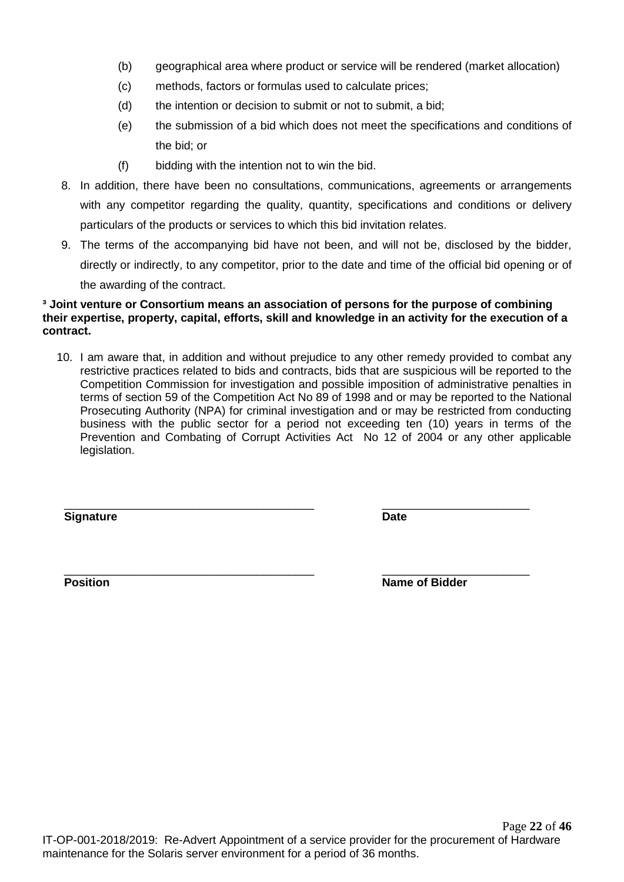(b) geographical area where product or service will be rendered (market allocation)

(c) methods, factors or formulas used to calculate prices;

(d) the intention or decision to submit or not to submit, a bid;

(e) the submission of a bid which does not meet the specifications and conditions of the bid; or

(f) bidding with the intention not to win the bid.

8. In addition, there have been no consultations, communications, agreements or arrangements with any competitor regarding the quality, quantity, specifications and conditions or delivery particulars of the products or services to which this bid invitation relates.

9. The terms of the accompanying bid have not been, and will not be, disclosed by the bidder, directly or indirectly, to any competitor, prior to the date and time of the official bid opening or of the awarding of the contract.

**[3] Joint venture or Consortium means an association of persons for the purpose of combining their expertise, property, capital, efforts, skill and knowledge in an activity for the execution of a contract.**

10. I am aware that, in addition and without prejudice to any other remedy provided to combat any restrictive practices related to bids and contracts, bids that are suspicious will be reported to the Competition Commission for investigation and possible imposition of administrative penalties in terms of section 59 of the Competition Act No 89 of 1998 and or may be reported to the National Prosecuting Authority (NPA) for criminal investigation and or may be restricted from conducting business with the public sector for a period not exceeding ten (10) years in terms of the Prevention and Combating of Corrupt Activities Act No 12 of 2004 or any other applicable legislation.

_______________________________________ _______________________

**Signature** **Date**

_______________________________________ _______________________

**Position** **Name of Bidder**

IT-OP-001-2018/2019: Re-Advert Appointment of a service provider for the procurement of Hardware maintenance for the Solaris server environment for a period of 36 months.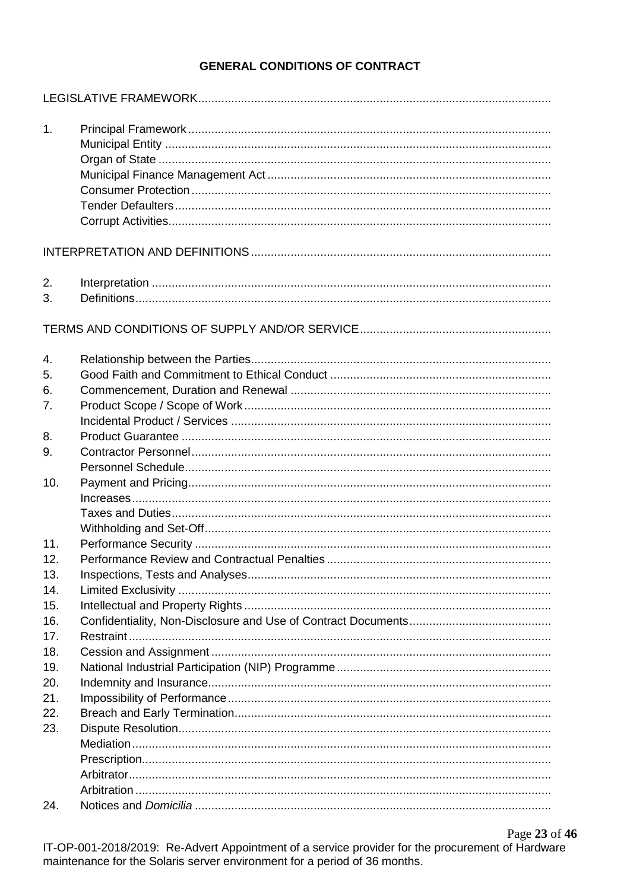**GENERAL CONDITIONS OF CONTRACT**

LEGISLATIVE FRAMEWORK

1. Principal Framework
   - Municipal Entity
   - Organ of State
   - Municipal Finance Management Act
   - Consumer Protection
   - Tender Defaulters
   - Corrupt Activities

INTERPRETATION AND DEFINITIONS

2. Interpretation
3. Definitions

TERMS AND CONDITIONS OF SUPPLY AND/OR SERVICE

4. Relationship between the Parties
5. Good Faith and Commitment to Ethical Conduct
6. Commencement, Duration and Renewal
7. Product Scope / Scope of Work
   - Incidental Product / Services
8. Product Guarantee
9. Contractor Personnel
   - Personnel Schedule
10. Payment and Pricing
    - Increases
    - Taxes and Duties
    - Withholding and Set-Off
11. Performance Security
12. Performance Review and Contractual Penalties
13. Inspections, Tests and Analyses
14. Limited Exclusivity
15. Intellectual and Property Rights
16. Confidentiality, Non-Disclosure and Use of Contract Documents
17. Restraint
18. Cession and Assignment
19. National Industrial Participation (NIP) Programme
20. Indemnity and Insurance
21. Impossibility of Performance
22. Breach and Early Termination
23. Dispute Resolution
    - Mediation
    - Prescription
    - Arbitrator
    - Arbitration
24. Notices and *Domicilia*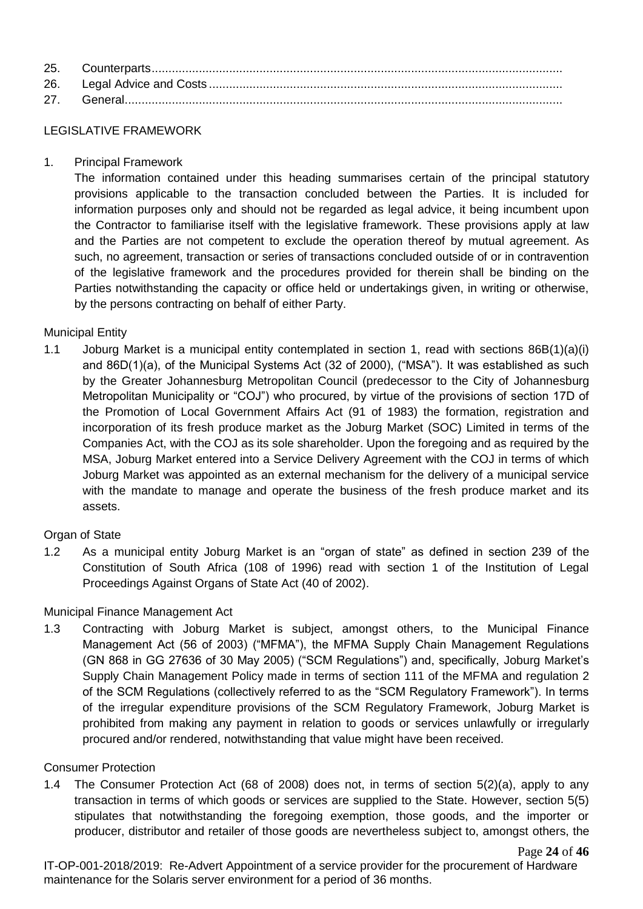25. Counterparts..........................................................................................................................
26. Legal Advice and Costs.........................................................................................................
27. General..................................................................................................................................

LEGISLATIVE FRAMEWORK

1. Principal Framework

The information contained under this heading summarises certain of the principal statutory provisions applicable to the transaction concluded between the Parties. It is included for information purposes only and should not be regarded as legal advice, it being incumbent upon the Contractor to familiarise itself with the legislative framework. These provisions apply at law and the Parties are not competent to exclude the operation thereof by mutual agreement. As such, no agreement, transaction or series of transactions concluded outside of or in contravention of the legislative framework and the procedures provided for therein shall be binding on the Parties notwithstanding the capacity or office held or undertakings given, in writing or otherwise, by the persons contracting on behalf of either Party.

Municipal Entity

1.1 Joburg Market is a municipal entity contemplated in section 1, read with sections 86B(1)(a)(i) and 86D(1)(a), of the Municipal Systems Act (32 of 2000), ("MSA"). It was established as such by the Greater Johannesburg Metropolitan Council (predecessor to the City of Johannesburg Metropolitan Municipality or "COJ") who procured, by virtue of the provisions of section 17D of the Promotion of Local Government Affairs Act (91 of 1983) the formation, registration and incorporation of its fresh produce market as the Joburg Market (SOC) Limited in terms of the Companies Act, with the COJ as its sole shareholder. Upon the foregoing and as required by the MSA, Joburg Market entered into a Service Delivery Agreement with the COJ in terms of which Joburg Market was appointed as an external mechanism for the delivery of a municipal service with the mandate to manage and operate the business of the fresh produce market and its assets.

Organ of State

1.2 As a municipal entity Joburg Market is an "organ of state" as defined in section 239 of the Constitution of South Africa (108 of 1996) read with section 1 of the Institution of Legal Proceedings Against Organs of State Act (40 of 2002).

Municipal Finance Management Act

1.3 Contracting with Joburg Market is subject, amongst others, to the Municipal Finance Management Act (56 of 2003) ("MFMA"), the MFMA Supply Chain Management Regulations (GN 868 in GG 27636 of 30 May 2005) ("SCM Regulations") and, specifically, Joburg Market's Supply Chain Management Policy made in terms of section 111 of the MFMA and regulation 2 of the SCM Regulations (collectively referred to as the "SCM Regulatory Framework"). In terms of the irregular expenditure provisions of the SCM Regulatory Framework, Joburg Market is prohibited from making any payment in relation to goods or services unlawfully or irregularly procured and/or rendered, notwithstanding that value might have been received.

Consumer Protection

1.4 The Consumer Protection Act (68 of 2008) does not, in terms of section 5(2)(a), apply to any transaction in terms of which goods or services are supplied to the State. However, section 5(5) stipulates that notwithstanding the foregoing exemption, those goods, and the importer or producer, distributor and retailer of those goods are nevertheless subject to, amongst others, the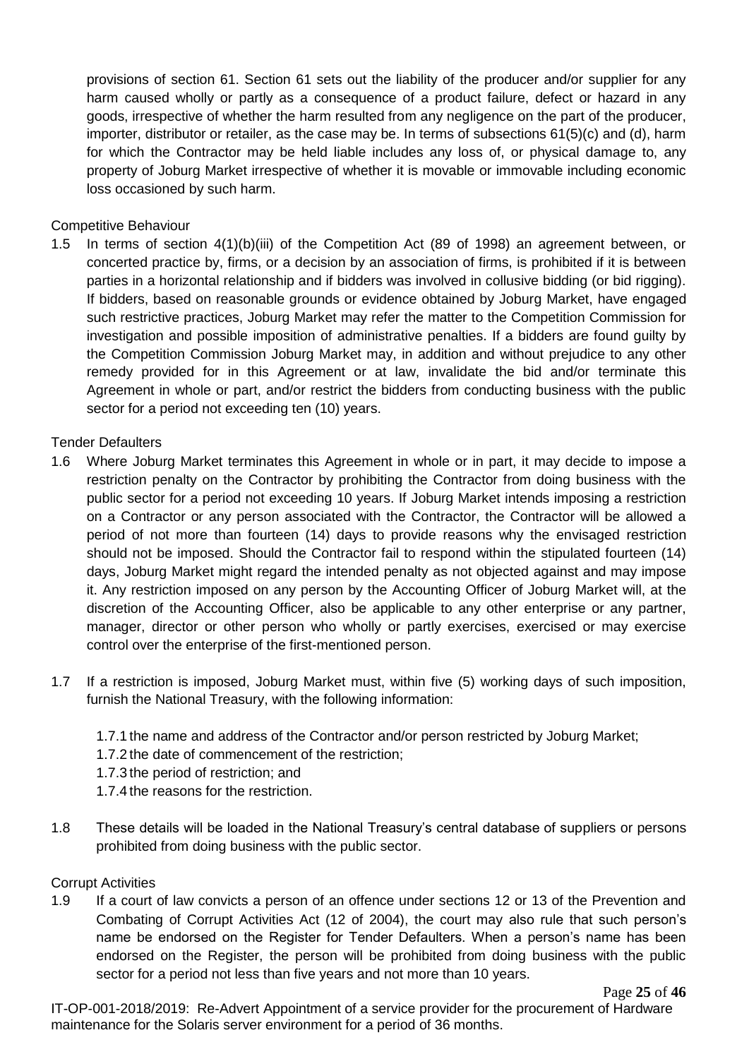provisions of section 61. Section 61 sets out the liability of the producer and/or supplier for any harm caused wholly or partly as a consequence of a product failure, defect or hazard in any goods, irrespective of whether the harm resulted from any negligence on the part of the producer, importer, distributor or retailer, as the case may be. In terms of subsections 61(5)(c) and (d), harm for which the Contractor may be held liable includes any loss of, or physical damage to, any property of Joburg Market irrespective of whether it is movable or immovable including economic loss occasioned by such harm.

Competitive Behaviour

1.5 In terms of section 4(1)(b)(iii) of the Competition Act (89 of 1998) an agreement between, or concerted practice by, firms, or a decision by an association of firms, is prohibited if it is between parties in a horizontal relationship and if bidders was involved in collusive bidding (or bid rigging). If bidders, based on reasonable grounds or evidence obtained by Joburg Market, have engaged such restrictive practices, Joburg Market may refer the matter to the Competition Commission for investigation and possible imposition of administrative penalties. If a bidders are found guilty by the Competition Commission Joburg Market may, in addition and without prejudice to any other remedy provided for in this Agreement or at law, invalidate the bid and/or terminate this Agreement in whole or part, and/or restrict the bidders from conducting business with the public sector for a period not exceeding ten (10) years.

Tender Defaulters

1.6 Where Joburg Market terminates this Agreement in whole or in part, it may decide to impose a restriction penalty on the Contractor by prohibiting the Contractor from doing business with the public sector for a period not exceeding 10 years. If Joburg Market intends imposing a restriction on a Contractor or any person associated with the Contractor, the Contractor will be allowed a period of not more than fourteen (14) days to provide reasons why the envisaged restriction should not be imposed. Should the Contractor fail to respond within the stipulated fourteen (14) days, Joburg Market might regard the intended penalty as not objected against and may impose it. Any restriction imposed on any person by the Accounting Officer of Joburg Market will, at the discretion of the Accounting Officer, also be applicable to any other enterprise or any partner, manager, director or other person who wholly or partly exercises, exercised or may exercise control over the enterprise of the first-mentioned person.

1.7 If a restriction is imposed, Joburg Market must, within five (5) working days of such imposition, furnish the National Treasury, with the following information:

1.7.1 the name and address of the Contractor and/or person restricted by Joburg Market;

1.7.2 the date of commencement of the restriction;

1.7.3 the period of restriction; and

1.7.4 the reasons for the restriction.

1.8 These details will be loaded in the National Treasury's central database of suppliers or persons prohibited from doing business with the public sector.

Corrupt Activities

1.9 If a court of law convicts a person of an offence under sections 12 or 13 of the Prevention and Combating of Corrupt Activities Act (12 of 2004), the court may also rule that such person's name be endorsed on the Register for Tender Defaulters. When a person's name has been endorsed on the Register, the person will be prohibited from doing business with the public sector for a period not less than five years and not more than 10 years.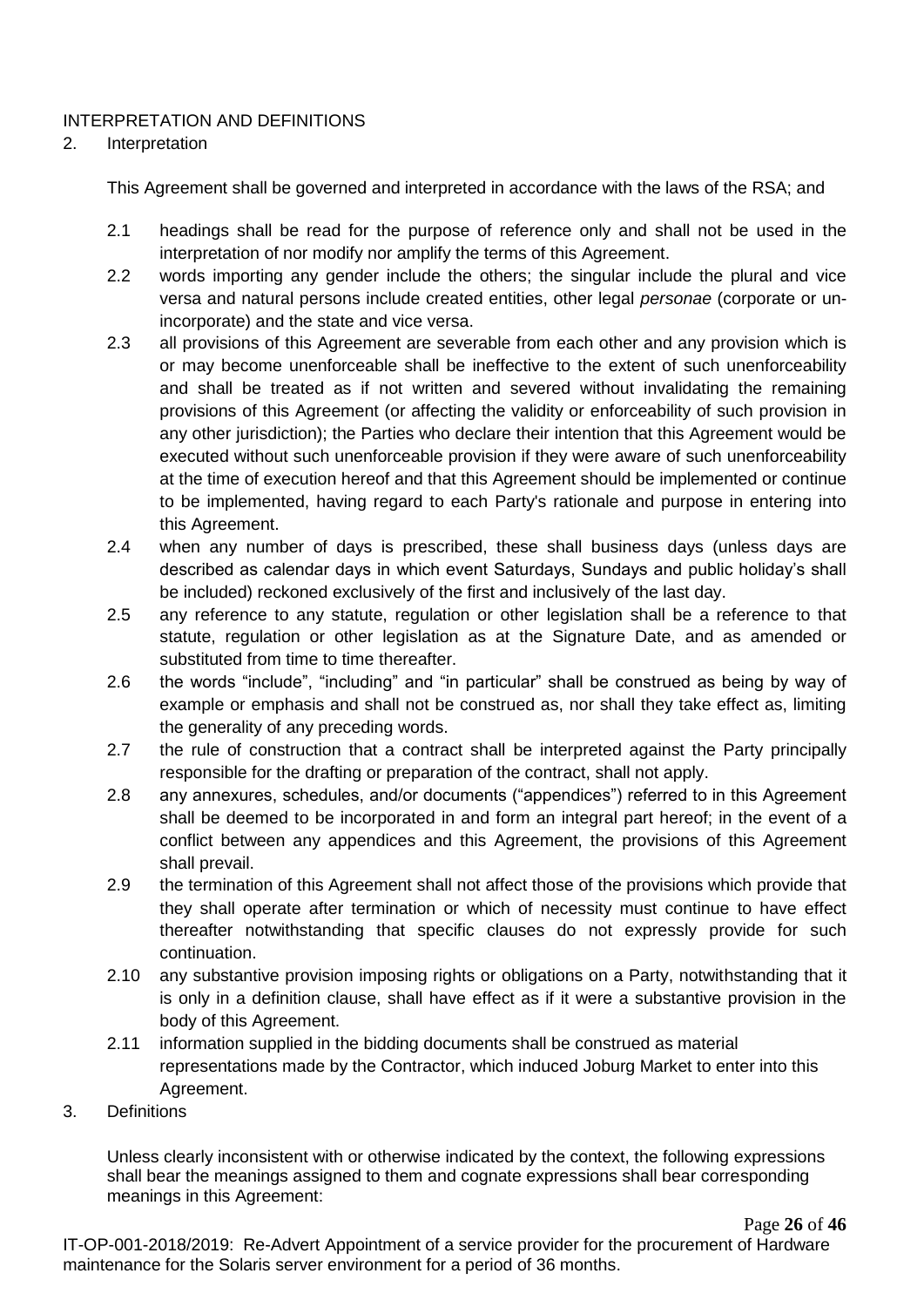INTERPRETATION AND DEFINITIONS

2. Interpretation

This Agreement shall be governed and interpreted in accordance with the laws of the RSA; and

2.1 headings shall be read for the purpose of reference only and shall not be used in the interpretation of nor modify nor amplify the terms of this Agreement.

2.2 words importing any gender include the others; the singular include the plural and vice versa and natural persons include created entities, other legal *personae* (corporate or un-incorporate) and the state and vice versa.

2.3 all provisions of this Agreement are severable from each other and any provision which is or may become unenforceable shall be ineffective to the extent of such unenforceability and shall be treated as if not written and severed without invalidating the remaining provisions of this Agreement (or affecting the validity or enforceability of such provision in any other jurisdiction); the Parties who declare their intention that this Agreement would be executed without such unenforceable provision if they were aware of such unenforceability at the time of execution hereof and that this Agreement should be implemented or continue to be implemented, having regard to each Party's rationale and purpose in entering into this Agreement.

2.4 when any number of days is prescribed, these shall business days (unless days are described as calendar days in which event Saturdays, Sundays and public holiday's shall be included) reckoned exclusively of the first and inclusively of the last day.

2.5 any reference to any statute, regulation or other legislation shall be a reference to that statute, regulation or other legislation as at the Signature Date, and as amended or substituted from time to time thereafter.

2.6 the words "include", "including" and "in particular" shall be construed as being by way of example or emphasis and shall not be construed as, nor shall they take effect as, limiting the generality of any preceding words.

2.7 the rule of construction that a contract shall be interpreted against the Party principally responsible for the drafting or preparation of the contract, shall not apply.

2.8 any annexures, schedules, and/or documents ("appendices") referred to in this Agreement shall be deemed to be incorporated in and form an integral part hereof; in the event of a conflict between any appendices and this Agreement, the provisions of this Agreement shall prevail.

2.9 the termination of this Agreement shall not affect those of the provisions which provide that they shall operate after termination or which of necessity must continue to have effect thereafter notwithstanding that specific clauses do not expressly provide for such continuation.

2.10 any substantive provision imposing rights or obligations on a Party, notwithstanding that it is only in a definition clause, shall have effect as if it were a substantive provision in the body of this Agreement.

2.11 information supplied in the bidding documents shall be construed as material representations made by the Contractor, which induced Joburg Market to enter into this Agreement.

3. Definitions

Unless clearly inconsistent with or otherwise indicated by the context, the following expressions shall bear the meanings assigned to them and cognate expressions shall bear corresponding meanings in this Agreement: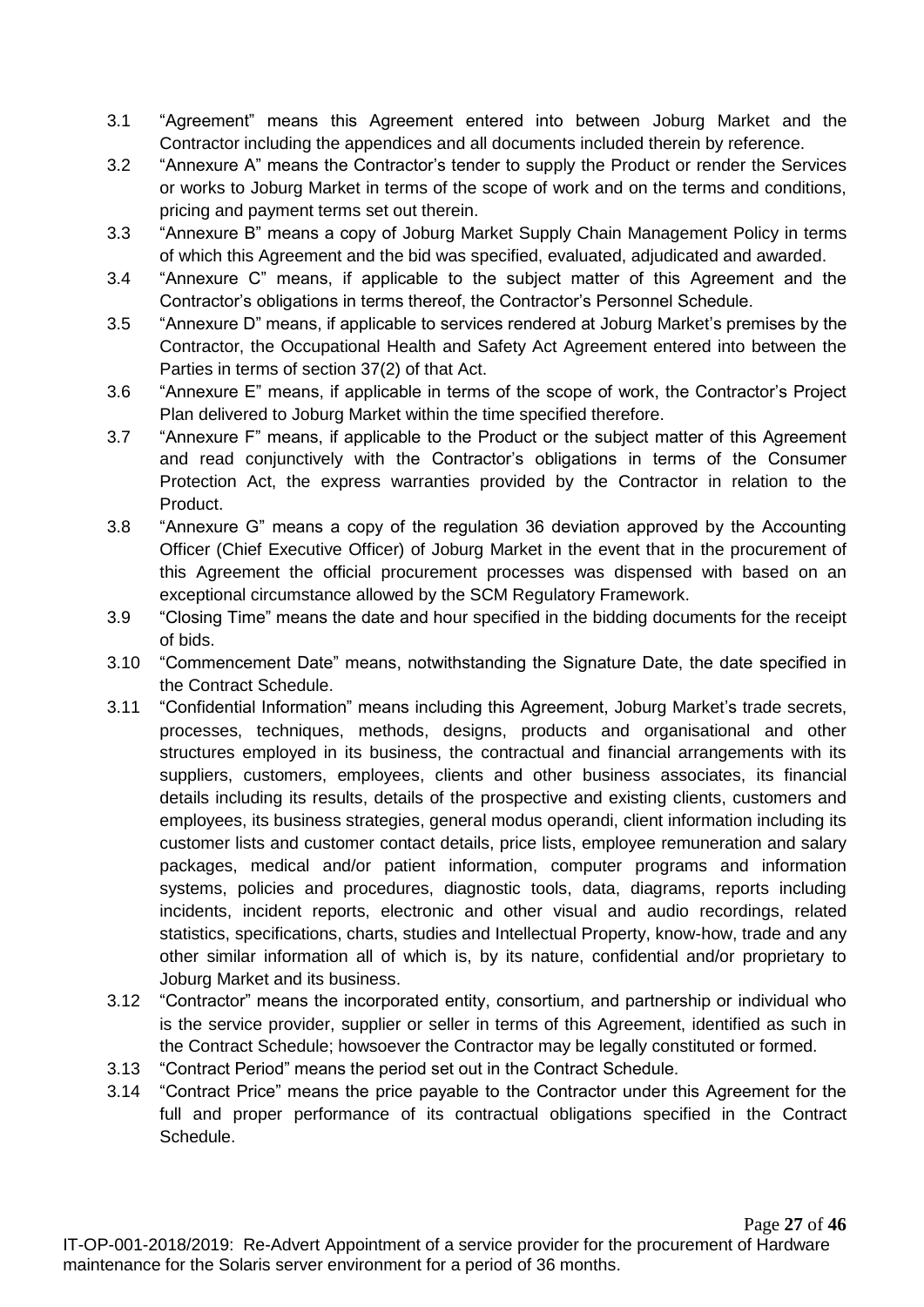3.1 "Agreement" means this Agreement entered into between Joburg Market and the Contractor including the appendices and all documents included therein by reference.

3.2 "Annexure A" means the Contractor's tender to supply the Product or render the Services or works to Joburg Market in terms of the scope of work and on the terms and conditions, pricing and payment terms set out therein.

3.3 "Annexure B" means a copy of Joburg Market Supply Chain Management Policy in terms of which this Agreement and the bid was specified, evaluated, adjudicated and awarded.

3.4 "Annexure C" means, if applicable to the subject matter of this Agreement and the Contractor's obligations in terms thereof, the Contractor's Personnel Schedule.

3.5 "Annexure D" means, if applicable to services rendered at Joburg Market's premises by the Contractor, the Occupational Health and Safety Act Agreement entered into between the Parties in terms of section 37(2) of that Act.

3.6 "Annexure E" means, if applicable in terms of the scope of work, the Contractor's Project Plan delivered to Joburg Market within the time specified therefore.

3.7 "Annexure F" means, if applicable to the Product or the subject matter of this Agreement and read conjunctively with the Contractor's obligations in terms of the Consumer Protection Act, the express warranties provided by the Contractor in relation to the Product.

3.8 "Annexure G" means a copy of the regulation 36 deviation approved by the Accounting Officer (Chief Executive Officer) of Joburg Market in the event that in the procurement of this Agreement the official procurement processes was dispensed with based on an exceptional circumstance allowed by the SCM Regulatory Framework.

3.9 "Closing Time" means the date and hour specified in the bidding documents for the receipt of bids.

3.10 "Commencement Date" means, notwithstanding the Signature Date, the date specified in the Contract Schedule.

3.11 "Confidential Information" means including this Agreement, Joburg Market's trade secrets, processes, techniques, methods, designs, products and organisational and other structures employed in its business, the contractual and financial arrangements with its suppliers, customers, employees, clients and other business associates, its financial details including its results, details of the prospective and existing clients, customers and employees, its business strategies, general modus operandi, client information including its customer lists and customer contact details, price lists, employee remuneration and salary packages, medical and/or patient information, computer programs and information systems, policies and procedures, diagnostic tools, data, diagrams, reports including incidents, incident reports, electronic and other visual and audio recordings, related statistics, specifications, charts, studies and Intellectual Property, know-how, trade and any other similar information all of which is, by its nature, confidential and/or proprietary to Joburg Market and its business.

3.12 "Contractor" means the incorporated entity, consortium, and partnership or individual who is the service provider, supplier or seller in terms of this Agreement, identified as such in the Contract Schedule; howsoever the Contractor may be legally constituted or formed.

3.13 "Contract Period" means the period set out in the Contract Schedule.

3.14 "Contract Price" means the price payable to the Contractor under this Agreement for the full and proper performance of its contractual obligations specified in the Contract Schedule.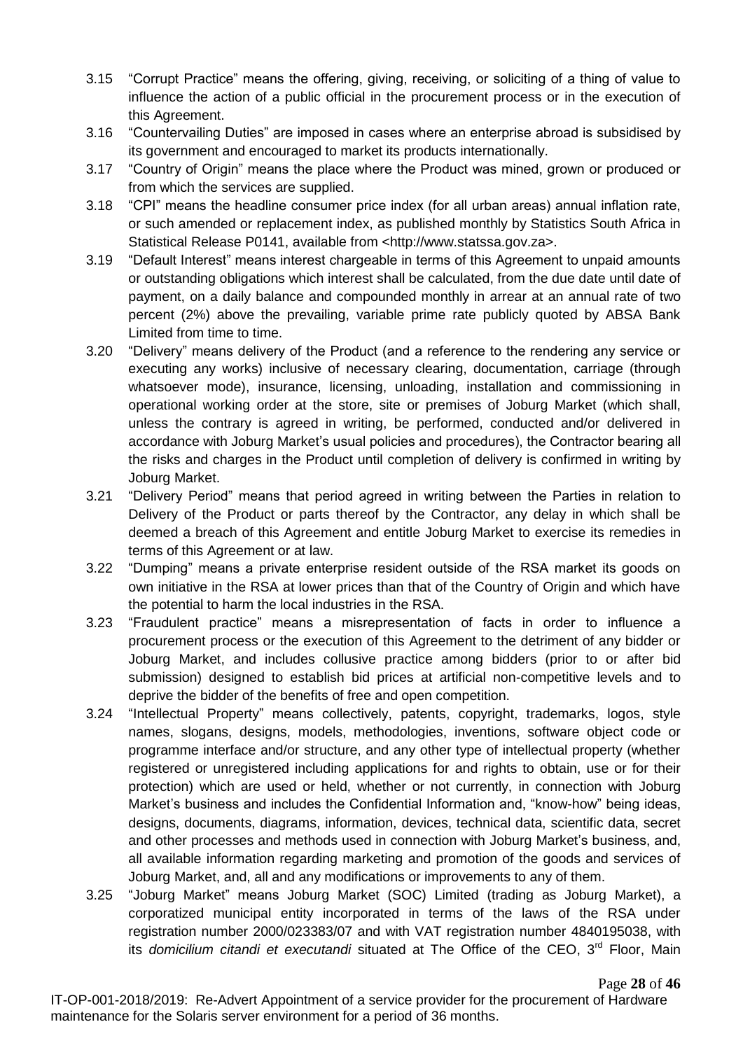3.15 "Corrupt Practice" means the offering, giving, receiving, or soliciting of a thing of value to influence the action of a public official in the procurement process or in the execution of this Agreement.

3.16 "Countervailing Duties" are imposed in cases where an enterprise abroad is subsidised by its government and encouraged to market its products internationally.

3.17 "Country of Origin" means the place where the Product was mined, grown or produced or from which the services are supplied.

3.18 "CPI" means the headline consumer price index (for all urban areas) annual inflation rate, or such amended or replacement index, as published monthly by Statistics South Africa in Statistical Release P0141, available from <http://www.statssa.gov.za>.

3.19 "Default Interest" means interest chargeable in terms of this Agreement to unpaid amounts or outstanding obligations which interest shall be calculated, from the due date until date of payment, on a daily balance and compounded monthly in arrear at an annual rate of two percent (2%) above the prevailing, variable prime rate publicly quoted by ABSA Bank Limited from time to time.

3.20 "Delivery" means delivery of the Product (and a reference to the rendering any service or executing any works) inclusive of necessary clearing, documentation, carriage (through whatsoever mode), insurance, licensing, unloading, installation and commissioning in operational working order at the store, site or premises of Joburg Market (which shall, unless the contrary is agreed in writing, be performed, conducted and/or delivered in accordance with Joburg Market's usual policies and procedures), the Contractor bearing all the risks and charges in the Product until completion of delivery is confirmed in writing by Joburg Market.

3.21 "Delivery Period" means that period agreed in writing between the Parties in relation to Delivery of the Product or parts thereof by the Contractor, any delay in which shall be deemed a breach of this Agreement and entitle Joburg Market to exercise its remedies in terms of this Agreement or at law.

3.22 "Dumping" means a private enterprise resident outside of the RSA market its goods on own initiative in the RSA at lower prices than that of the Country of Origin and which have the potential to harm the local industries in the RSA.

3.23 "Fraudulent practice" means a misrepresentation of facts in order to influence a procurement process or the execution of this Agreement to the detriment of any bidder or Joburg Market, and includes collusive practice among bidders (prior to or after bid submission) designed to establish bid prices at artificial non-competitive levels and to deprive the bidder of the benefits of free and open competition.

3.24 "Intellectual Property" means collectively, patents, copyright, trademarks, logos, style names, slogans, designs, models, methodologies, inventions, software object code or programme interface and/or structure, and any other type of intellectual property (whether registered or unregistered including applications for and rights to obtain, use or for their protection) which are used or held, whether or not currently, in connection with Joburg Market's business and includes the Confidential Information and, "know-how" being ideas, designs, documents, diagrams, information, devices, technical data, scientific data, secret and other processes and methods used in connection with Joburg Market's business, and, all available information regarding marketing and promotion of the goods and services of Joburg Market, and, all and any modifications or improvements to any of them.

3.25 "Joburg Market" means Joburg Market (SOC) Limited (trading as Joburg Market), a corporatized municipal entity incorporated in terms of the laws of the RSA under registration number 2000/023383/07 and with VAT registration number 4840195038, with its *domicilium citandi et executandi* situated at The Office of the CEO, 3rd Floor, Main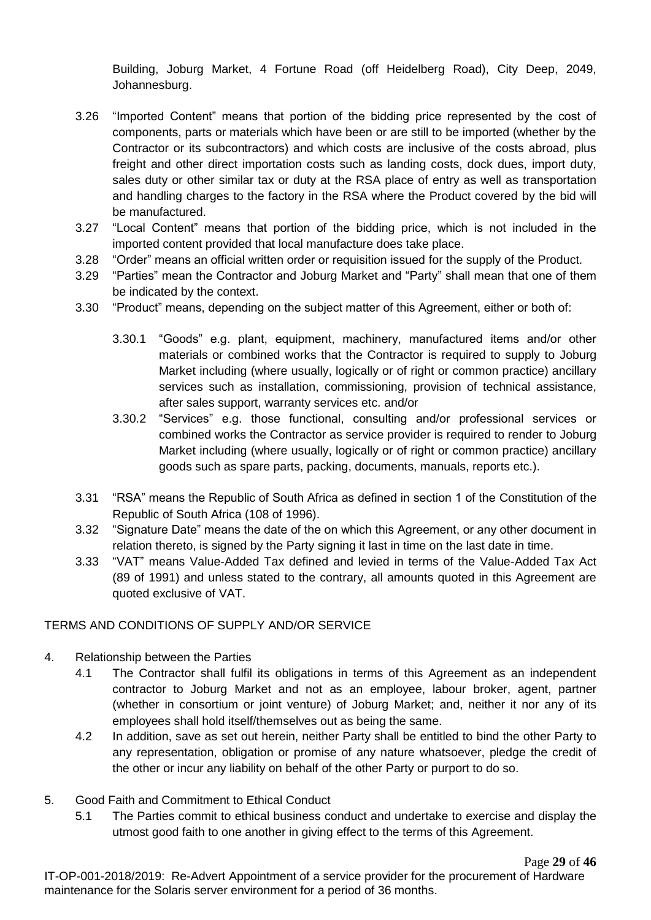Building, Joburg Market, 4 Fortune Road (off Heidelberg Road), City Deep, 2049, Johannesburg.

3.26 "Imported Content" means that portion of the bidding price represented by the cost of components, parts or materials which have been or are still to be imported (whether by the Contractor or its subcontractors) and which costs are inclusive of the costs abroad, plus freight and other direct importation costs such as landing costs, dock dues, import duty, sales duty or other similar tax or duty at the RSA place of entry as well as transportation and handling charges to the factory in the RSA where the Product covered by the bid will be manufactured.

3.27 "Local Content" means that portion of the bidding price, which is not included in the imported content provided that local manufacture does take place.

3.28 "Order" means an official written order or requisition issued for the supply of the Product.

3.29 "Parties" mean the Contractor and Joburg Market and "Party" shall mean that one of them be indicated by the context.

3.30 "Product" means, depending on the subject matter of this Agreement, either or both of:

3.30.1 "Goods" e.g. plant, equipment, machinery, manufactured items and/or other materials or combined works that the Contractor is required to supply to Joburg Market including (where usually, logically or of right or common practice) ancillary services such as installation, commissioning, provision of technical assistance, after sales support, warranty services etc. and/or

3.30.2 "Services" e.g. those functional, consulting and/or professional services or combined works the Contractor as service provider is required to render to Joburg Market including (where usually, logically or of right or common practice) ancillary goods such as spare parts, packing, documents, manuals, reports etc.).

3.31 "RSA" means the Republic of South Africa as defined in section 1 of the Constitution of the Republic of South Africa (108 of 1996).

3.32 "Signature Date" means the date of the on which this Agreement, or any other document in relation thereto, is signed by the Party signing it last in time on the last date in time.

3.33 "VAT" means Value-Added Tax defined and levied in terms of the Value-Added Tax Act (89 of 1991) and unless stated to the contrary, all amounts quoted in this Agreement are quoted exclusive of VAT.

## TERMS AND CONDITIONS OF SUPPLY AND/OR SERVICE

4. Relationship between the Parties

4.1 The Contractor shall fulfil its obligations in terms of this Agreement as an independent contractor to Joburg Market and not as an employee, labour broker, agent, partner (whether in consortium or joint venture) of Joburg Market; and, neither it nor any of its employees shall hold itself/themselves out as being the same.

4.2 In addition, save as set out herein, neither Party shall be entitled to bind the other Party to any representation, obligation or promise of any nature whatsoever, pledge the credit of the other or incur any liability on behalf of the other Party or purport to do so.

5. Good Faith and Commitment to Ethical Conduct

5.1 The Parties commit to ethical business conduct and undertake to exercise and display the utmost good faith to one another in giving effect to the terms of this Agreement.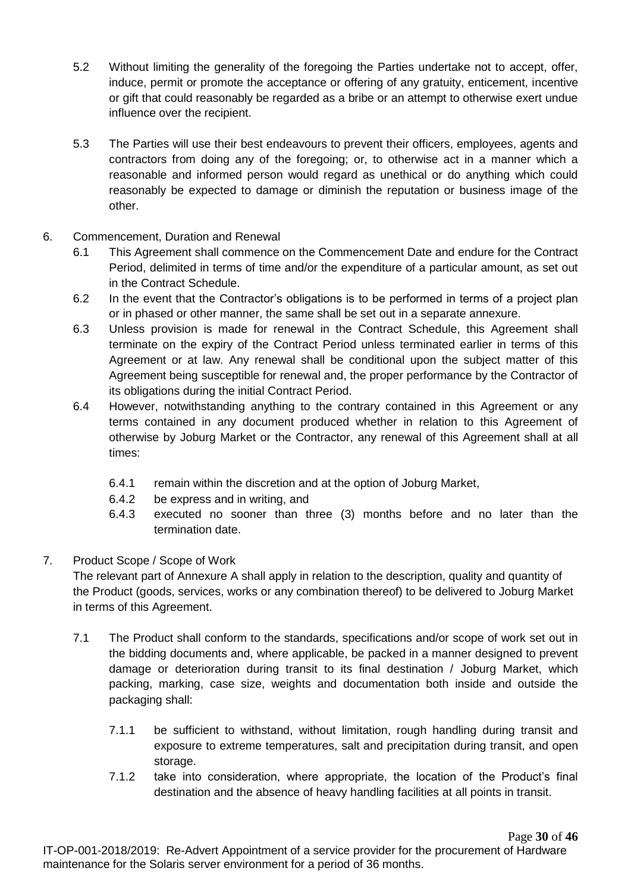5.2 Without limiting the generality of the foregoing the Parties undertake not to accept, offer, induce, permit or promote the acceptance or offering of any gratuity, enticement, incentive or gift that could reasonably be regarded as a bribe or an attempt to otherwise exert undue influence over the recipient.

5.3 The Parties will use their best endeavours to prevent their officers, employees, agents and contractors from doing any of the foregoing; or, to otherwise act in a manner which a reasonable and informed person would regard as unethical or do anything which could reasonably be expected to damage or diminish the reputation or business image of the other.

6. Commencement, Duration and Renewal

6.1 This Agreement shall commence on the Commencement Date and endure for the Contract Period, delimited in terms of time and/or the expenditure of a particular amount, as set out in the Contract Schedule.

6.2 In the event that the Contractor's obligations is to be performed in terms of a project plan or in phased or other manner, the same shall be set out in a separate annexure.

6.3 Unless provision is made for renewal in the Contract Schedule, this Agreement shall terminate on the expiry of the Contract Period unless terminated earlier in terms of this Agreement or at law. Any renewal shall be conditional upon the subject matter of this Agreement being susceptible for renewal and, the proper performance by the Contractor of its obligations during the initial Contract Period.

6.4 However, notwithstanding anything to the contrary contained in this Agreement or any terms contained in any document produced whether in relation to this Agreement of otherwise by Joburg Market or the Contractor, any renewal of this Agreement shall at all times:

6.4.1 remain within the discretion and at the option of Joburg Market,

6.4.2 be express and in writing, and

6.4.3 executed no sooner than three (3) months before and no later than the termination date.

7. Product Scope / Scope of Work

The relevant part of Annexure A shall apply in relation to the description, quality and quantity of the Product (goods, services, works or any combination thereof) to be delivered to Joburg Market in terms of this Agreement.

7.1 The Product shall conform to the standards, specifications and/or scope of work set out in the bidding documents and, where applicable, be packed in a manner designed to prevent damage or deterioration during transit to its final destination / Joburg Market, which packing, marking, case size, weights and documentation both inside and outside the packaging shall:

7.1.1 be sufficient to withstand, without limitation, rough handling during transit and exposure to extreme temperatures, salt and precipitation during transit, and open storage.

7.1.2 take into consideration, where appropriate, the location of the Product's final destination and the absence of heavy handling facilities at all points in transit.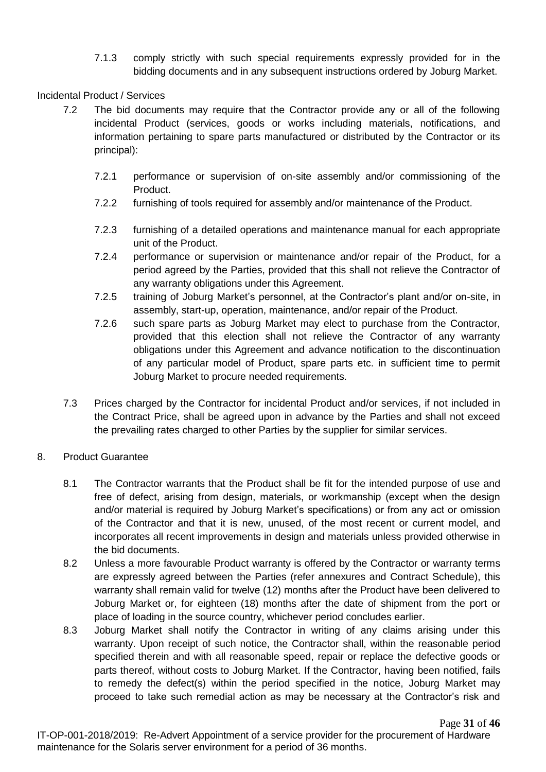7.1.3 comply strictly with such special requirements expressly provided for in the bidding documents and in any subsequent instructions ordered by Joburg Market.

Incidental Product / Services

7.2 The bid documents may require that the Contractor provide any or all of the following incidental Product (services, goods or works including materials, notifications, and information pertaining to spare parts manufactured or distributed by the Contractor or its principal):

7.2.1 performance or supervision of on-site assembly and/or commissioning of the Product.

7.2.2 furnishing of tools required for assembly and/or maintenance of the Product.

7.2.3 furnishing of a detailed operations and maintenance manual for each appropriate unit of the Product.

7.2.4 performance or supervision or maintenance and/or repair of the Product, for a period agreed by the Parties, provided that this shall not relieve the Contractor of any warranty obligations under this Agreement.

7.2.5 training of Joburg Market's personnel, at the Contractor's plant and/or on-site, in assembly, start-up, operation, maintenance, and/or repair of the Product.

7.2.6 such spare parts as Joburg Market may elect to purchase from the Contractor, provided that this election shall not relieve the Contractor of any warranty obligations under this Agreement and advance notification to the discontinuation of any particular model of Product, spare parts etc. in sufficient time to permit Joburg Market to procure needed requirements.

7.3 Prices charged by the Contractor for incidental Product and/or services, if not included in the Contract Price, shall be agreed upon in advance by the Parties and shall not exceed the prevailing rates charged to other Parties by the supplier for similar services.

8. Product Guarantee

8.1 The Contractor warrants that the Product shall be fit for the intended purpose of use and free of defect, arising from design, materials, or workmanship (except when the design and/or material is required by Joburg Market's specifications) or from any act or omission of the Contractor and that it is new, unused, of the most recent or current model, and incorporates all recent improvements in design and materials unless provided otherwise in the bid documents.

8.2 Unless a more favourable Product warranty is offered by the Contractor or warranty terms are expressly agreed between the Parties (refer annexures and Contract Schedule), this warranty shall remain valid for twelve (12) months after the Product have been delivered to Joburg Market or, for eighteen (18) months after the date of shipment from the port or place of loading in the source country, whichever period concludes earlier.

8.3 Joburg Market shall notify the Contractor in writing of any claims arising under this warranty. Upon receipt of such notice, the Contractor shall, within the reasonable period specified therein and with all reasonable speed, repair or replace the defective goods or parts thereof, without costs to Joburg Market. If the Contractor, having been notified, fails to remedy the defect(s) within the period specified in the notice, Joburg Market may proceed to take such remedial action as may be necessary at the Contractor's risk and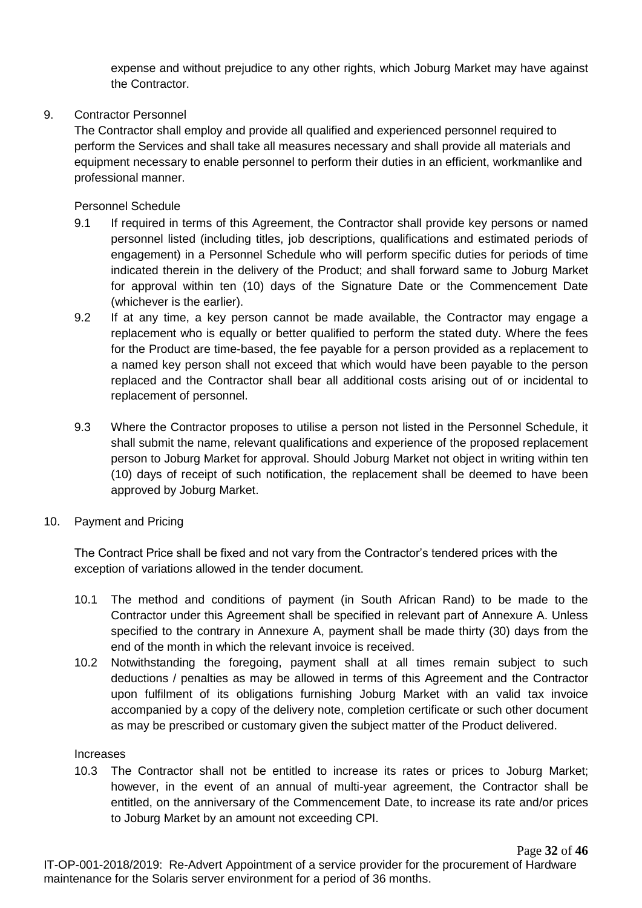expense and without prejudice to any other rights, which Joburg Market may have against the Contractor.

9. Contractor Personnel

The Contractor shall employ and provide all qualified and experienced personnel required to perform the Services and shall take all measures necessary and shall provide all materials and equipment necessary to enable personnel to perform their duties in an efficient, workmanlike and professional manner.

Personnel Schedule

9.1 If required in terms of this Agreement, the Contractor shall provide key persons or named personnel listed (including titles, job descriptions, qualifications and estimated periods of engagement) in a Personnel Schedule who will perform specific duties for periods of time indicated therein in the delivery of the Product; and shall forward same to Joburg Market for approval within ten (10) days of the Signature Date or the Commencement Date (whichever is the earlier).

9.2 If at any time, a key person cannot be made available, the Contractor may engage a replacement who is equally or better qualified to perform the stated duty. Where the fees for the Product are time-based, the fee payable for a person provided as a replacement to a named key person shall not exceed that which would have been payable to the person replaced and the Contractor shall bear all additional costs arising out of or incidental to replacement of personnel.

9.3 Where the Contractor proposes to utilise a person not listed in the Personnel Schedule, it shall submit the name, relevant qualifications and experience of the proposed replacement person to Joburg Market for approval. Should Joburg Market not object in writing within ten (10) days of receipt of such notification, the replacement shall be deemed to have been approved by Joburg Market.

10. Payment and Pricing

The Contract Price shall be fixed and not vary from the Contractor's tendered prices with the exception of variations allowed in the tender document.

10.1 The method and conditions of payment (in South African Rand) to be made to the Contractor under this Agreement shall be specified in relevant part of Annexure A. Unless specified to the contrary in Annexure A, payment shall be made thirty (30) days from the end of the month in which the relevant invoice is received.

10.2 Notwithstanding the foregoing, payment shall at all times remain subject to such deductions / penalties as may be allowed in terms of this Agreement and the Contractor upon fulfilment of its obligations furnishing Joburg Market with an valid tax invoice accompanied by a copy of the delivery note, completion certificate or such other document as may be prescribed or customary given the subject matter of the Product delivered.

Increases

10.3 The Contractor shall not be entitled to increase its rates or prices to Joburg Market; however, in the event of an annual of multi-year agreement, the Contractor shall be entitled, on the anniversary of the Commencement Date, to increase its rate and/or prices to Joburg Market by an amount not exceeding CPI.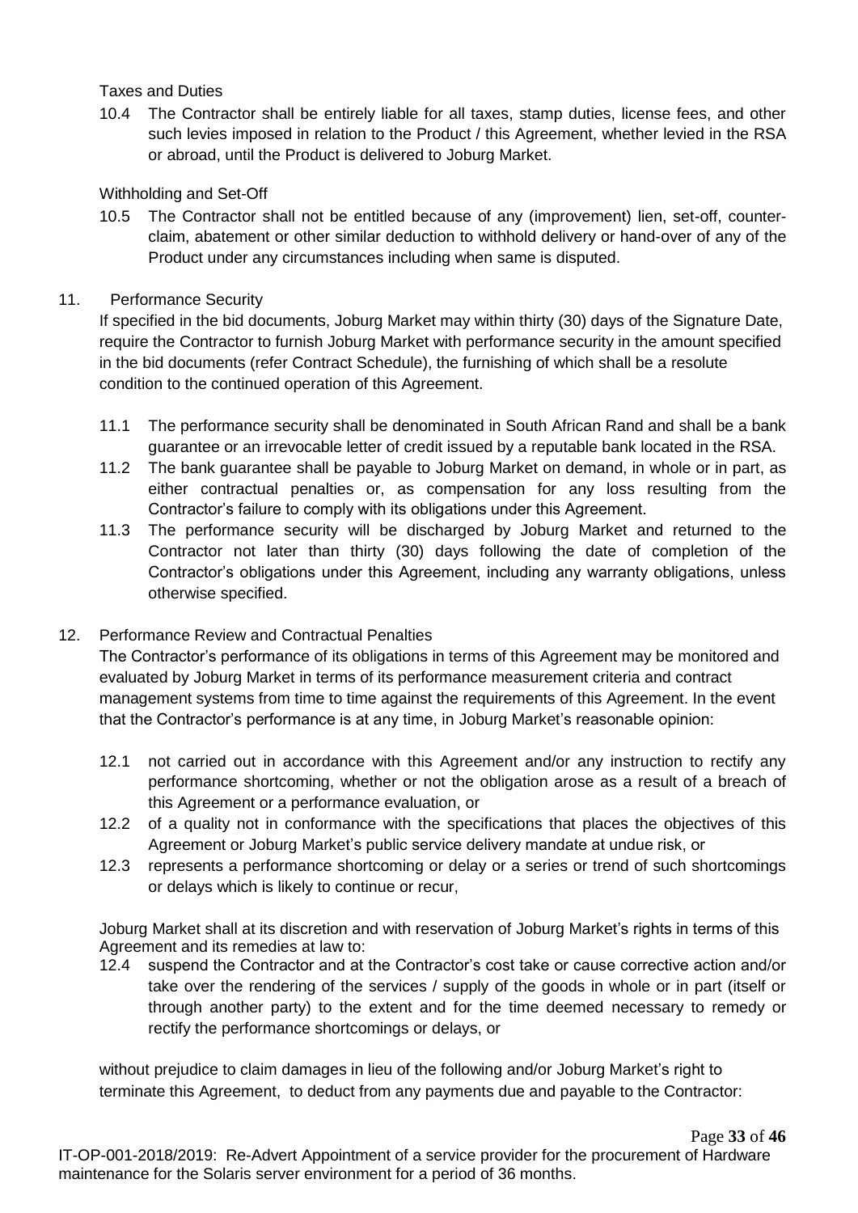Taxes and Duties

10.4 The Contractor shall be entirely liable for all taxes, stamp duties, license fees, and other such levies imposed in relation to the Product / this Agreement, whether levied in the RSA or abroad, until the Product is delivered to Joburg Market.

Withholding and Set-Off

10.5 The Contractor shall not be entitled because of any (improvement) lien, set-off, counter-claim, abatement or other similar deduction to withhold delivery or hand-over of any of the Product under any circumstances including when same is disputed.

## 11. Performance Security

If specified in the bid documents, Joburg Market may within thirty (30) days of the Signature Date, require the Contractor to furnish Joburg Market with performance security in the amount specified in the bid documents (refer Contract Schedule), the furnishing of which shall be a resolute condition to the continued operation of this Agreement.

11.1 The performance security shall be denominated in South African Rand and shall be a bank guarantee or an irrevocable letter of credit issued by a reputable bank located in the RSA.

11.2 The bank guarantee shall be payable to Joburg Market on demand, in whole or in part, as either contractual penalties or, as compensation for any loss resulting from the Contractor's failure to comply with its obligations under this Agreement.

11.3 The performance security will be discharged by Joburg Market and returned to the Contractor not later than thirty (30) days following the date of completion of the Contractor's obligations under this Agreement, including any warranty obligations, unless otherwise specified.

## 12. Performance Review and Contractual Penalties

The Contractor's performance of its obligations in terms of this Agreement may be monitored and evaluated by Joburg Market in terms of its performance measurement criteria and contract management systems from time to time against the requirements of this Agreement. In the event that the Contractor's performance is at any time, in Joburg Market's reasonable opinion:

12.1 not carried out in accordance with this Agreement and/or any instruction to rectify any performance shortcoming, whether or not the obligation arose as a result of a breach of this Agreement or a performance evaluation, or

12.2 of a quality not in conformance with the specifications that places the objectives of this Agreement or Joburg Market's public service delivery mandate at undue risk, or

12.3 represents a performance shortcoming or delay or a series or trend of such shortcomings or delays which is likely to continue or recur,

Joburg Market shall at its discretion and with reservation of Joburg Market's rights in terms of this Agreement and its remedies at law to:

12.4 suspend the Contractor and at the Contractor's cost take or cause corrective action and/or take over the rendering of the services / supply of the goods in whole or in part (itself or through another party) to the extent and for the time deemed necessary to remedy or rectify the performance shortcomings or delays, or

without prejudice to claim damages in lieu of the following and/or Joburg Market's right to terminate this Agreement, to deduct from any payments due and payable to the Contractor:

IT-OP-001-2018/2019: Re-Advert Appointment of a service provider for the procurement of Hardware maintenance for the Solaris server environment for a period of 36 months.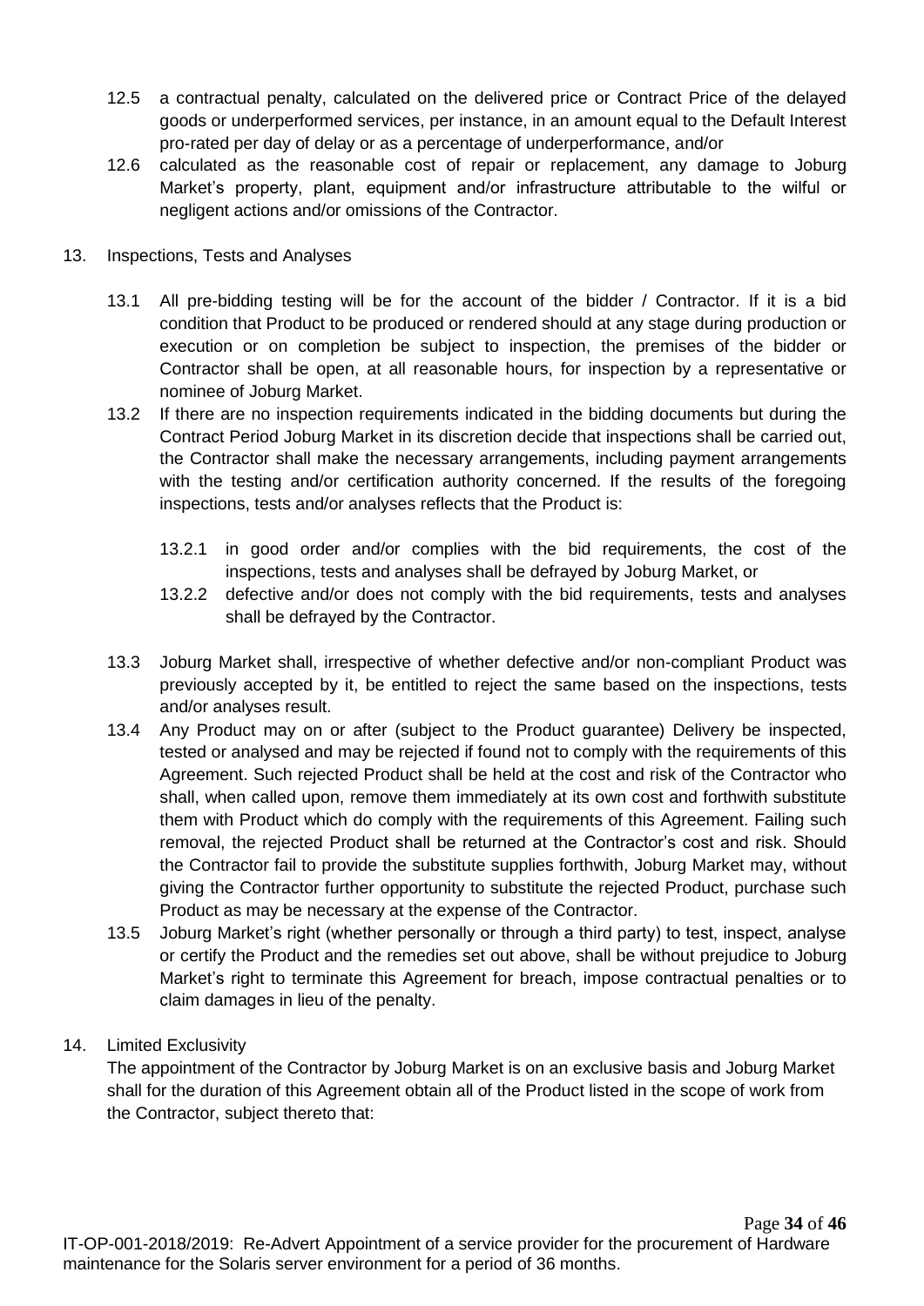12.5 a contractual penalty, calculated on the delivered price or Contract Price of the delayed goods or underperformed services, per instance, in an amount equal to the Default Interest pro-rated per day of delay or as a percentage of underperformance, and/or

12.6 calculated as the reasonable cost of repair or replacement, any damage to Joburg Market's property, plant, equipment and/or infrastructure attributable to the wilful or negligent actions and/or omissions of the Contractor.

13. Inspections, Tests and Analyses

13.1 All pre-bidding testing will be for the account of the bidder / Contractor. If it is a bid condition that Product to be produced or rendered should at any stage during production or execution or on completion be subject to inspection, the premises of the bidder or Contractor shall be open, at all reasonable hours, for inspection by a representative or nominee of Joburg Market.

13.2 If there are no inspection requirements indicated in the bidding documents but during the Contract Period Joburg Market in its discretion decide that inspections shall be carried out, the Contractor shall make the necessary arrangements, including payment arrangements with the testing and/or certification authority concerned. If the results of the foregoing inspections, tests and/or analyses reflects that the Product is:

13.2.1 in good order and/or complies with the bid requirements, the cost of the inspections, tests and analyses shall be defrayed by Joburg Market, or

13.2.2 defective and/or does not comply with the bid requirements, tests and analyses shall be defrayed by the Contractor.

13.3 Joburg Market shall, irrespective of whether defective and/or non-compliant Product was previously accepted by it, be entitled to reject the same based on the inspections, tests and/or analyses result.

13.4 Any Product may on or after (subject to the Product guarantee) Delivery be inspected, tested or analysed and may be rejected if found not to comply with the requirements of this Agreement. Such rejected Product shall be held at the cost and risk of the Contractor who shall, when called upon, remove them immediately at its own cost and forthwith substitute them with Product which do comply with the requirements of this Agreement. Failing such removal, the rejected Product shall be returned at the Contractor's cost and risk. Should the Contractor fail to provide the substitute supplies forthwith, Joburg Market may, without giving the Contractor further opportunity to substitute the rejected Product, purchase such Product as may be necessary at the expense of the Contractor.

13.5 Joburg Market's right (whether personally or through a third party) to test, inspect, analyse or certify the Product and the remedies set out above, shall be without prejudice to Joburg Market's right to terminate this Agreement for breach, impose contractual penalties or to claim damages in lieu of the penalty.

14. Limited Exclusivity

The appointment of the Contractor by Joburg Market is on an exclusive basis and Joburg Market shall for the duration of this Agreement obtain all of the Product listed in the scope of work from the Contractor, subject thereto that: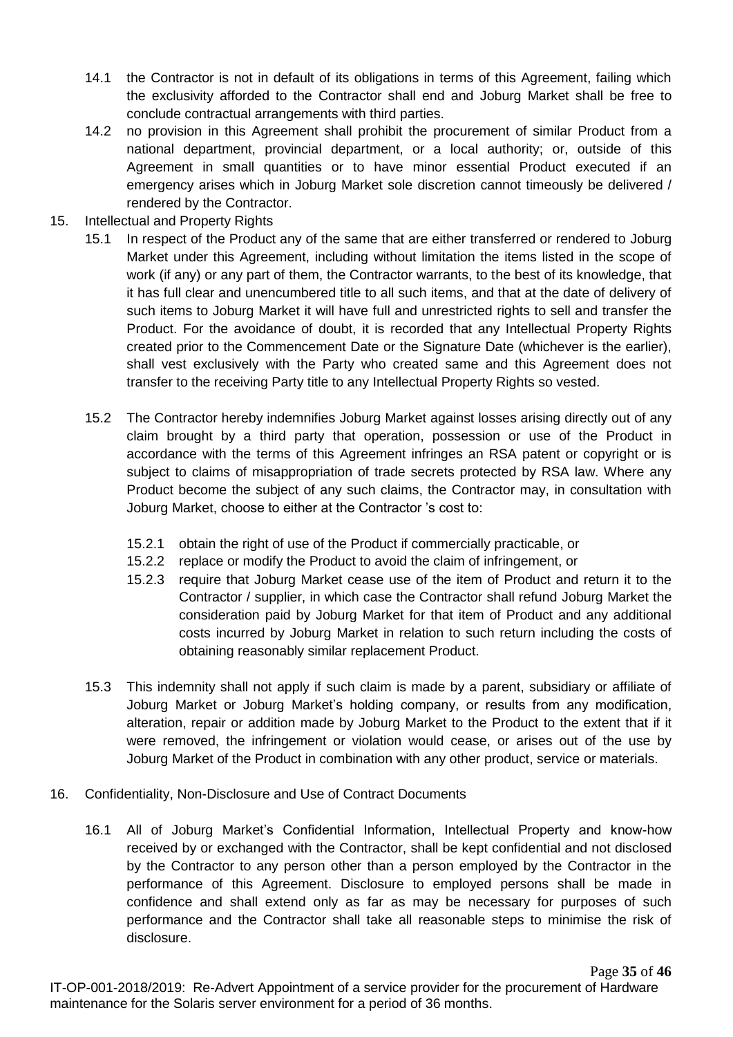14.1 the Contractor is not in default of its obligations in terms of this Agreement, failing which the exclusivity afforded to the Contractor shall end and Joburg Market shall be free to conclude contractual arrangements with third parties.

14.2 no provision in this Agreement shall prohibit the procurement of similar Product from a national department, provincial department, or a local authority; or, outside of this Agreement in small quantities or to have minor essential Product executed if an emergency arises which in Joburg Market sole discretion cannot timeously be delivered / rendered by the Contractor.

15. Intellectual and Property Rights

15.1 In respect of the Product any of the same that are either transferred or rendered to Joburg Market under this Agreement, including without limitation the items listed in the scope of work (if any) or any part of them, the Contractor warrants, to the best of its knowledge, that it has full clear and unencumbered title to all such items, and that at the date of delivery of such items to Joburg Market it will have full and unrestricted rights to sell and transfer the Product. For the avoidance of doubt, it is recorded that any Intellectual Property Rights created prior to the Commencement Date or the Signature Date (whichever is the earlier), shall vest exclusively with the Party who created same and this Agreement does not transfer to the receiving Party title to any Intellectual Property Rights so vested.

15.2 The Contractor hereby indemnifies Joburg Market against losses arising directly out of any claim brought by a third party that operation, possession or use of the Product in accordance with the terms of this Agreement infringes an RSA patent or copyright or is subject to claims of misappropriation of trade secrets protected by RSA law. Where any Product become the subject of any such claims, the Contractor may, in consultation with Joburg Market, choose to either at the Contractor 's cost to:

15.2.1 obtain the right of use of the Product if commercially practicable, or

15.2.2 replace or modify the Product to avoid the claim of infringement, or

15.2.3 require that Joburg Market cease use of the item of Product and return it to the Contractor / supplier, in which case the Contractor shall refund Joburg Market the consideration paid by Joburg Market for that item of Product and any additional costs incurred by Joburg Market in relation to such return including the costs of obtaining reasonably similar replacement Product.

15.3 This indemnity shall not apply if such claim is made by a parent, subsidiary or affiliate of Joburg Market or Joburg Market's holding company, or results from any modification, alteration, repair or addition made by Joburg Market to the Product to the extent that if it were removed, the infringement or violation would cease, or arises out of the use by Joburg Market of the Product in combination with any other product, service or materials.

16. Confidentiality, Non-Disclosure and Use of Contract Documents

16.1 All of Joburg Market's Confidential Information, Intellectual Property and know-how received by or exchanged with the Contractor, shall be kept confidential and not disclosed by the Contractor to any person other than a person employed by the Contractor in the performance of this Agreement. Disclosure to employed persons shall be made in confidence and shall extend only as far as may be necessary for purposes of such performance and the Contractor shall take all reasonable steps to minimise the risk of disclosure.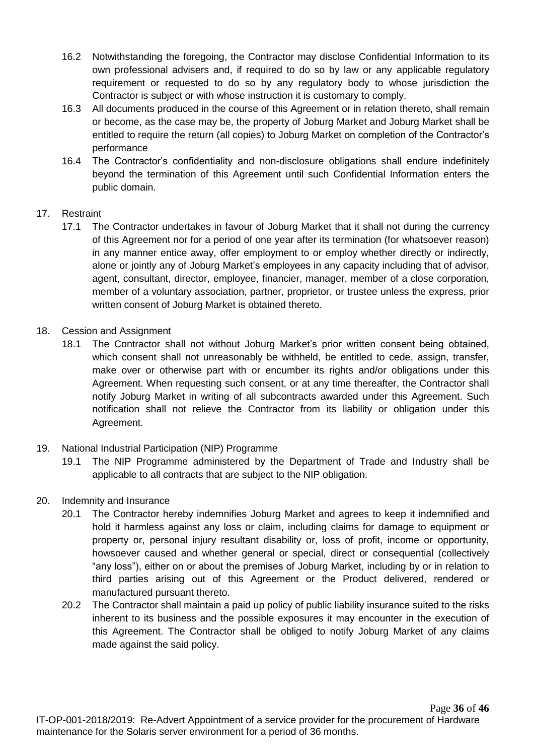16.2 Notwithstanding the foregoing, the Contractor may disclose Confidential Information to its own professional advisers and, if required to do so by law or any applicable regulatory requirement or requested to do so by any regulatory body to whose jurisdiction the Contractor is subject or with whose instruction it is customary to comply.

16.3 All documents produced in the course of this Agreement or in relation thereto, shall remain or become, as the case may be, the property of Joburg Market and Joburg Market shall be entitled to require the return (all copies) to Joburg Market on completion of the Contractor's performance

16.4 The Contractor's confidentiality and non-disclosure obligations shall endure indefinitely beyond the termination of this Agreement until such Confidential Information enters the public domain.

17. Restraint

17.1 The Contractor undertakes in favour of Joburg Market that it shall not during the currency of this Agreement nor for a period of one year after its termination (for whatsoever reason) in any manner entice away, offer employment to or employ whether directly or indirectly, alone or jointly any of Joburg Market's employees in any capacity including that of advisor, agent, consultant, director, employee, financier, manager, member of a close corporation, member of a voluntary association, partner, proprietor, or trustee unless the express, prior written consent of Joburg Market is obtained thereto.

18. Cession and Assignment

18.1 The Contractor shall not without Joburg Market's prior written consent being obtained, which consent shall not unreasonably be withheld, be entitled to cede, assign, transfer, make over or otherwise part with or encumber its rights and/or obligations under this Agreement. When requesting such consent, or at any time thereafter, the Contractor shall notify Joburg Market in writing of all subcontracts awarded under this Agreement. Such notification shall not relieve the Contractor from its liability or obligation under this Agreement.

19. National Industrial Participation (NIP) Programme

19.1 The NIP Programme administered by the Department of Trade and Industry shall be applicable to all contracts that are subject to the NIP obligation.

20. Indemnity and Insurance

20.1 The Contractor hereby indemnifies Joburg Market and agrees to keep it indemnified and hold it harmless against any loss or claim, including claims for damage to equipment or property or, personal injury resultant disability or, loss of profit, income or opportunity, howsoever caused and whether general or special, direct or consequential (collectively "any loss"), either on or about the premises of Joburg Market, including by or in relation to third parties arising out of this Agreement or the Product delivered, rendered or manufactured pursuant thereto.

20.2 The Contractor shall maintain a paid up policy of public liability insurance suited to the risks inherent to its business and the possible exposures it may encounter in the execution of this Agreement. The Contractor shall be obliged to notify Joburg Market of any claims made against the said policy.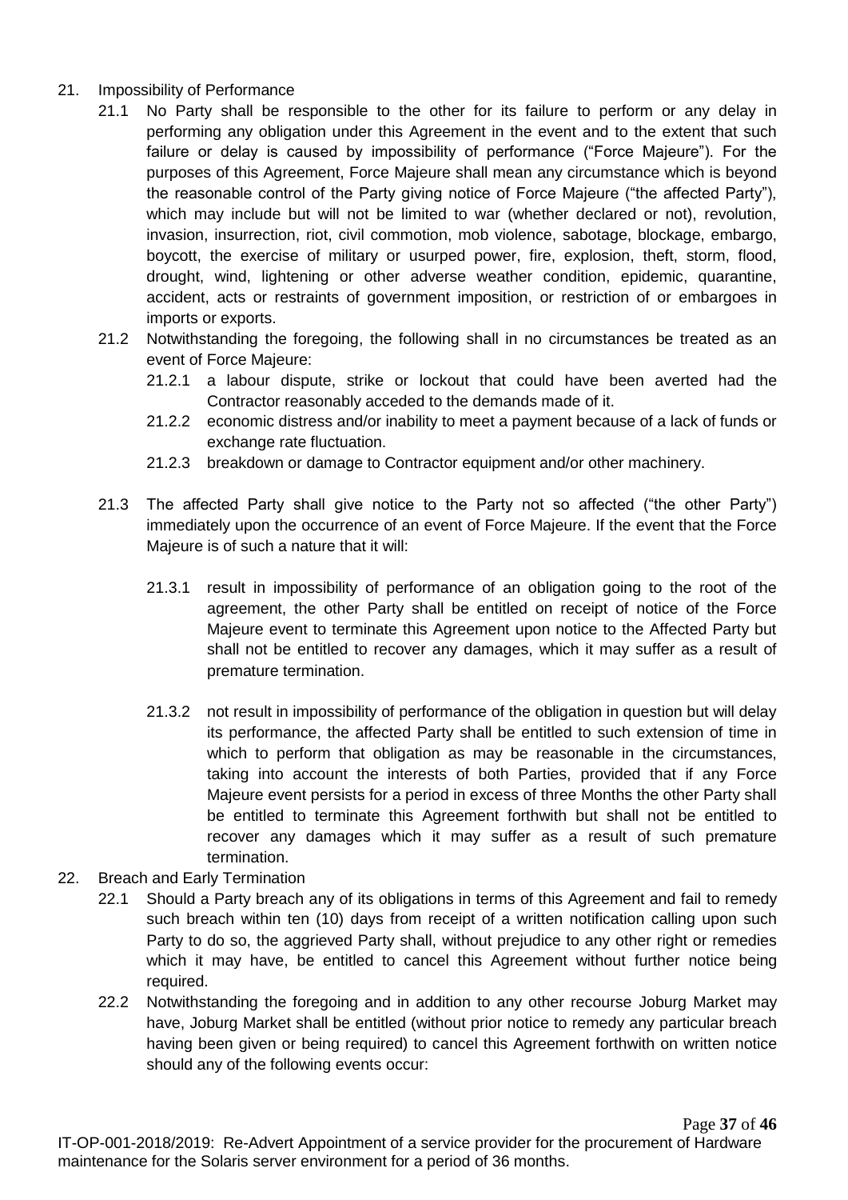21. Impossibility of Performance

    21.1 No Party shall be responsible to the other for its failure to perform or any delay in performing any obligation under this Agreement in the event and to the extent that such failure or delay is caused by impossibility of performance ("Force Majeure"). For the purposes of this Agreement, Force Majeure shall mean any circumstance which is beyond the reasonable control of the Party giving notice of Force Majeure ("the affected Party"), which may include but will not be limited to war (whether declared or not), revolution, invasion, insurrection, riot, civil commotion, mob violence, sabotage, blockage, embargo, boycott, the exercise of military or usurped power, fire, explosion, theft, storm, flood, drought, wind, lightening or other adverse weather condition, epidemic, quarantine, accident, acts or restraints of government imposition, or restriction of or embargoes in imports or exports.

    21.2 Notwithstanding the foregoing, the following shall in no circumstances be treated as an event of Force Majeure:

        21.2.1 a labour dispute, strike or lockout that could have been averted had the Contractor reasonably acceded to the demands made of it.

        21.2.2 economic distress and/or inability to meet a payment because of a lack of funds or exchange rate fluctuation.

        21.2.3 breakdown or damage to Contractor equipment and/or other machinery.

    21.3 The affected Party shall give notice to the Party not so affected ("the other Party") immediately upon the occurrence of an event of Force Majeure. If the event that the Force Majeure is of such a nature that it will:

        21.3.1 result in impossibility of performance of an obligation going to the root of the agreement, the other Party shall be entitled on receipt of notice of the Force Majeure event to terminate this Agreement upon notice to the Affected Party but shall not be entitled to recover any damages, which it may suffer as a result of premature termination.

        21.3.2 not result in impossibility of performance of the obligation in question but will delay its performance, the affected Party shall be entitled to such extension of time in which to perform that obligation as may be reasonable in the circumstances, taking into account the interests of both Parties, provided that if any Force Majeure event persists for a period in excess of three Months the other Party shall be entitled to terminate this Agreement forthwith but shall not be entitled to recover any damages which it may suffer as a result of such premature termination.

22. Breach and Early Termination

    22.1 Should a Party breach any of its obligations in terms of this Agreement and fail to remedy such breach within ten (10) days from receipt of a written notification calling upon such Party to do so, the aggrieved Party shall, without prejudice to any other right or remedies which it may have, be entitled to cancel this Agreement without further notice being required.

    22.2 Notwithstanding the foregoing and in addition to any other recourse Joburg Market may have, Joburg Market shall be entitled (without prior notice to remedy any particular breach having been given or being required) to cancel this Agreement forthwith on written notice should any of the following events occur: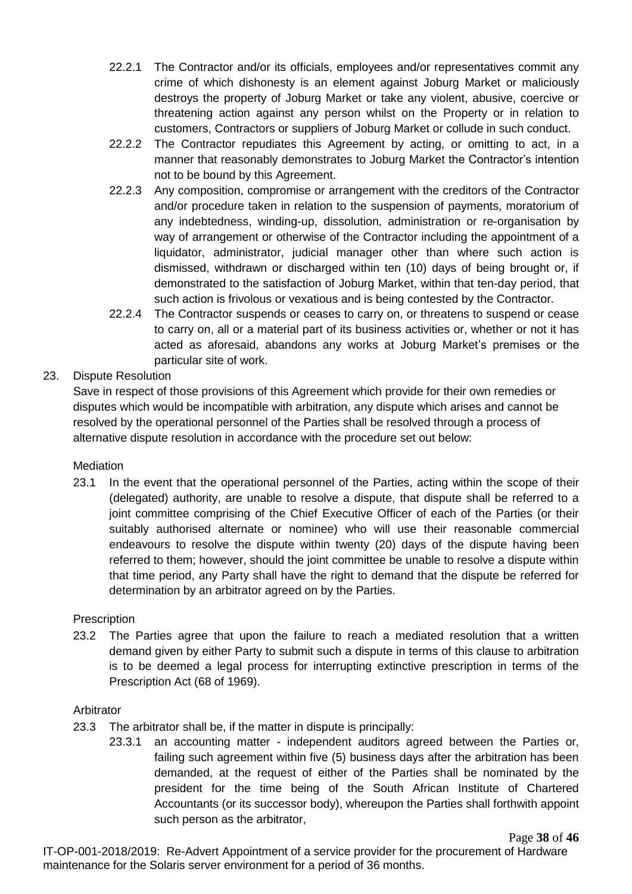22.2.1 The Contractor and/or its officials, employees and/or representatives commit any crime of which dishonesty is an element against Joburg Market or maliciously destroys the property of Joburg Market or take any violent, abusive, coercive or threatening action against any person whilst on the Property or in relation to customers, Contractors or suppliers of Joburg Market or collude in such conduct.

22.2.2 The Contractor repudiates this Agreement by acting, or omitting to act, in a manner that reasonably demonstrates to Joburg Market the Contractor's intention not to be bound by this Agreement.

22.2.3 Any composition, compromise or arrangement with the creditors of the Contractor and/or procedure taken in relation to the suspension of payments, moratorium of any indebtedness, winding-up, dissolution, administration or re-organisation by way of arrangement or otherwise of the Contractor including the appointment of a liquidator, administrator, judicial manager other than where such action is dismissed, withdrawn or discharged within ten (10) days of being brought or, if demonstrated to the satisfaction of Joburg Market, within that ten-day period, that such action is frivolous or vexatious and is being contested by the Contractor.

22.2.4 The Contractor suspends or ceases to carry on, or threatens to suspend or cease to carry on, all or a material part of its business activities or, whether or not it has acted as aforesaid, abandons any works at Joburg Market's premises or the particular site of work.

23. Dispute Resolution

Save in respect of those provisions of this Agreement which provide for their own remedies or disputes which would be incompatible with arbitration, any dispute which arises and cannot be resolved by the operational personnel of the Parties shall be resolved through a process of alternative dispute resolution in accordance with the procedure set out below:

Mediation

23.1 In the event that the operational personnel of the Parties, acting within the scope of their (delegated) authority, are unable to resolve a dispute, that dispute shall be referred to a joint committee comprising of the Chief Executive Officer of each of the Parties (or their suitably authorised alternate or nominee) who will use their reasonable commercial endeavours to resolve the dispute within twenty (20) days of the dispute having been referred to them; however, should the joint committee be unable to resolve a dispute within that time period, any Party shall have the right to demand that the dispute be referred for determination by an arbitrator agreed on by the Parties.

Prescription

23.2 The Parties agree that upon the failure to reach a mediated resolution that a written demand given by either Party to submit such a dispute in terms of this clause to arbitration is to be deemed a legal process for interrupting extinctive prescription in terms of the Prescription Act (68 of 1969).

Arbitrator

23.3 The arbitrator shall be, if the matter in dispute is principally:

23.3.1 an accounting matter - independent auditors agreed between the Parties or, failing such agreement within five (5) business days after the arbitration has been demanded, at the request of either of the Parties shall be nominated by the president for the time being of the South African Institute of Chartered Accountants (or its successor body), whereupon the Parties shall forthwith appoint such person as the arbitrator,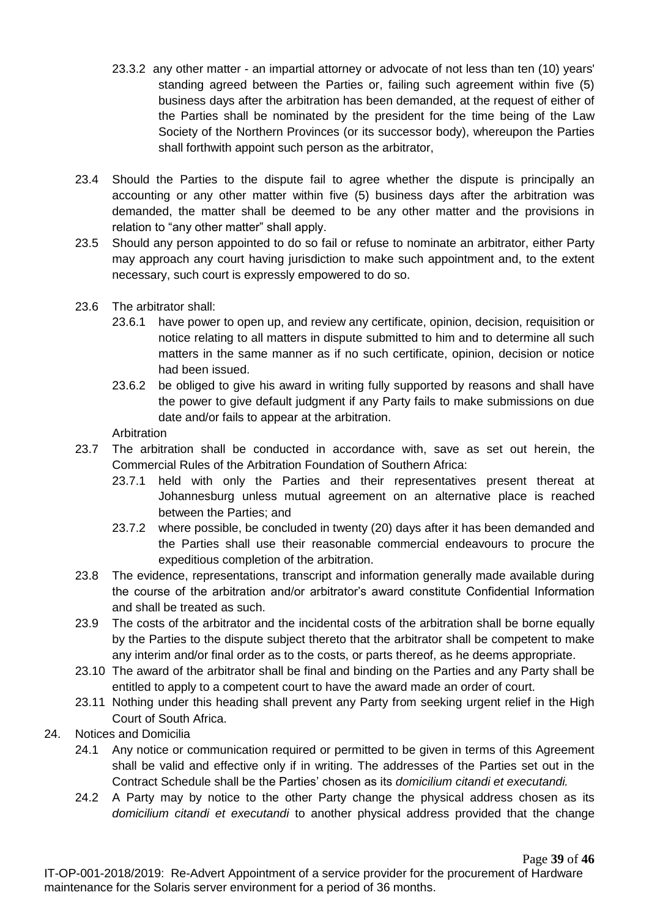23.3.2 any other matter - an impartial attorney or advocate of not less than ten (10) years' standing agreed between the Parties or, failing such agreement within five (5) business days after the arbitration has been demanded, at the request of either of the Parties shall be nominated by the president for the time being of the Law Society of the Northern Provinces (or its successor body), whereupon the Parties shall forthwith appoint such person as the arbitrator,

23.4 Should the Parties to the dispute fail to agree whether the dispute is principally an accounting or any other matter within five (5) business days after the arbitration was demanded, the matter shall be deemed to be any other matter and the provisions in relation to "any other matter" shall apply.

23.5 Should any person appointed to do so fail or refuse to nominate an arbitrator, either Party may approach any court having jurisdiction to make such appointment and, to the extent necessary, such court is expressly empowered to do so.

23.6 The arbitrator shall:

23.6.1 have power to open up, and review any certificate, opinion, decision, requisition or notice relating to all matters in dispute submitted to him and to determine all such matters in the same manner as if no such certificate, opinion, decision or notice had been issued.

23.6.2 be obliged to give his award in writing fully supported by reasons and shall have the power to give default judgment if any Party fails to make submissions on due date and/or fails to appear at the arbitration.

Arbitration

23.7 The arbitration shall be conducted in accordance with, save as set out herein, the Commercial Rules of the Arbitration Foundation of Southern Africa:

23.7.1 held with only the Parties and their representatives present thereat at Johannesburg unless mutual agreement on an alternative place is reached between the Parties; and

23.7.2 where possible, be concluded in twenty (20) days after it has been demanded and the Parties shall use their reasonable commercial endeavours to procure the expeditious completion of the arbitration.

23.8 The evidence, representations, transcript and information generally made available during the course of the arbitration and/or arbitrator's award constitute Confidential Information and shall be treated as such.

23.9 The costs of the arbitrator and the incidental costs of the arbitration shall be borne equally by the Parties to the dispute subject thereto that the arbitrator shall be competent to make any interim and/or final order as to the costs, or parts thereof, as he deems appropriate.

23.10 The award of the arbitrator shall be final and binding on the Parties and any Party shall be entitled to apply to a competent court to have the award made an order of court.

23.11 Nothing under this heading shall prevent any Party from seeking urgent relief in the High Court of South Africa.

24. Notices and Domicilia

24.1 Any notice or communication required or permitted to be given in terms of this Agreement shall be valid and effective only if in writing. The addresses of the Parties set out in the Contract Schedule shall be the Parties' chosen as its *domicilium citandi et executandi.*

24.2 A Party may by notice to the other Party change the physical address chosen as its *domicilium citandi et executandi* to another physical address provided that the change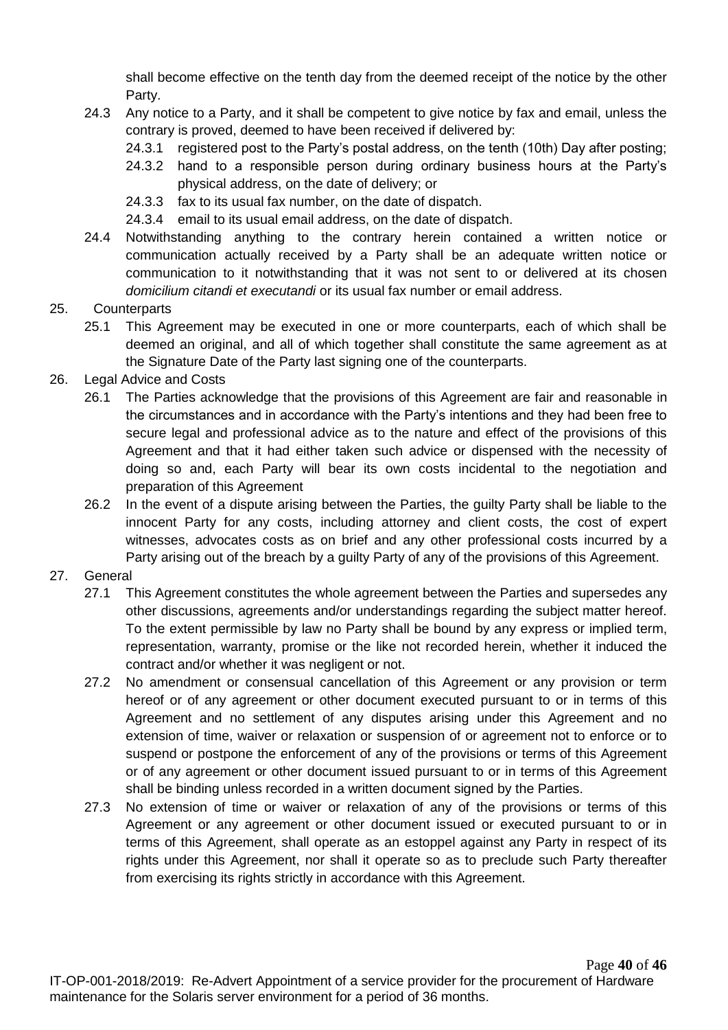shall become effective on the tenth day from the deemed receipt of the notice by the other Party.

24.3 Any notice to a Party, and it shall be competent to give notice by fax and email, unless the contrary is proved, deemed to have been received if delivered by:

24.3.1 registered post to the Party's postal address, on the tenth (10th) Day after posting;

24.3.2 hand to a responsible person during ordinary business hours at the Party's physical address, on the date of delivery; or

24.3.3 fax to its usual fax number, on the date of dispatch.

24.3.4 email to its usual email address, on the date of dispatch.

24.4 Notwithstanding anything to the contrary herein contained a written notice or communication actually received by a Party shall be an adequate written notice or communication to it notwithstanding that it was not sent to or delivered at its chosen *domicilium citandi et executandi* or its usual fax number or email address.

25. Counterparts

25.1 This Agreement may be executed in one or more counterparts, each of which shall be deemed an original, and all of which together shall constitute the same agreement as at the Signature Date of the Party last signing one of the counterparts.

26. Legal Advice and Costs

26.1 The Parties acknowledge that the provisions of this Agreement are fair and reasonable in the circumstances and in accordance with the Party's intentions and they had been free to secure legal and professional advice as to the nature and effect of the provisions of this Agreement and that it had either taken such advice or dispensed with the necessity of doing so and, each Party will bear its own costs incidental to the negotiation and preparation of this Agreement

26.2 In the event of a dispute arising between the Parties, the guilty Party shall be liable to the innocent Party for any costs, including attorney and client costs, the cost of expert witnesses, advocates costs as on brief and any other professional costs incurred by a Party arising out of the breach by a guilty Party of any of the provisions of this Agreement.

27. General

27.1 This Agreement constitutes the whole agreement between the Parties and supersedes any other discussions, agreements and/or understandings regarding the subject matter hereof. To the extent permissible by law no Party shall be bound by any express or implied term, representation, warranty, promise or the like not recorded herein, whether it induced the contract and/or whether it was negligent or not.

27.2 No amendment or consensual cancellation of this Agreement or any provision or term hereof or of any agreement or other document executed pursuant to or in terms of this Agreement and no settlement of any disputes arising under this Agreement and no extension of time, waiver or relaxation or suspension of or agreement not to enforce or to suspend or postpone the enforcement of any of the provisions or terms of this Agreement or of any agreement or other document issued pursuant to or in terms of this Agreement shall be binding unless recorded in a written document signed by the Parties.

27.3 No extension of time or waiver or relaxation of any of the provisions or terms of this Agreement or any agreement or other document issued or executed pursuant to or in terms of this Agreement, shall operate as an estoppel against any Party in respect of its rights under this Agreement, nor shall it operate so as to preclude such Party thereafter from exercising its rights strictly in accordance with this Agreement.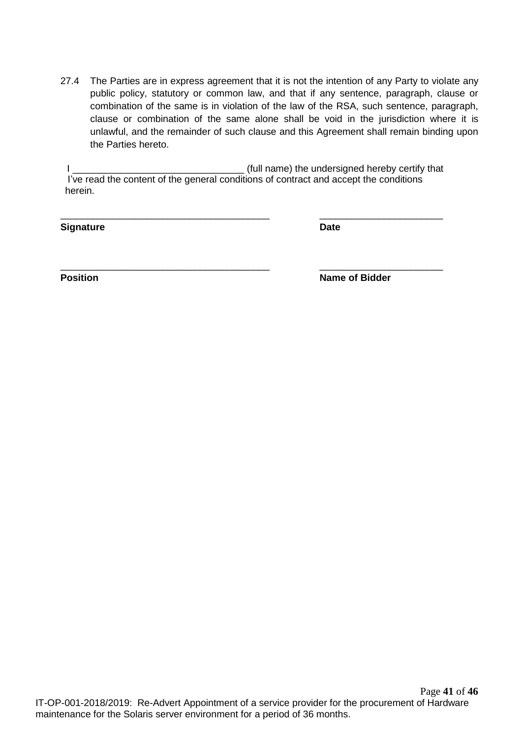27.4 The Parties are in express agreement that it is not the intention of any Party to violate any public policy, statutory or common law, and that if any sentence, paragraph, clause or combination of the same is in violation of the law of the RSA, such sentence, paragraph, clause or combination of the same alone shall be void in the jurisdiction where it is unlawful, and the remainder of such clause and this Agreement shall remain binding upon the Parties hereto.

I ________________________________ (full name) the undersigned hereby certify that I've read the content of the general conditions of contract and accept the conditions herein.

| ________________________________________ | _______________________ |
|---|---|
| **Signature** | **Date** |
| ________________________________________ | _______________________ |
| **Position** | **Name of Bidder** |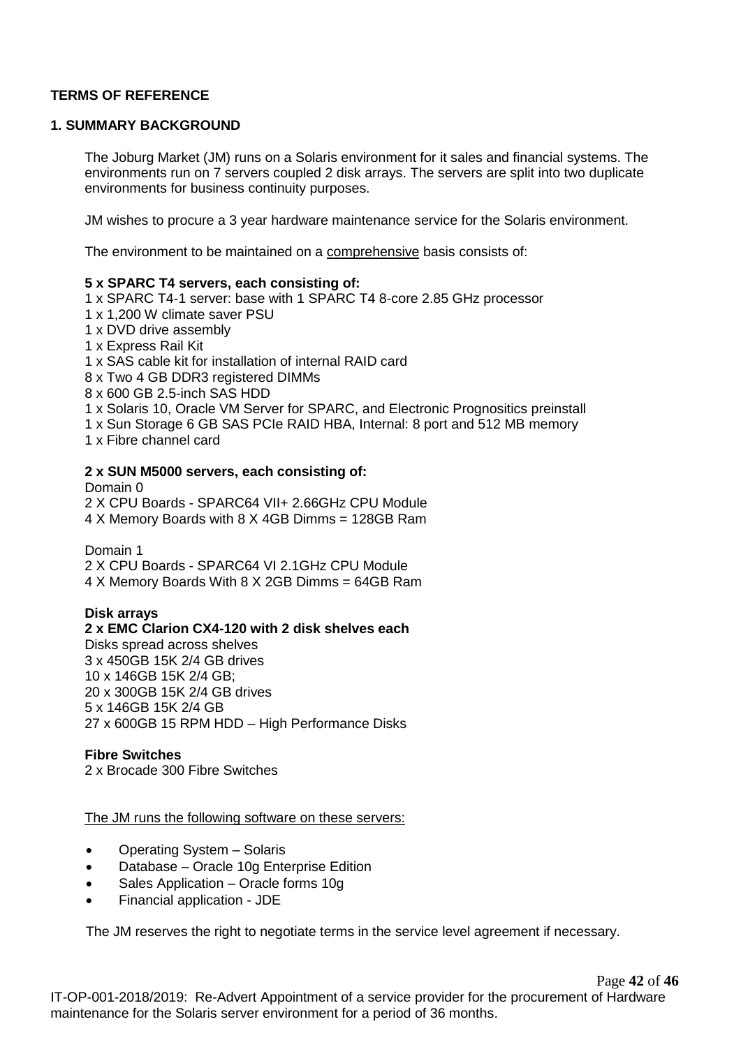**TERMS OF REFERENCE**

**1. SUMMARY BACKGROUND**

The Joburg Market (JM) runs on a Solaris environment for it sales and financial systems. The environments run on 7 servers coupled 2 disk arrays. The servers are split into two duplicate environments for business continuity purposes.

JM wishes to procure a 3 year hardware maintenance service for the Solaris environment.

The environment to be maintained on a comprehensive basis consists of:

**5 x SPARC T4 servers, each consisting of:**

1 x SPARC T4-1 server: base with 1 SPARC T4 8-core 2.85 GHz processor
1 x 1,200 W climate saver PSU
1 x DVD drive assembly
1 x Express Rail Kit
1 x SAS cable kit for installation of internal RAID card
8 x Two 4 GB DDR3 registered DIMMs
8 x 600 GB 2.5-inch SAS HDD
1 x Solaris 10, Oracle VM Server for SPARC, and Electronic Prognositics preinstall
1 x Sun Storage 6 GB SAS PCIe RAID HBA, Internal: 8 port and 512 MB memory
1 x Fibre channel card

**2 x SUN M5000 servers, each consisting of:**

Domain 0
2 X CPU Boards - SPARC64 VII+ 2.66GHz CPU Module
4 X Memory Boards with 8 X 4GB Dimms = 128GB Ram

Domain 1
2 X CPU Boards - SPARC64 VI 2.1GHz CPU Module
4 X Memory Boards With 8 X 2GB Dimms = 64GB Ram

**Disk arrays**

**2 x EMC Clarion CX4-120 with 2 disk shelves each**

Disks spread across shelves
3 x 450GB 15K 2/4 GB drives
10 x 146GB 15K 2/4 GB;
20 x 300GB 15K 2/4 GB drives
5 x 146GB 15K 2/4 GB
27 x 600GB 15 RPM HDD – High Performance Disks

**Fibre Switches**

2 x Brocade 300 Fibre Switches

The JM runs the following software on these servers:

- Operating System – Solaris
- Database – Oracle 10g Enterprise Edition
- Sales Application – Oracle forms 10g
- Financial application - JDE

The JM reserves the right to negotiate terms in the service level agreement if necessary.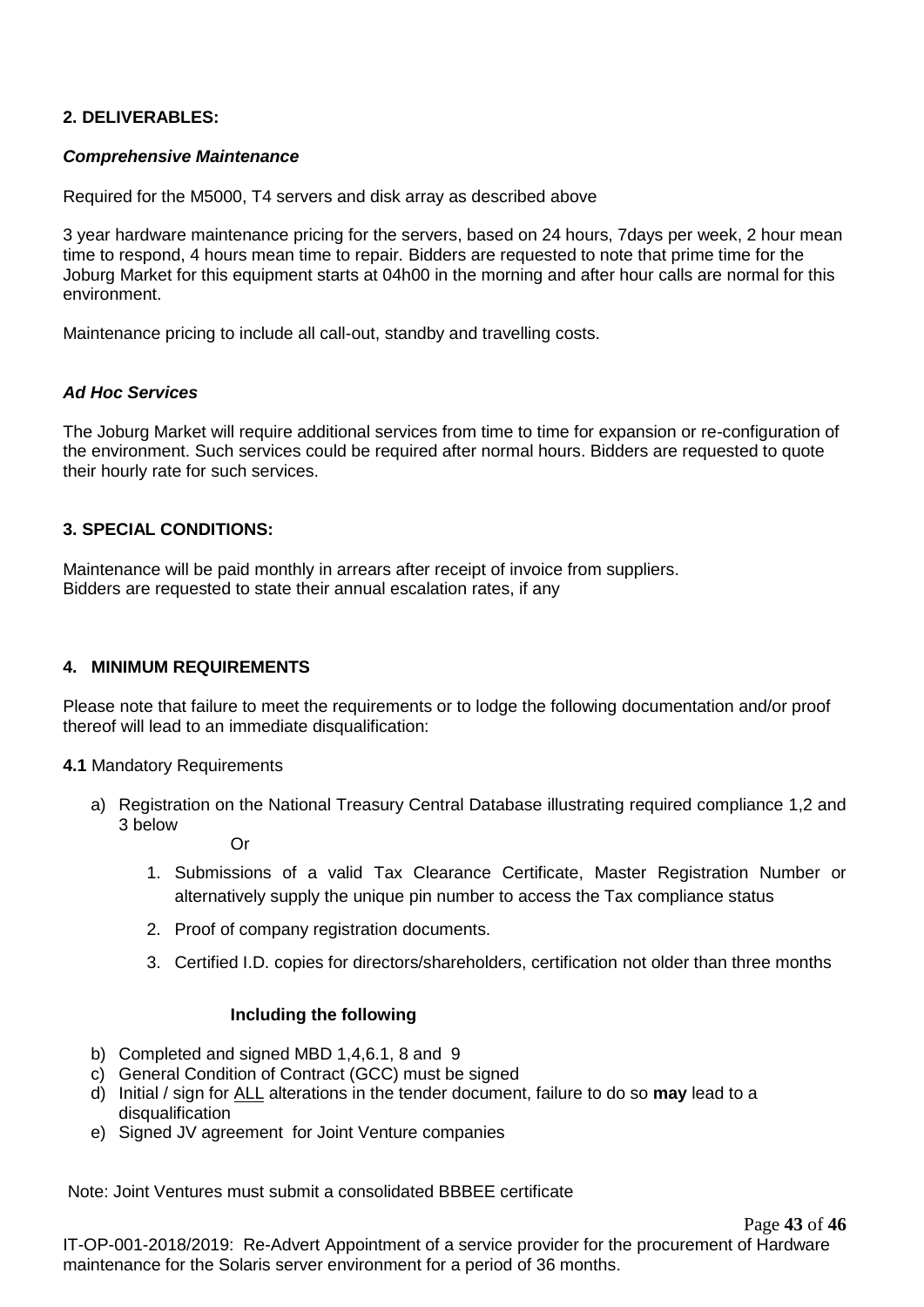**2. DELIVERABLES:**

***Comprehensive Maintenance***

Required for the M5000, T4 servers and disk array as described above

3 year hardware maintenance pricing for the servers, based on 24 hours, 7days per week, 2 hour mean time to respond, 4 hours mean time to repair. Bidders are requested to note that prime time for the Joburg Market for this equipment starts at 04h00 in the morning and after hour calls are normal for this environment.

Maintenance pricing to include all call-out, standby and travelling costs.

***Ad Hoc Services***

The Joburg Market will require additional services from time to time for expansion or re-configuration of the environment. Such services could be required after normal hours. Bidders are requested to quote their hourly rate for such services.

**3. SPECIAL CONDITIONS:**

Maintenance will be paid monthly in arrears after receipt of invoice from suppliers.
Bidders are requested to state their annual escalation rates, if any

**4. MINIMUM REQUIREMENTS**

Please note that failure to meet the requirements or to lodge the following documentation and/or proof thereof will lead to an immediate disqualification:

**4.1** Mandatory Requirements

a) Registration on the National Treasury Central Database illustrating required compliance 1,2 and 3 below

   Or

   1. Submissions of a valid Tax Clearance Certificate, Master Registration Number or alternatively supply the unique pin number to access the Tax compliance status
   2. Proof of company registration documents.
   3. Certified I.D. copies for directors/shareholders, certification not older than three months

**Including the following**

b) Completed and signed MBD 1,4,6.1, 8 and 9
c) General Condition of Contract (GCC) must be signed
d) Initial / sign for <u>ALL</u> alterations in the tender document, failure to do so **may** lead to a disqualification
e) Signed JV agreement for Joint Venture companies

Note: Joint Ventures must submit a consolidated BBBEE certificate

IT-OP-001-2018/2019: Re-Advert Appointment of a service provider for the procurement of Hardware maintenance for the Solaris server environment for a period of 36 months.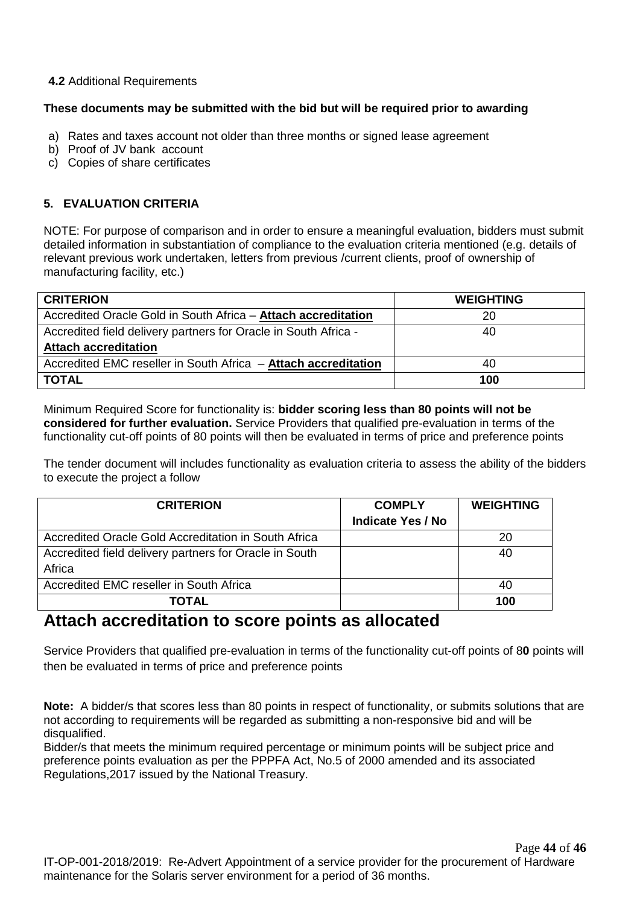**4.2** Additional Requirements

**These documents may be submitted with the bid but will be required prior to awarding**

a) Rates and taxes account not older than three months or signed lease agreement
b) Proof of JV bank account
c) Copies of share certificates

## 5. EVALUATION CRITERIA

NOTE: For purpose of comparison and in order to ensure a meaningful evaluation, bidders must submit detailed information in substantiation of compliance to the evaluation criteria mentioned (e.g. details of relevant previous work undertaken, letters from previous /current clients, proof of ownership of manufacturing facility, etc.)

| CRITERION | WEIGHTING |
|---|---|
| Accredited Oracle Gold in South Africa – **Attach accreditation** | 20 |
| Accredited field delivery partners for Oracle in South Africa - **Attach accreditation** | 40 |
| Accredited EMC reseller in South Africa – **Attach accreditation** | 40 |
| **TOTAL** | **100** |

Minimum Required Score for functionality is: **bidder scoring less than 80 points will not be considered for further evaluation.** Service Providers that qualified pre-evaluation in terms of the functionality cut-off points of 80 points will then be evaluated in terms of price and preference points

The tender document will includes functionality as evaluation criteria to assess the ability of the bidders to execute the project a follow

| CRITERION | COMPLY Indicate Yes / No | WEIGHTING |
|---|---|---|
| Accredited Oracle Gold Accreditation in South Africa | | 20 |
| Accredited field delivery partners for Oracle in South Africa | | 40 |
| Accredited EMC reseller in South Africa | | 40 |
| **TOTAL** | | **100** |

## Attach accreditation to score points as allocated

Service Providers that qualified pre-evaluation in terms of the functionality cut-off points of 8**0** points will then be evaluated in terms of price and preference points

**Note:** A bidder/s that scores less than 80 points in respect of functionality, or submits solutions that are not according to requirements will be regarded as submitting a non-responsive bid and will be disqualified.
Bidder/s that meets the minimum required percentage or minimum points will be subject price and preference points evaluation as per the PPPFA Act, No.5 of 2000 amended and its associated Regulations,2017 issued by the National Treasury.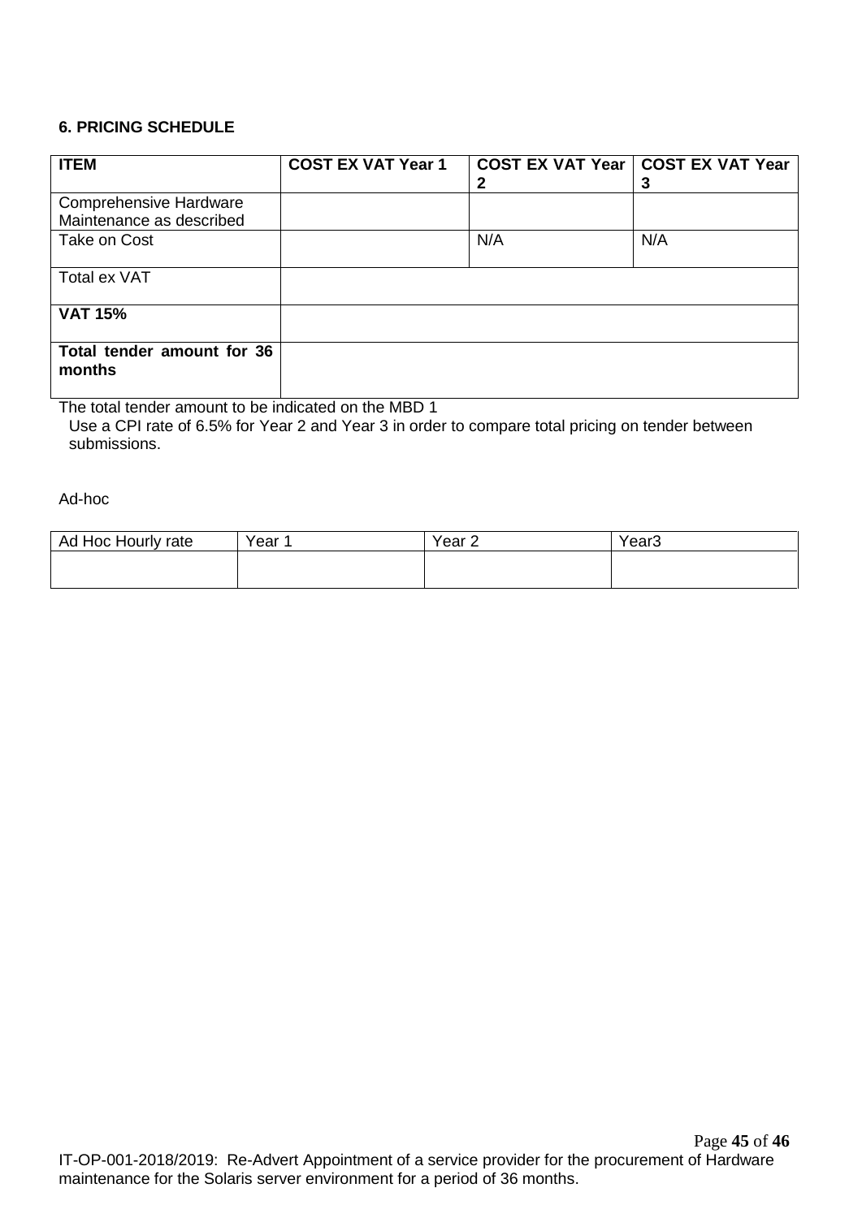### 6. PRICING SCHEDULE

| **ITEM** | **COST EX VAT Year 1** | **COST EX VAT Year 2** | **COST EX VAT Year 3** |
|---|---|---|---|
| Comprehensive Hardware Maintenance as described | | | |
| Take on Cost | | N/A | N/A |
| Total ex VAT | | | |
| **VAT 15%** | | | |
| **Total tender amount for 36 months** | | | |

The total tender amount to be indicated on the MBD 1

Use a CPI rate of 6.5% for Year 2 and Year 3 in order to compare total pricing on tender between submissions.

Ad-hoc

| Ad Hoc Hourly rate | Year 1 | Year 2 | Year3 |
|---|---|---|---|
| | | | |

IT-OP-001-2018/2019: Re-Advert Appointment of a service provider for the procurement of Hardware maintenance for the Solaris server environment for a period of 36 months.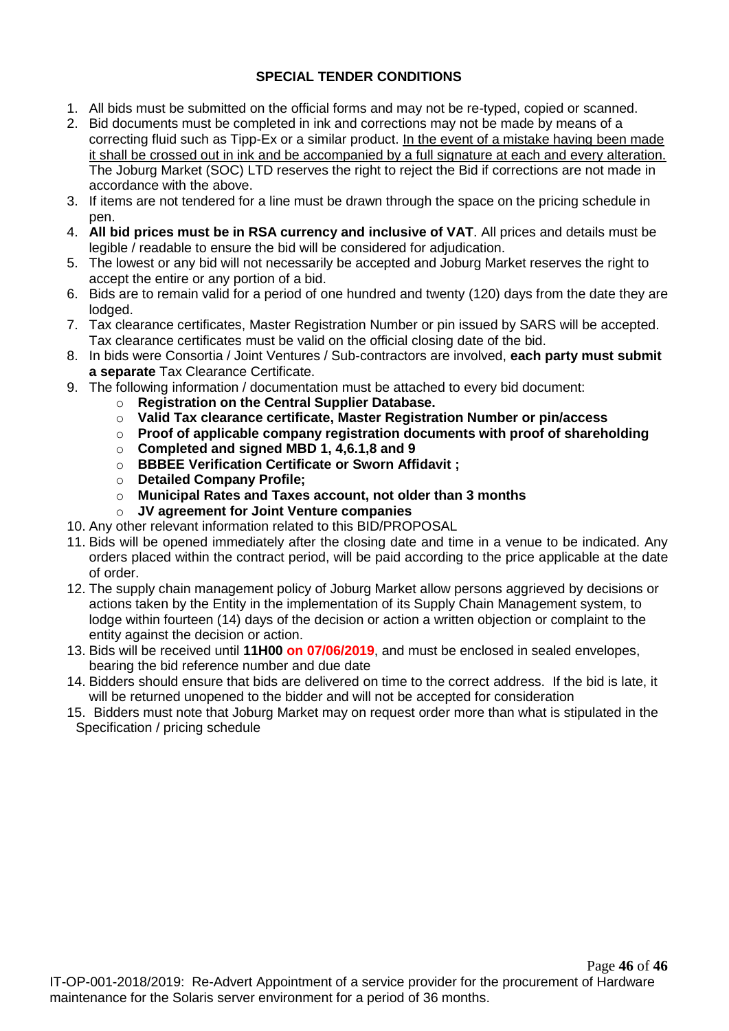## SPECIAL TENDER CONDITIONS

1. All bids must be submitted on the official forms and may not be re-typed, copied or scanned.
2. Bid documents must be completed in ink and corrections may not be made by means of a correcting fluid such as Tipp-Ex or a similar product. In the event of a mistake having been made it shall be crossed out in ink and be accompanied by a full signature at each and every alteration. The Joburg Market (SOC) LTD reserves the right to reject the Bid if corrections are not made in accordance with the above.
3. If items are not tendered for a line must be drawn through the space on the pricing schedule in pen.
4. **All bid prices must be in RSA currency and inclusive of VAT**. All prices and details must be legible / readable to ensure the bid will be considered for adjudication.
5. The lowest or any bid will not necessarily be accepted and Joburg Market reserves the right to accept the entire or any portion of a bid.
6. Bids are to remain valid for a period of one hundred and twenty (120) days from the date they are lodged.
7. Tax clearance certificates, Master Registration Number or pin issued by SARS will be accepted. Tax clearance certificates must be valid on the official closing date of the bid.
8. In bids were Consortia / Joint Ventures / Sub-contractors are involved, **each party must submit a separate** Tax Clearance Certificate.
9. The following information / documentation must be attached to every bid document:
   - **Registration on the Central Supplier Database.**
   - **Valid Tax clearance certificate, Master Registration Number or pin/access**
   - **Proof of applicable company registration documents with proof of shareholding**
   - **Completed and signed MBD 1, 4,6.1,8 and 9**
   - **BBBEE Verification Certificate or Sworn Affidavit ;**
   - **Detailed Company Profile;**
   - **Municipal Rates and Taxes account, not older than 3 months**
   - **JV agreement for Joint Venture companies**
10. Any other relevant information related to this BID/PROPOSAL
11. Bids will be opened immediately after the closing date and time in a venue to be indicated. Any orders placed within the contract period, will be paid according to the price applicable at the date of order.
12. The supply chain management policy of Joburg Market allow persons aggrieved by decisions or actions taken by the Entity in the implementation of its Supply Chain Management system, to lodge within fourteen (14) days of the decision or action a written objection or complaint to the entity against the decision or action.
13. Bids will be received until **11H00 on 07/06/2019**, and must be enclosed in sealed envelopes, bearing the bid reference number and due date
14. Bidders should ensure that bids are delivered on time to the correct address. If the bid is late, it will be returned unopened to the bidder and will not be accepted for consideration
15. Bidders must note that Joburg Market may on request order more than what is stipulated in the Specification / pricing schedule